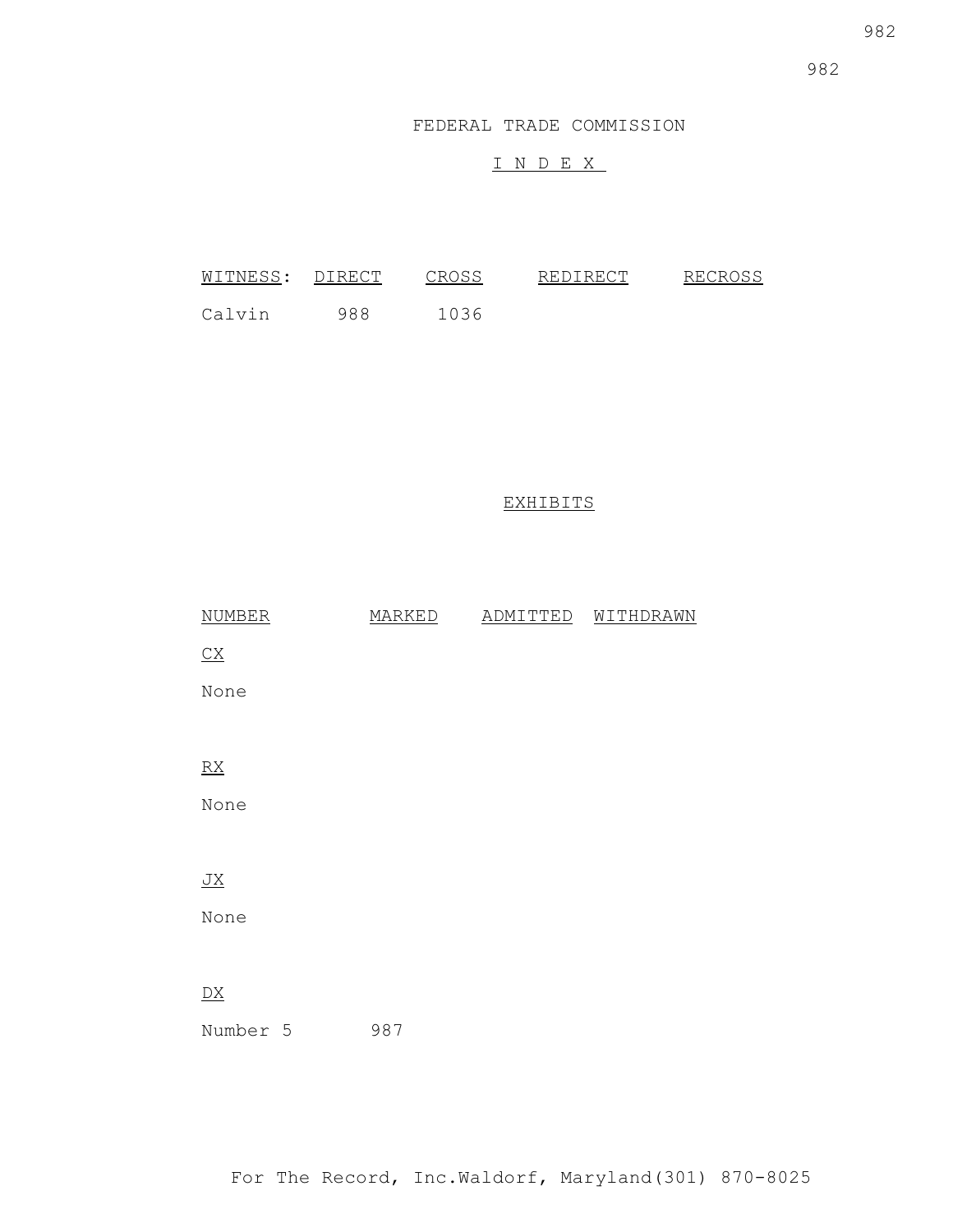# FEDERAL TRADE COMMISSION

## I N D E X

| WITNESS: | DIRECT | CROSS | REDIRECT | RECROSS |
|---|---|---|---|---|
| Calvin | 988 | 1036 | | |

## EXHIBITS

| NUMBER | MARKED | ADMITTED | WITHDRAWN |
|---|---|---|---|
| CX | | | |
| None | | | |
| RX | | | |
| None | | | |
| JX | | | |
| None | | | |
| DX | | | |
| Number 5 | 987 | | |

For The Record, Inc. Waldorf, Maryland (301) 870-8025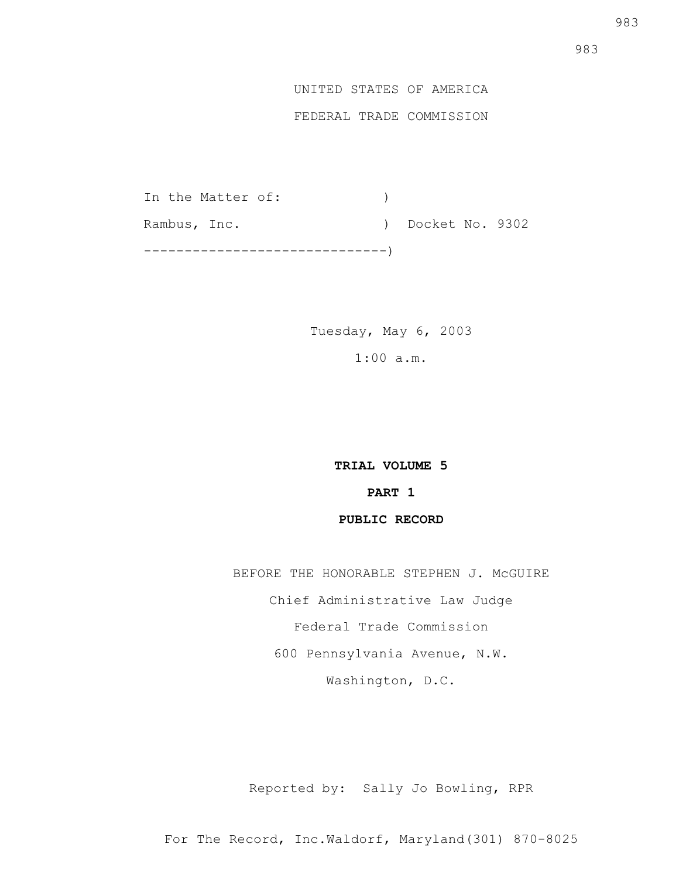UNITED STATES OF AMERICA

FEDERAL TRADE COMMISSION

```
In the Matter of:             )
Rambus, Inc.                  )  Docket No. 9302
------------------------------)
```

Tuesday, May 6, 2003

1:00 a.m.

**TRIAL VOLUME 5**

**PART 1**

**PUBLIC RECORD**

BEFORE THE HONORABLE STEPHEN J. McGUIRE

Chief Administrative Law Judge

Federal Trade Commission

600 Pennsylvania Avenue, N.W.

Washington, D.C.

Reported by: Sally Jo Bowling, RPR

For The Record, Inc.Waldorf, Maryland(301) 870-8025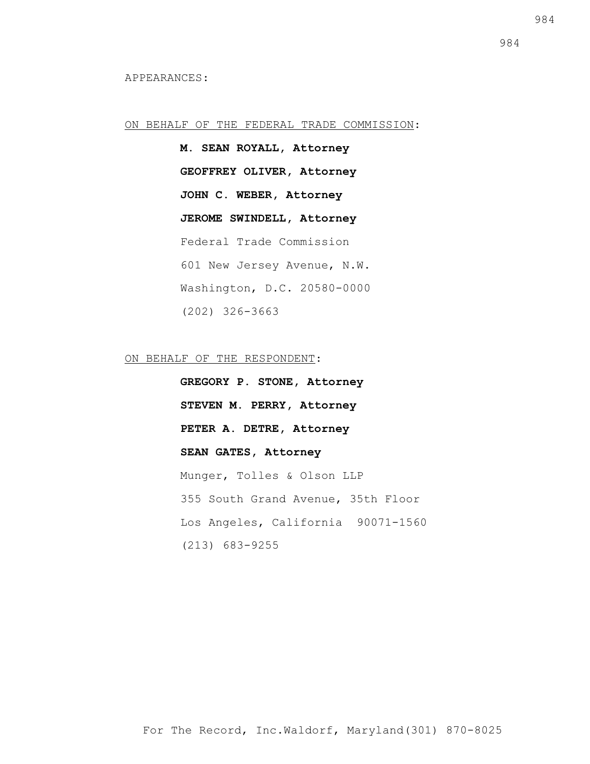APPEARANCES:

ON BEHALF OF THE FEDERAL TRADE COMMISSION:

**M. SEAN ROYALL, Attorney**

**GEOFFREY OLIVER, Attorney**

**JOHN C. WEBER, Attorney**

**JEROME SWINDELL, Attorney**

Federal Trade Commission

601 New Jersey Avenue, N.W.

Washington, D.C. 20580-0000

(202) 326-3663

ON BEHALF OF THE RESPONDENT:

**GREGORY P. STONE, Attorney**

**STEVEN M. PERRY, Attorney**

**PETER A. DETRE, Attorney**

**SEAN GATES, Attorney**

Munger, Tolles & Olson LLP

355 South Grand Avenue, 35th Floor

Los Angeles, California 90071-1560

(213) 683-9255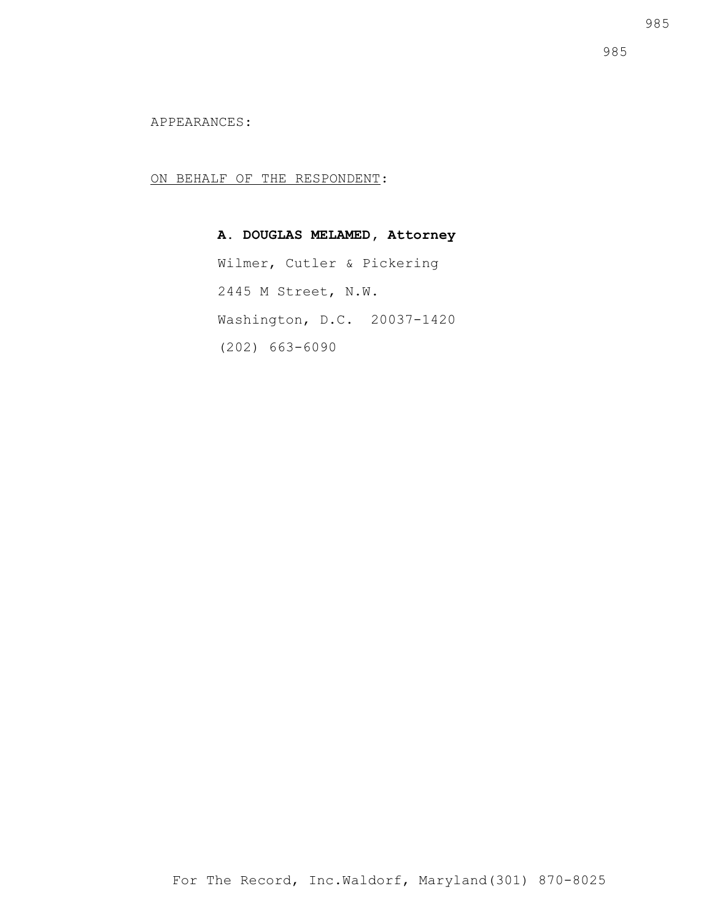APPEARANCES:

ON BEHALF OF THE RESPONDENT:

**A. DOUGLAS MELAMED, Attorney**

Wilmer, Cutler & Pickering

2445 M Street, N.W.

Washington, D.C. 20037-1420

(202) 663-6090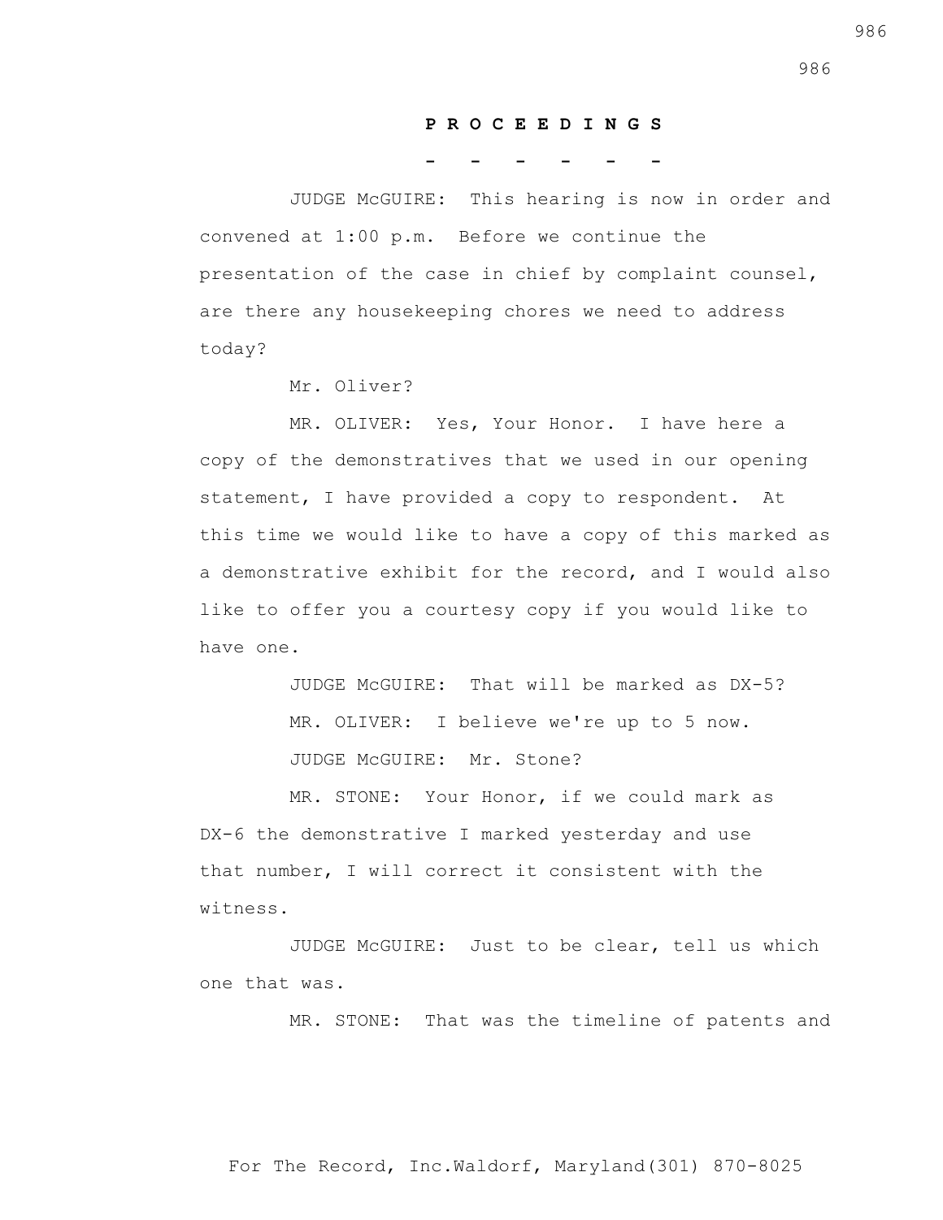**P R O C E E D I N G S**

**- - - - - -**

JUDGE McGUIRE: This hearing is now in order and convened at 1:00 p.m. Before we continue the presentation of the case in chief by complaint counsel, are there any housekeeping chores we need to address today?

Mr. Oliver?

MR. OLIVER: Yes, Your Honor. I have here a copy of the demonstratives that we used in our opening statement, I have provided a copy to respondent. At this time we would like to have a copy of this marked as a demonstrative exhibit for the record, and I would also like to offer you a courtesy copy if you would like to have one.

JUDGE McGUIRE: That will be marked as DX-5?

MR. OLIVER: I believe we're up to 5 now.

JUDGE McGUIRE: Mr. Stone?

MR. STONE: Your Honor, if we could mark as DX-6 the demonstrative I marked yesterday and use that number, I will correct it consistent with the witness.

JUDGE McGUIRE: Just to be clear, tell us which one that was.

MR. STONE: That was the timeline of patents and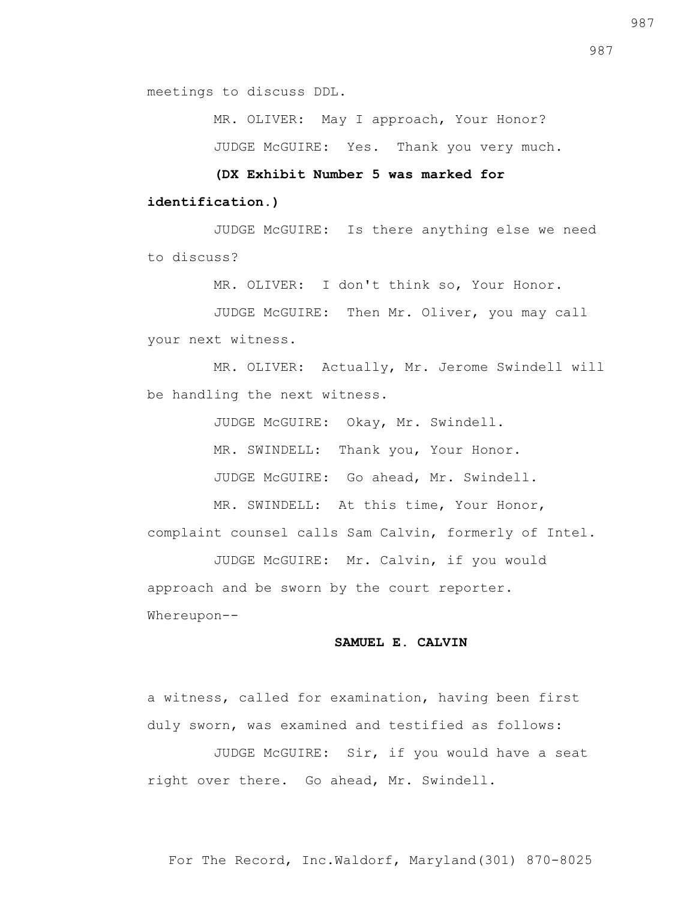meetings to discuss DDL.

MR. OLIVER: May I approach, Your Honor?

JUDGE McGUIRE: Yes. Thank you very much.

**(DX Exhibit Number 5 was marked for identification.)**

JUDGE McGUIRE: Is there anything else we need to discuss?

MR. OLIVER: I don't think so, Your Honor.

JUDGE McGUIRE: Then Mr. Oliver, you may call your next witness.

MR. OLIVER: Actually, Mr. Jerome Swindell will be handling the next witness.

JUDGE McGUIRE: Okay, Mr. Swindell.

MR. SWINDELL: Thank you, Your Honor.

JUDGE McGUIRE: Go ahead, Mr. Swindell.

MR. SWINDELL: At this time, Your Honor, complaint counsel calls Sam Calvin, formerly of Intel.

JUDGE McGUIRE: Mr. Calvin, if you would approach and be sworn by the court reporter.

Whereupon--

**SAMUEL E. CALVIN**

a witness, called for examination, having been first duly sworn, was examined and testified as follows:

JUDGE McGUIRE: Sir, if you would have a seat right over there. Go ahead, Mr. Swindell.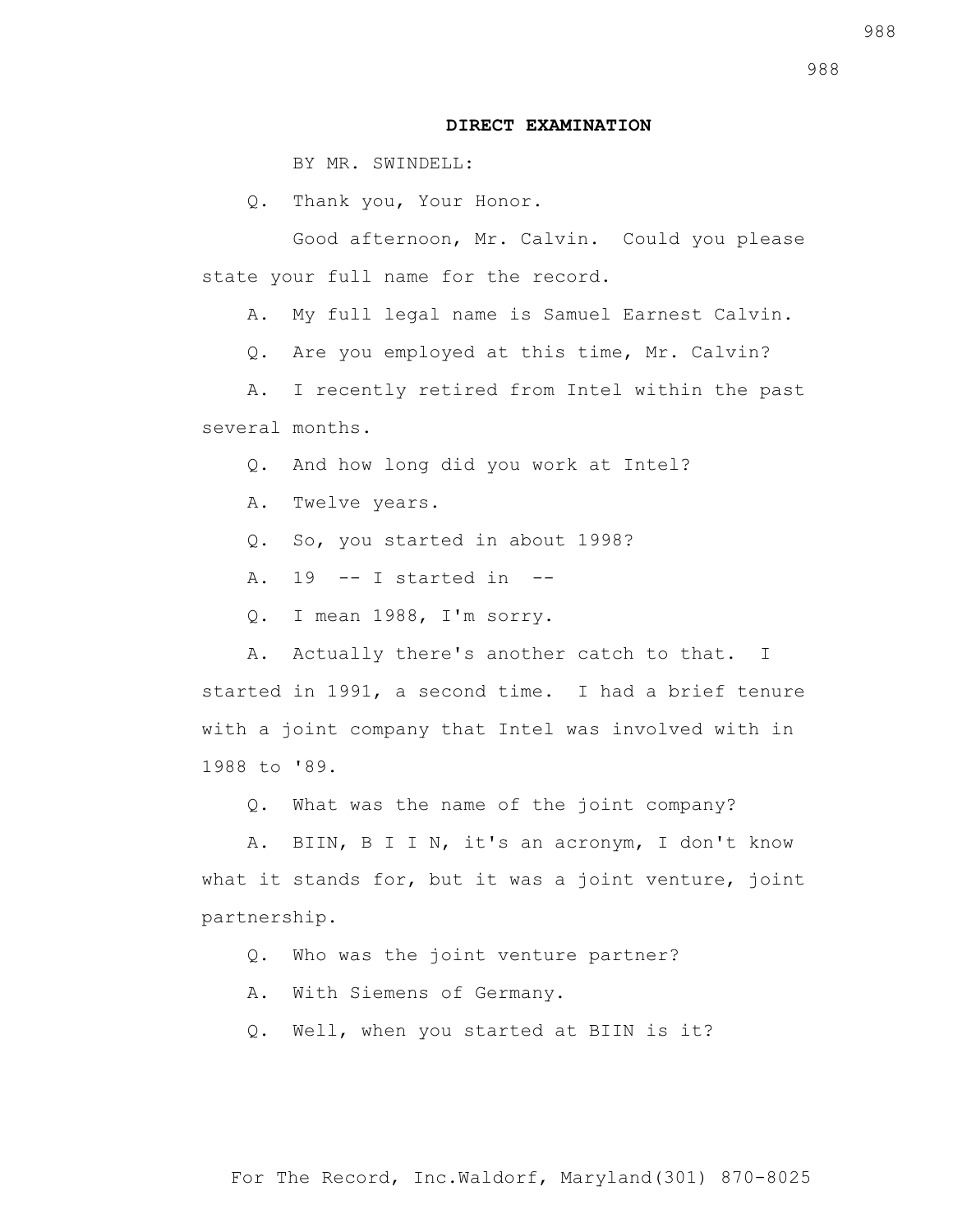**DIRECT EXAMINATION**

BY MR. SWINDELL:

Q. Thank you, Your Honor.

Good afternoon, Mr. Calvin. Could you please state your full name for the record.

A. My full legal name is Samuel Earnest Calvin.

Q. Are you employed at this time, Mr. Calvin?

A. I recently retired from Intel within the past several months.

Q. And how long did you work at Intel?

A. Twelve years.

Q. So, you started in about 1998?

A. 19 -- I started in --

Q. I mean 1988, I'm sorry.

A. Actually there's another catch to that. I started in 1991, a second time. I had a brief tenure with a joint company that Intel was involved with in 1988 to '89.

Q. What was the name of the joint company?

A. BIIN, B I I N, it's an acronym, I don't know what it stands for, but it was a joint venture, joint partnership.

Q. Who was the joint venture partner?

A. With Siemens of Germany.

Q. Well, when you started at BIIN is it?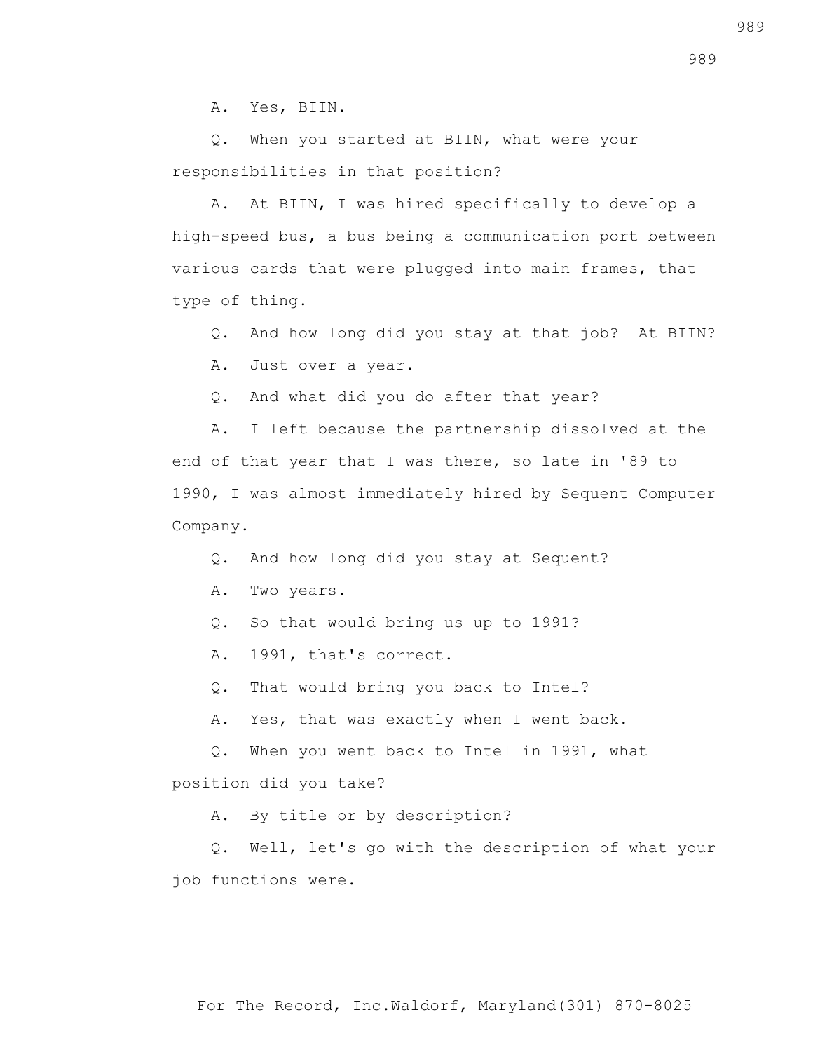A. Yes, BIIN.

Q. When you started at BIIN, what were your responsibilities in that position?

A. At BIIN, I was hired specifically to develop a high-speed bus, a bus being a communication port between various cards that were plugged into main frames, that type of thing.

Q. And how long did you stay at that job? At BIIN?

A. Just over a year.

Q. And what did you do after that year?

A. I left because the partnership dissolved at the end of that year that I was there, so late in '89 to 1990, I was almost immediately hired by Sequent Computer Company.

Q. And how long did you stay at Sequent?

A. Two years.

Q. So that would bring us up to 1991?

A. 1991, that's correct.

Q. That would bring you back to Intel?

A. Yes, that was exactly when I went back.

Q. When you went back to Intel in 1991, what position did you take?

A. By title or by description?

Q. Well, let's go with the description of what your job functions were.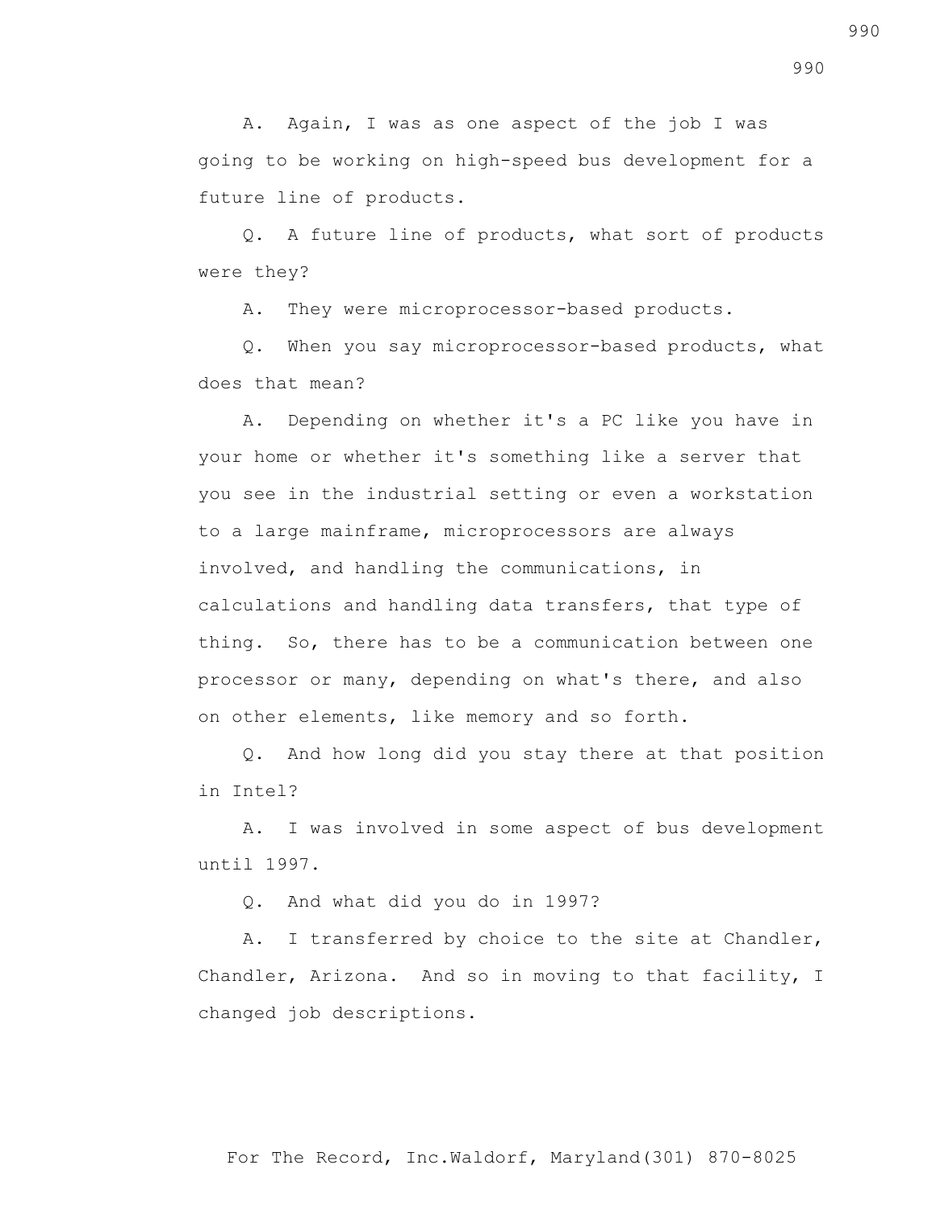A. Again, I was as one aspect of the job I was going to be working on high-speed bus development for a future line of products.

Q. A future line of products, what sort of products were they?

A. They were microprocessor-based products.

Q. When you say microprocessor-based products, what does that mean?

A. Depending on whether it's a PC like you have in your home or whether it's something like a server that you see in the industrial setting or even a workstation to a large mainframe, microprocessors are always involved, and handling the communications, in calculations and handling data transfers, that type of thing. So, there has to be a communication between one processor or many, depending on what's there, and also on other elements, like memory and so forth.

Q. And how long did you stay there at that position in Intel?

A. I was involved in some aspect of bus development until 1997.

Q. And what did you do in 1997?

A. I transferred by choice to the site at Chandler, Chandler, Arizona. And so in moving to that facility, I changed job descriptions.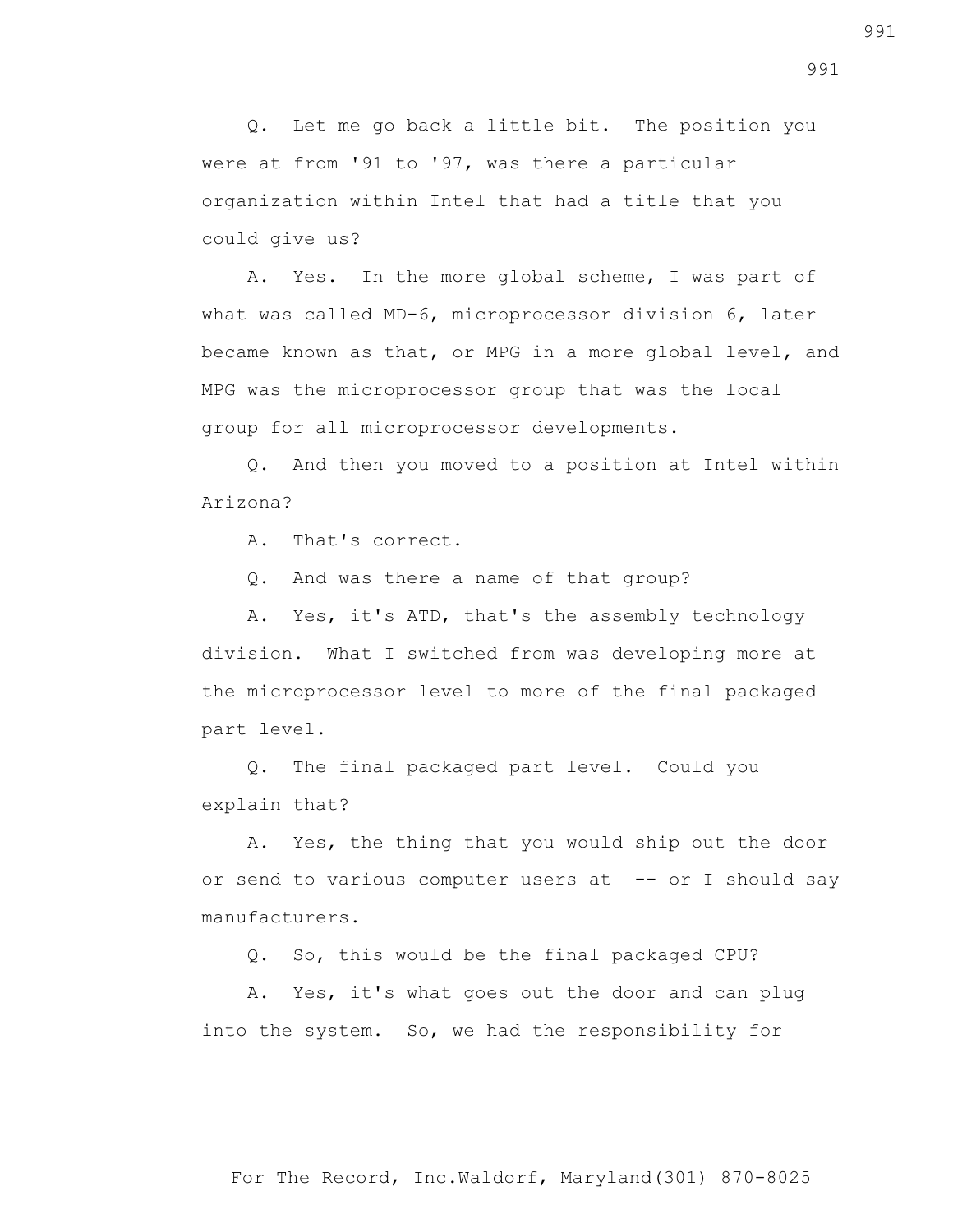Q. Let me go back a little bit. The position you were at from '91 to '97, was there a particular organization within Intel that had a title that you could give us?

A. Yes. In the more global scheme, I was part of what was called MD-6, microprocessor division 6, later became known as that, or MPG in a more global level, and MPG was the microprocessor group that was the local group for all microprocessor developments.

Q. And then you moved to a position at Intel within Arizona?

A. That's correct.

Q. And was there a name of that group?

A. Yes, it's ATD, that's the assembly technology division. What I switched from was developing more at the microprocessor level to more of the final packaged part level.

Q. The final packaged part level. Could you explain that?

A. Yes, the thing that you would ship out the door or send to various computer users at -- or I should say manufacturers.

Q. So, this would be the final packaged CPU?

A. Yes, it's what goes out the door and can plug into the system. So, we had the responsibility for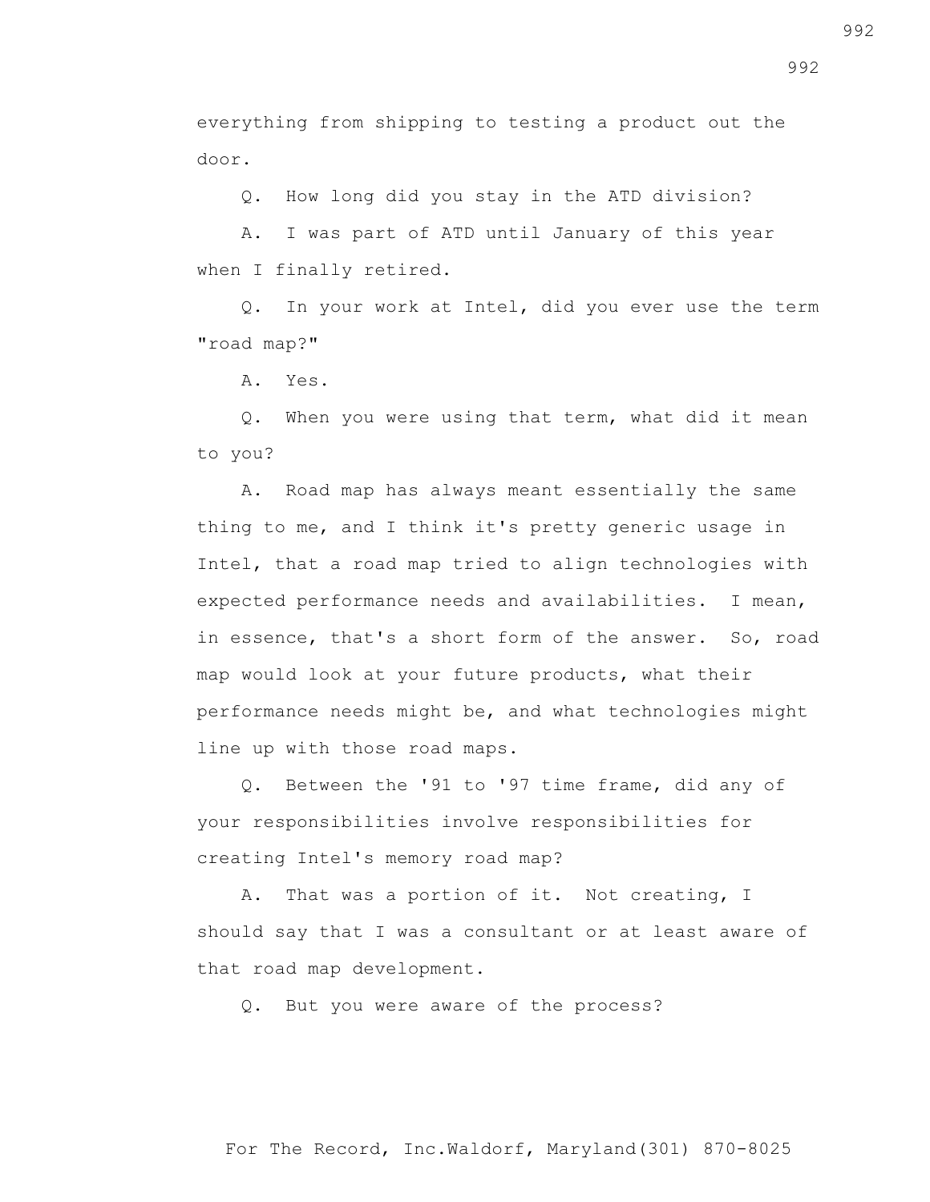everything from shipping to testing a product out the door.

Q. How long did you stay in the ATD division?

A. I was part of ATD until January of this year when I finally retired.

Q. In your work at Intel, did you ever use the term "road map?"

A. Yes.

Q. When you were using that term, what did it mean to you?

A. Road map has always meant essentially the same thing to me, and I think it's pretty generic usage in Intel, that a road map tried to align technologies with expected performance needs and availabilities. I mean, in essence, that's a short form of the answer. So, road map would look at your future products, what their performance needs might be, and what technologies might line up with those road maps.

Q. Between the '91 to '97 time frame, did any of your responsibilities involve responsibilities for creating Intel's memory road map?

A. That was a portion of it. Not creating, I should say that I was a consultant or at least aware of that road map development.

Q. But you were aware of the process?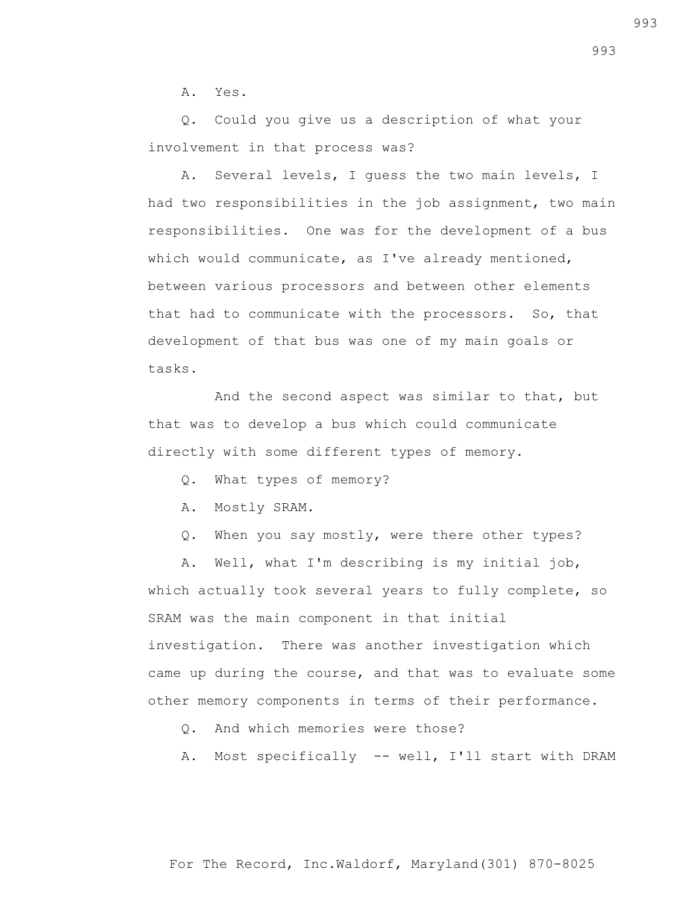A. Yes.

Q. Could you give us a description of what your involvement in that process was?

A. Several levels, I guess the two main levels, I had two responsibilities in the job assignment, two main responsibilities. One was for the development of a bus which would communicate, as I've already mentioned, between various processors and between other elements that had to communicate with the processors. So, that development of that bus was one of my main goals or tasks.

And the second aspect was similar to that, but that was to develop a bus which could communicate directly with some different types of memory.

Q. What types of memory?

A. Mostly SRAM.

Q. When you say mostly, were there other types?

A. Well, what I'm describing is my initial job, which actually took several years to fully complete, so SRAM was the main component in that initial investigation. There was another investigation which came up during the course, and that was to evaluate some other memory components in terms of their performance.

Q. And which memories were those?

A. Most specifically -- well, I'll start with DRAM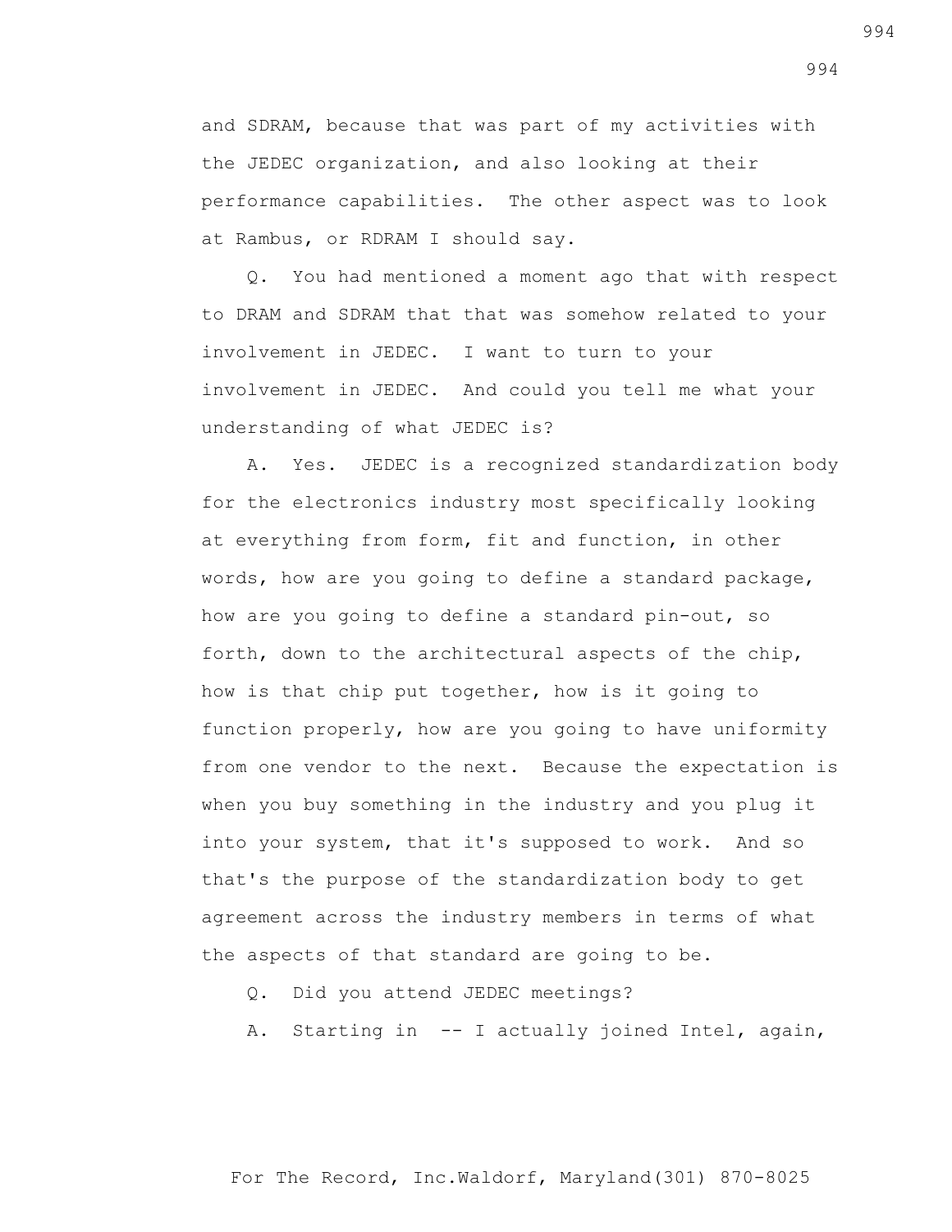and SDRAM, because that was part of my activities with the JEDEC organization, and also looking at their performance capabilities. The other aspect was to look at Rambus, or RDRAM I should say.

Q. You had mentioned a moment ago that with respect to DRAM and SDRAM that that was somehow related to your involvement in JEDEC. I want to turn to your involvement in JEDEC. And could you tell me what your understanding of what JEDEC is?

A. Yes. JEDEC is a recognized standardization body for the electronics industry most specifically looking at everything from form, fit and function, in other words, how are you going to define a standard package, how are you going to define a standard pin-out, so forth, down to the architectural aspects of the chip, how is that chip put together, how is it going to function properly, how are you going to have uniformity from one vendor to the next. Because the expectation is when you buy something in the industry and you plug it into your system, that it's supposed to work. And so that's the purpose of the standardization body to get agreement across the industry members in terms of what the aspects of that standard are going to be.

Q. Did you attend JEDEC meetings?

A. Starting in -- I actually joined Intel, again,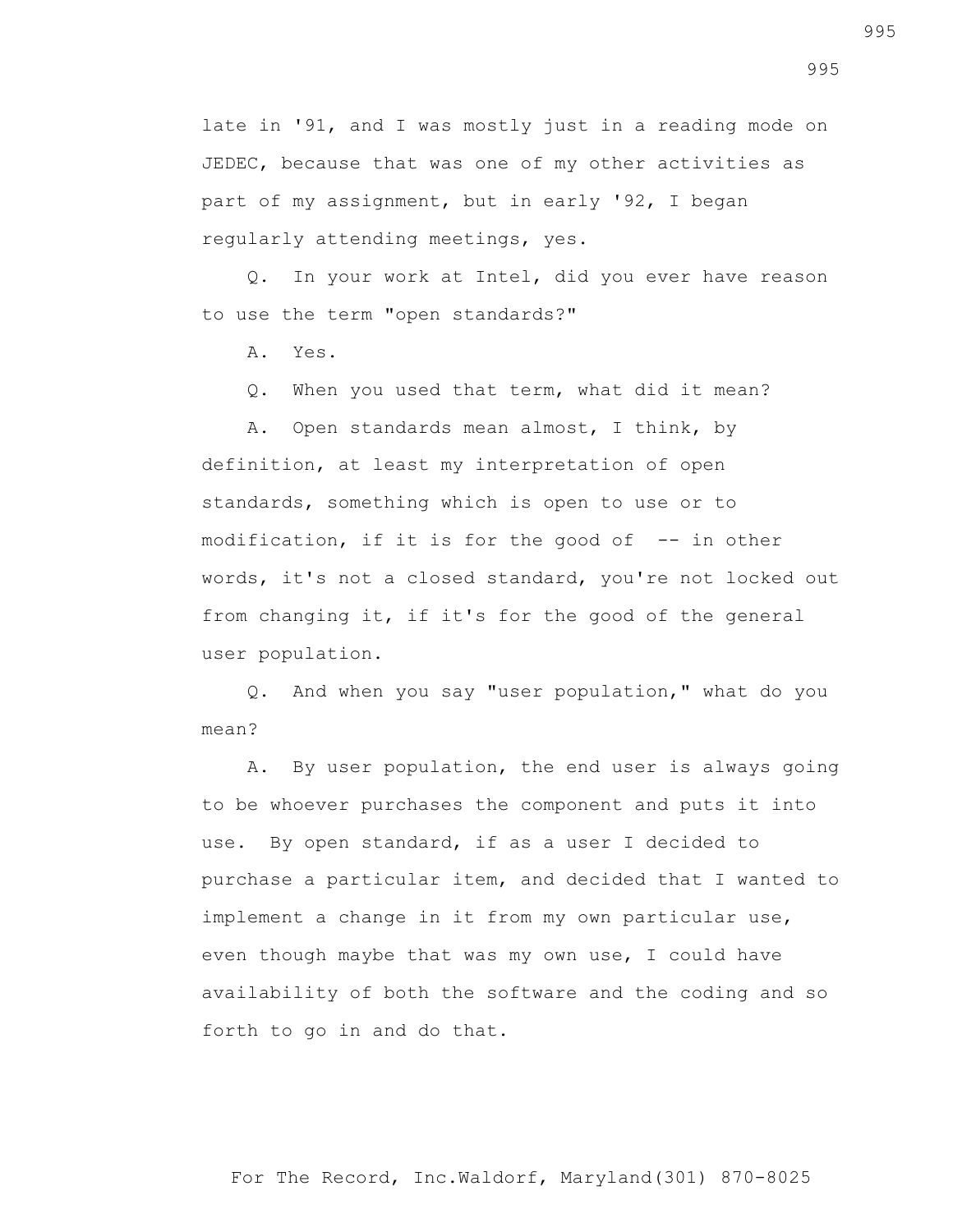late in '91, and I was mostly just in a reading mode on JEDEC, because that was one of my other activities as part of my assignment, but in early '92, I began regularly attending meetings, yes.

Q. In your work at Intel, did you ever have reason to use the term "open standards?"

A. Yes.

Q. When you used that term, what did it mean?

A. Open standards mean almost, I think, by definition, at least my interpretation of open standards, something which is open to use or to modification, if it is for the good of -- in other words, it's not a closed standard, you're not locked out from changing it, if it's for the good of the general user population.

Q. And when you say "user population," what do you mean?

A. By user population, the end user is always going to be whoever purchases the component and puts it into use. By open standard, if as a user I decided to purchase a particular item, and decided that I wanted to implement a change in it from my own particular use, even though maybe that was my own use, I could have availability of both the software and the coding and so forth to go in and do that.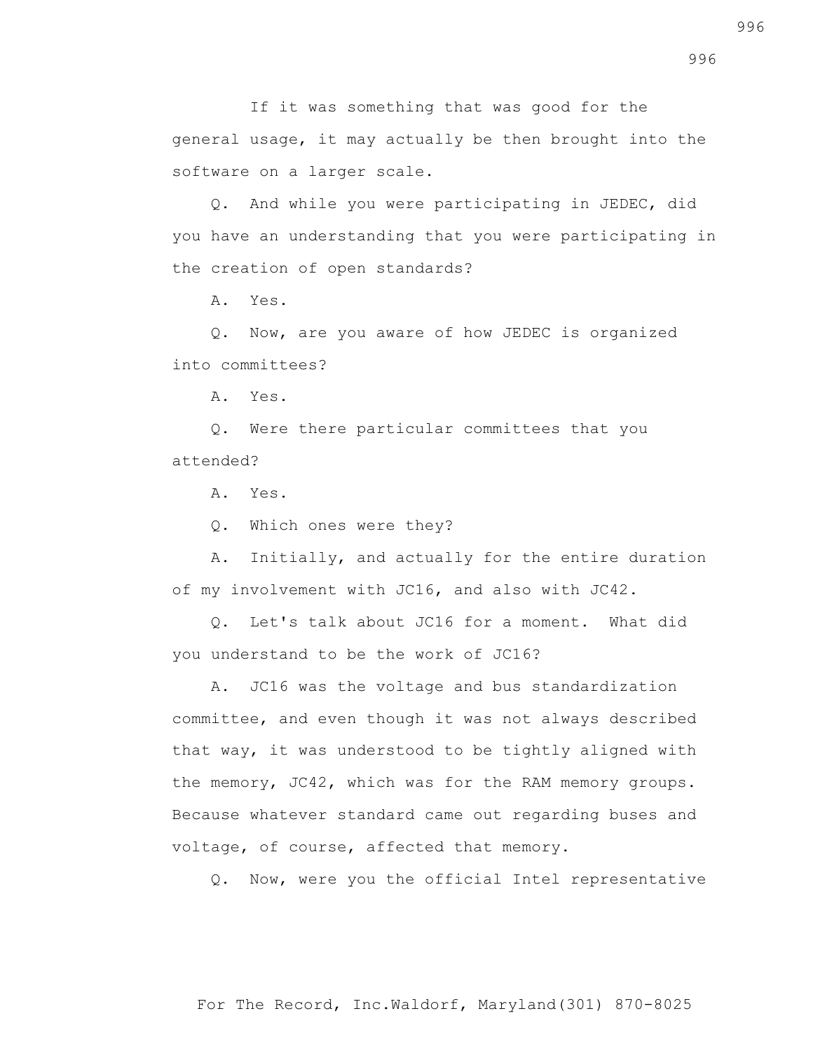If it was something that was good for the general usage, it may actually be then brought into the software on a larger scale.

Q. And while you were participating in JEDEC, did you have an understanding that you were participating in the creation of open standards?

A. Yes.

Q. Now, are you aware of how JEDEC is organized into committees?

A. Yes.

Q. Were there particular committees that you attended?

A. Yes.

Q. Which ones were they?

A. Initially, and actually for the entire duration of my involvement with JC16, and also with JC42.

Q. Let's talk about JC16 for a moment. What did you understand to be the work of JC16?

A. JC16 was the voltage and bus standardization committee, and even though it was not always described that way, it was understood to be tightly aligned with the memory, JC42, which was for the RAM memory groups. Because whatever standard came out regarding buses and voltage, of course, affected that memory.

Q. Now, were you the official Intel representative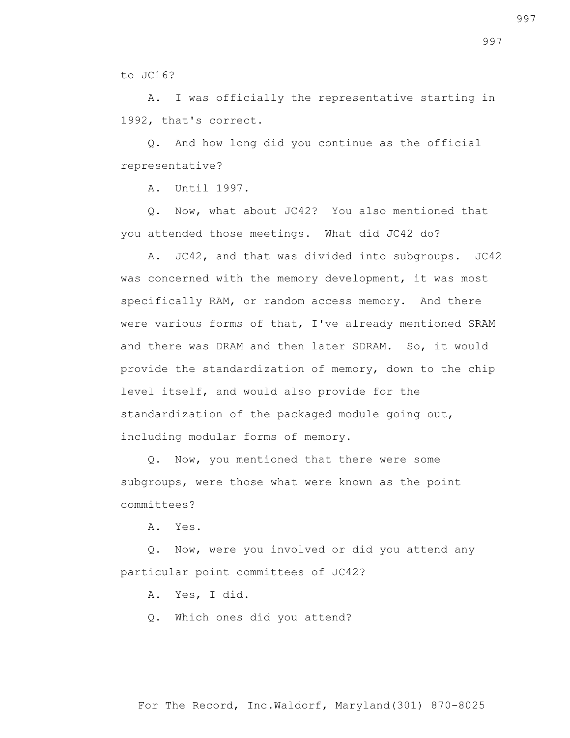to JC16?

A. I was officially the representative starting in 1992, that's correct.

Q. And how long did you continue as the official representative?

A. Until 1997.

Q. Now, what about JC42? You also mentioned that you attended those meetings. What did JC42 do?

A. JC42, and that was divided into subgroups. JC42 was concerned with the memory development, it was most specifically RAM, or random access memory. And there were various forms of that, I've already mentioned SRAM and there was DRAM and then later SDRAM. So, it would provide the standardization of memory, down to the chip level itself, and would also provide for the standardization of the packaged module going out, including modular forms of memory.

Q. Now, you mentioned that there were some subgroups, were those what were known as the point committees?

A. Yes.

Q. Now, were you involved or did you attend any particular point committees of JC42?

A. Yes, I did.

Q. Which ones did you attend?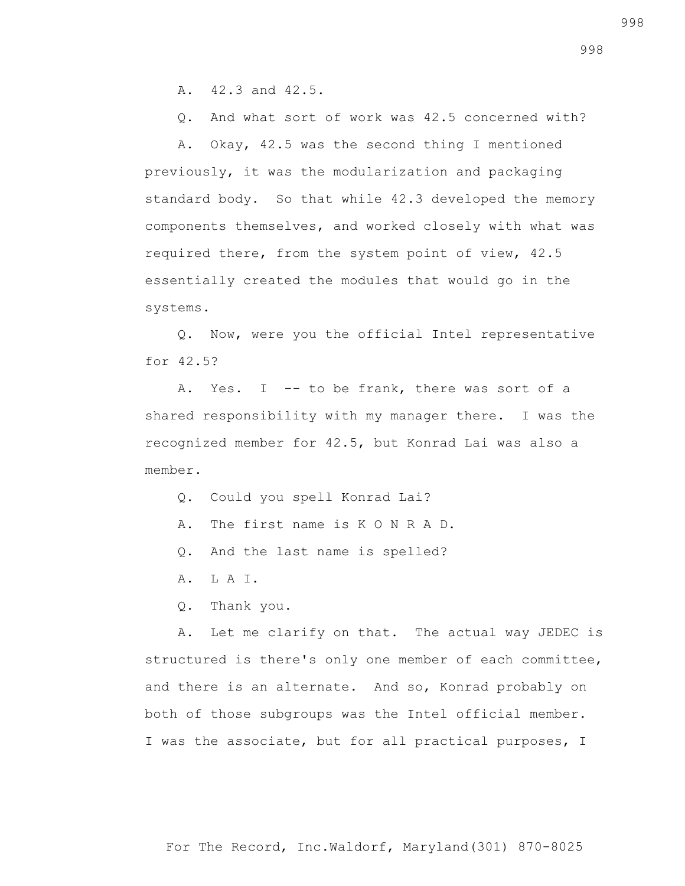A. 42.3 and 42.5.

Q. And what sort of work was 42.5 concerned with?

A. Okay, 42.5 was the second thing I mentioned previously, it was the modularization and packaging standard body. So that while 42.3 developed the memory components themselves, and worked closely with what was required there, from the system point of view, 42.5 essentially created the modules that would go in the systems.

Q. Now, were you the official Intel representative for 42.5?

A. Yes. I -- to be frank, there was sort of a shared responsibility with my manager there. I was the recognized member for 42.5, but Konrad Lai was also a member.

Q. Could you spell Konrad Lai?

A. The first name is K O N R A D.

Q. And the last name is spelled?

A. L A I.

Q. Thank you.

A. Let me clarify on that. The actual way JEDEC is structured is there's only one member of each committee, and there is an alternate. And so, Konrad probably on both of those subgroups was the Intel official member. I was the associate, but for all practical purposes, I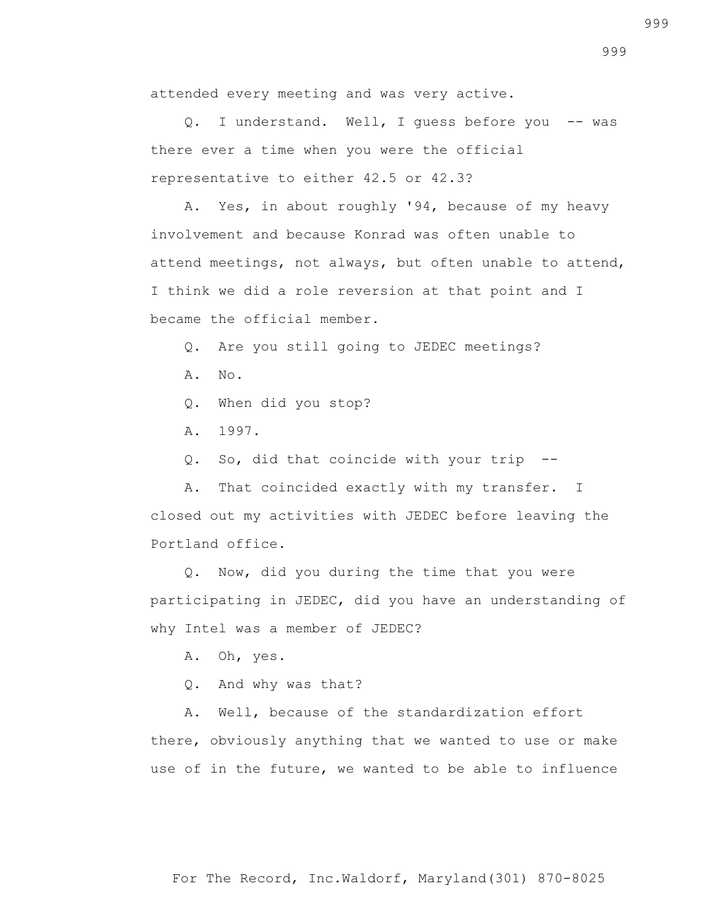attended every meeting and was very active.

Q. I understand. Well, I guess before you -- was there ever a time when you were the official representative to either 42.5 or 42.3?

A. Yes, in about roughly '94, because of my heavy involvement and because Konrad was often unable to attend meetings, not always, but often unable to attend, I think we did a role reversion at that point and I became the official member.

Q. Are you still going to JEDEC meetings?

A. No.

Q. When did you stop?

A. 1997.

Q. So, did that coincide with your trip --

A. That coincided exactly with my transfer. I closed out my activities with JEDEC before leaving the Portland office.

Q. Now, did you during the time that you were participating in JEDEC, did you have an understanding of why Intel was a member of JEDEC?

A. Oh, yes.

Q. And why was that?

A. Well, because of the standardization effort there, obviously anything that we wanted to use or make use of in the future, we wanted to be able to influence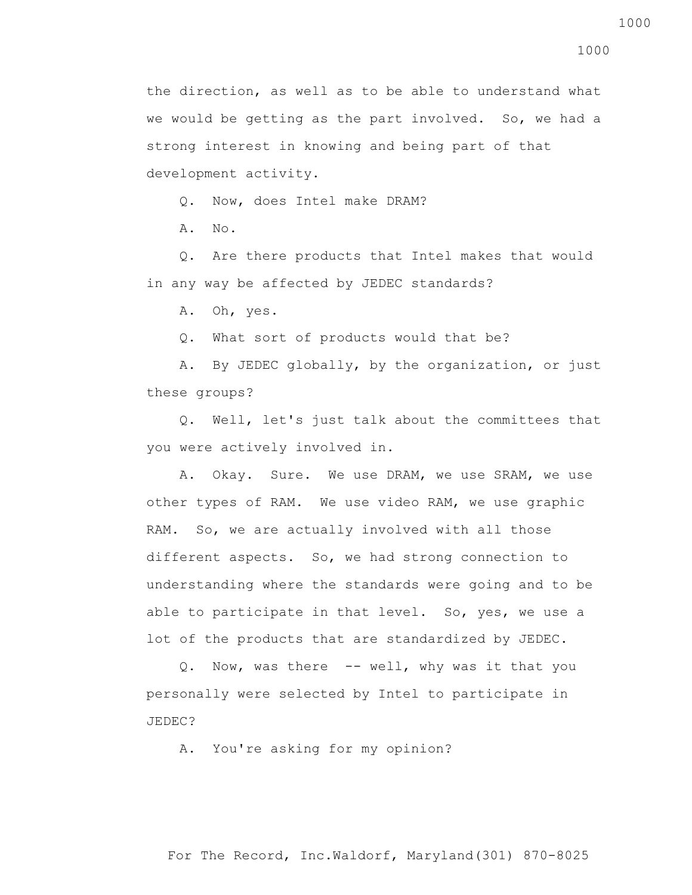the direction, as well as to be able to understand what we would be getting as the part involved. So, we had a strong interest in knowing and being part of that development activity.

Q. Now, does Intel make DRAM?

A. No.

Q. Are there products that Intel makes that would in any way be affected by JEDEC standards?

A. Oh, yes.

Q. What sort of products would that be?

A. By JEDEC globally, by the organization, or just these groups?

Q. Well, let's just talk about the committees that you were actively involved in.

A. Okay. Sure. We use DRAM, we use SRAM, we use other types of RAM. We use video RAM, we use graphic RAM. So, we are actually involved with all those different aspects. So, we had strong connection to understanding where the standards were going and to be able to participate in that level. So, yes, we use a lot of the products that are standardized by JEDEC.

Q. Now, was there -- well, why was it that you personally were selected by Intel to participate in JEDEC?

A. You're asking for my opinion?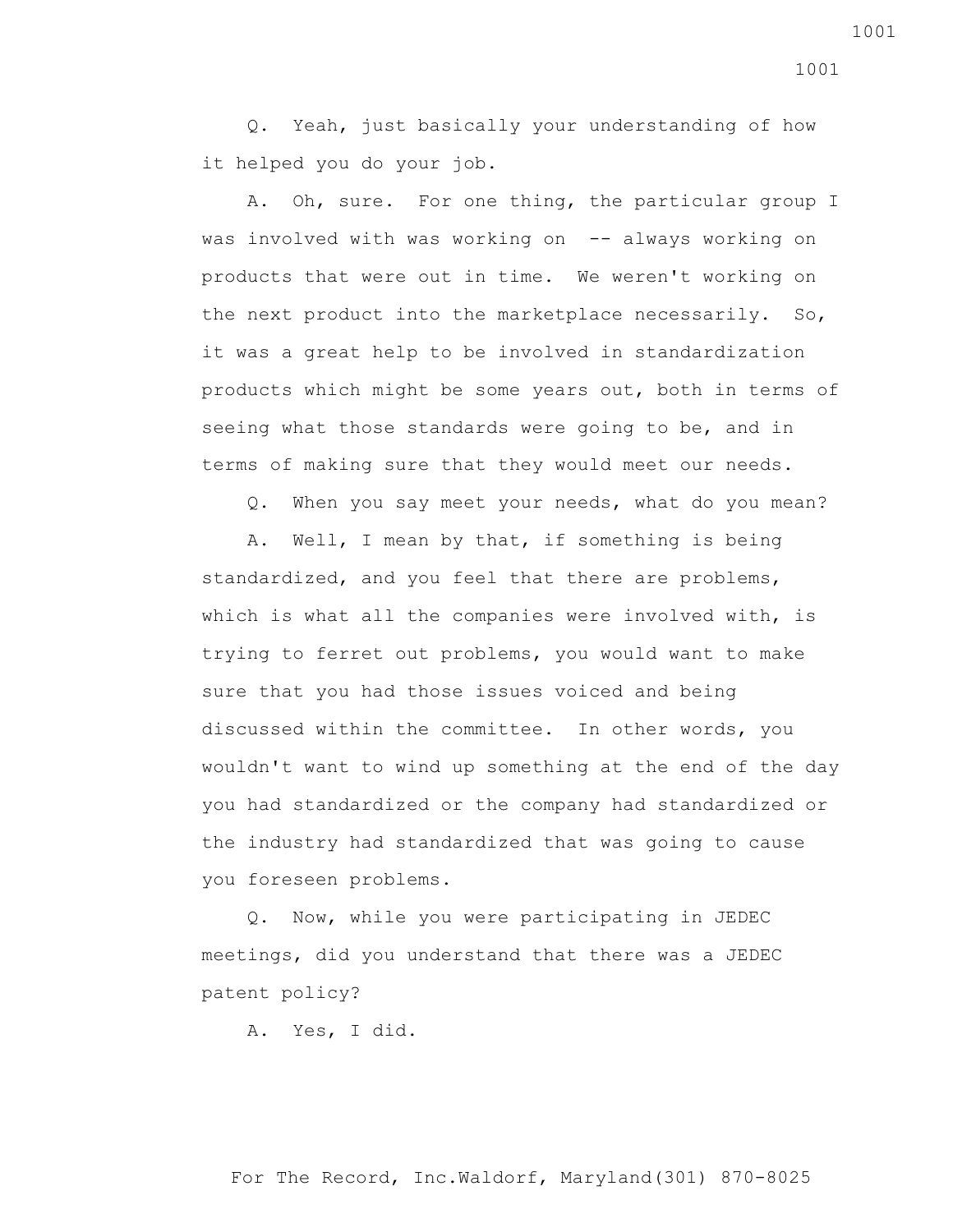Q. Yeah, just basically your understanding of how it helped you do your job.

A. Oh, sure. For one thing, the particular group I was involved with was working on -- always working on products that were out in time. We weren't working on the next product into the marketplace necessarily. So, it was a great help to be involved in standardization products which might be some years out, both in terms of seeing what those standards were going to be, and in terms of making sure that they would meet our needs.

Q. When you say meet your needs, what do you mean?

A. Well, I mean by that, if something is being standardized, and you feel that there are problems, which is what all the companies were involved with, is trying to ferret out problems, you would want to make sure that you had those issues voiced and being discussed within the committee. In other words, you wouldn't want to wind up something at the end of the day you had standardized or the company had standardized or the industry had standardized that was going to cause you foreseen problems.

Q. Now, while you were participating in JEDEC meetings, did you understand that there was a JEDEC patent policy?

A. Yes, I did.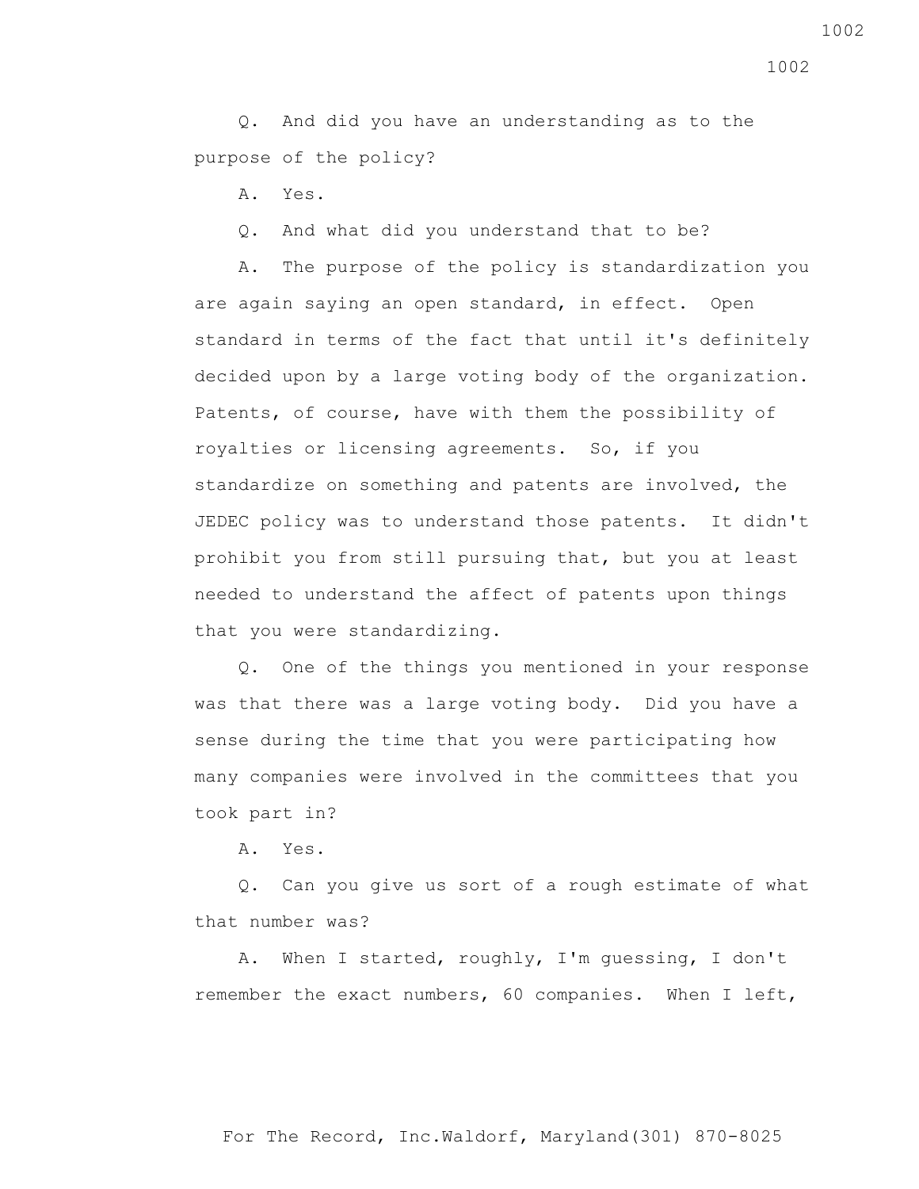Q. And did you have an understanding as to the purpose of the policy?

A. Yes.

Q. And what did you understand that to be?

A. The purpose of the policy is standardization you are again saying an open standard, in effect. Open standard in terms of the fact that until it's definitely decided upon by a large voting body of the organization. Patents, of course, have with them the possibility of royalties or licensing agreements. So, if you standardize on something and patents are involved, the JEDEC policy was to understand those patents. It didn't prohibit you from still pursuing that, but you at least needed to understand the affect of patents upon things that you were standardizing.

Q. One of the things you mentioned in your response was that there was a large voting body. Did you have a sense during the time that you were participating how many companies were involved in the committees that you took part in?

A. Yes.

Q. Can you give us sort of a rough estimate of what that number was?

A. When I started, roughly, I'm guessing, I don't remember the exact numbers, 60 companies. When I left,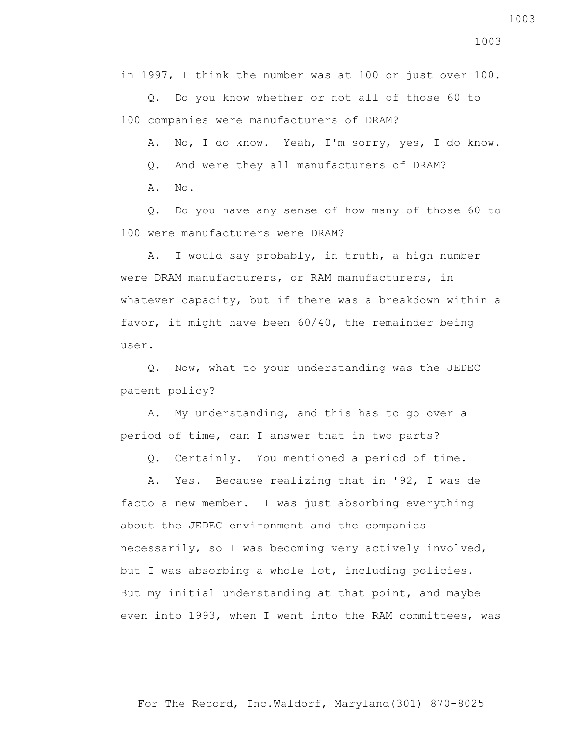in 1997, I think the number was at 100 or just over 100.

Q. Do you know whether or not all of those 60 to 100 companies were manufacturers of DRAM?

A. No, I do know. Yeah, I'm sorry, yes, I do know.

Q. And were they all manufacturers of DRAM?

A. No.

Q. Do you have any sense of how many of those 60 to 100 were manufacturers were DRAM?

A. I would say probably, in truth, a high number were DRAM manufacturers, or RAM manufacturers, in whatever capacity, but if there was a breakdown within a favor, it might have been 60/40, the remainder being user.

Q. Now, what to your understanding was the JEDEC patent policy?

A. My understanding, and this has to go over a period of time, can I answer that in two parts?

Q. Certainly. You mentioned a period of time.

A. Yes. Because realizing that in '92, I was de facto a new member. I was just absorbing everything about the JEDEC environment and the companies necessarily, so I was becoming very actively involved, but I was absorbing a whole lot, including policies. But my initial understanding at that point, and maybe even into 1993, when I went into the RAM committees, was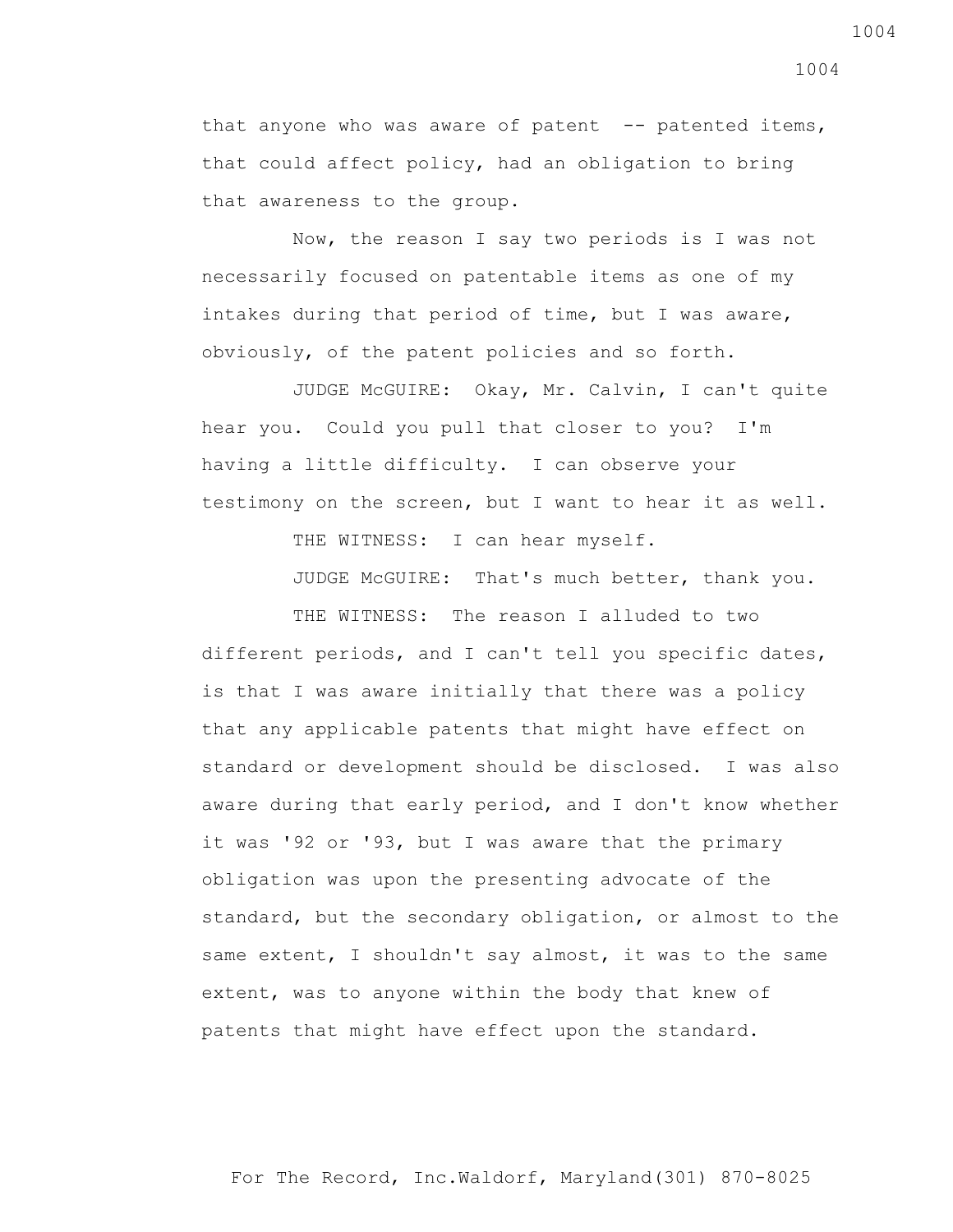that anyone who was aware of patent -- patented items, that could affect policy, had an obligation to bring that awareness to the group.

Now, the reason I say two periods is I was not necessarily focused on patentable items as one of my intakes during that period of time, but I was aware, obviously, of the patent policies and so forth.

JUDGE McGUIRE: Okay, Mr. Calvin, I can't quite hear you. Could you pull that closer to you? I'm having a little difficulty. I can observe your testimony on the screen, but I want to hear it as well.

THE WITNESS: I can hear myself.

JUDGE McGUIRE: That's much better, thank you.

THE WITNESS: The reason I alluded to two different periods, and I can't tell you specific dates, is that I was aware initially that there was a policy that any applicable patents that might have effect on standard or development should be disclosed. I was also aware during that early period, and I don't know whether it was '92 or '93, but I was aware that the primary obligation was upon the presenting advocate of the standard, but the secondary obligation, or almost to the same extent, I shouldn't say almost, it was to the same extent, was to anyone within the body that knew of patents that might have effect upon the standard.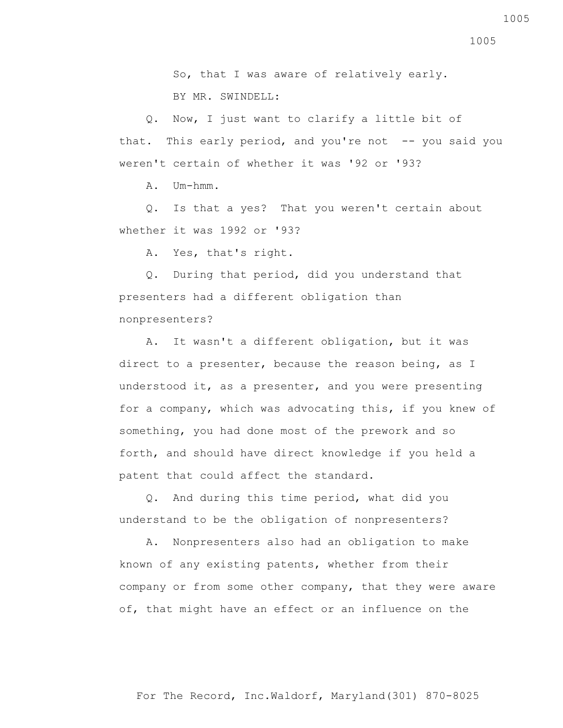So, that I was aware of relatively early.

BY MR. SWINDELL:

Q. Now, I just want to clarify a little bit of that. This early period, and you're not -- you said you weren't certain of whether it was '92 or '93?

A. Um-hmm.

Q. Is that a yes? That you weren't certain about whether it was 1992 or '93?

A. Yes, that's right.

Q. During that period, did you understand that presenters had a different obligation than nonpresenters?

A. It wasn't a different obligation, but it was direct to a presenter, because the reason being, as I understood it, as a presenter, and you were presenting for a company, which was advocating this, if you knew of something, you had done most of the prework and so forth, and should have direct knowledge if you held a patent that could affect the standard.

Q. And during this time period, what did you understand to be the obligation of nonpresenters?

A. Nonpresenters also had an obligation to make known of any existing patents, whether from their company or from some other company, that they were aware of, that might have an effect or an influence on the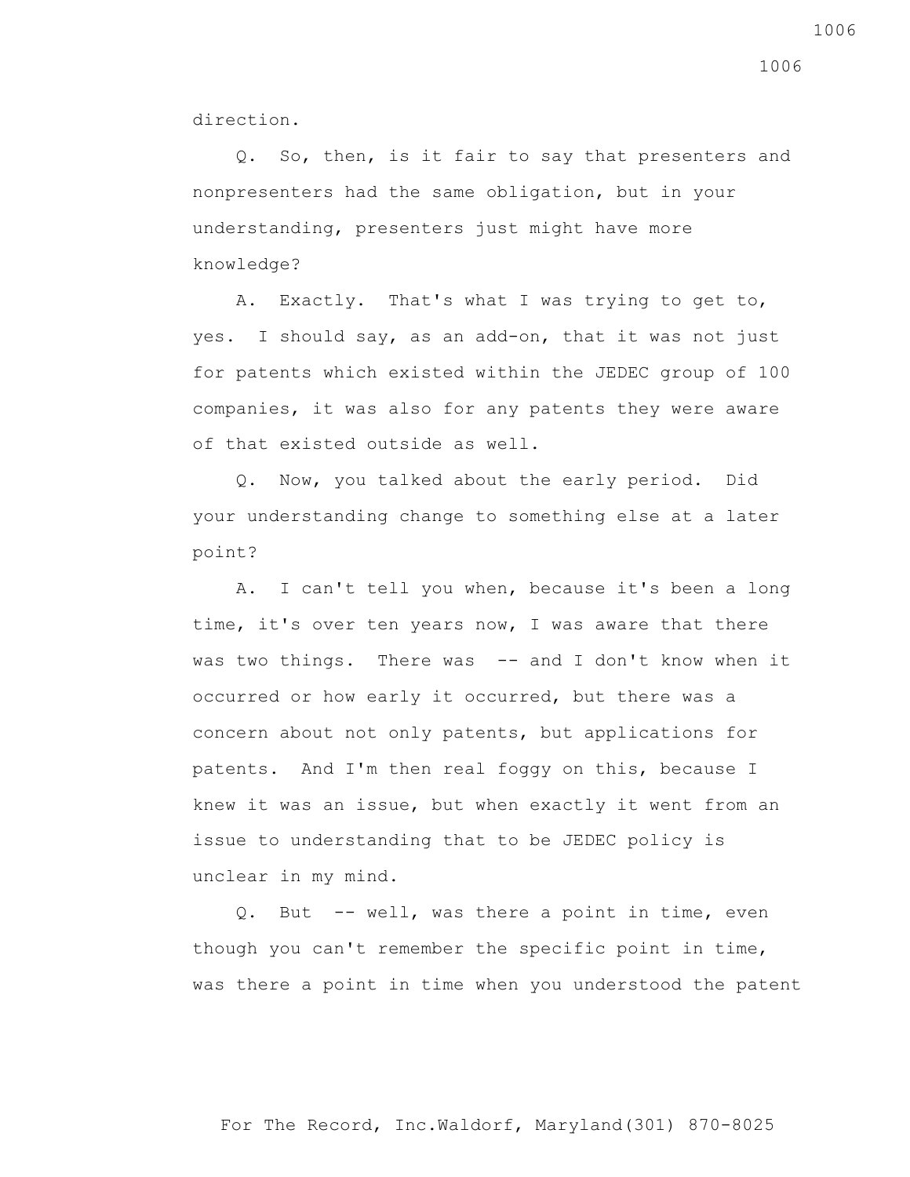direction.

Q. So, then, is it fair to say that presenters and nonpresenters had the same obligation, but in your understanding, presenters just might have more knowledge?

A. Exactly. That's what I was trying to get to, yes. I should say, as an add-on, that it was not just for patents which existed within the JEDEC group of 100 companies, it was also for any patents they were aware of that existed outside as well.

Q. Now, you talked about the early period. Did your understanding change to something else at a later point?

A. I can't tell you when, because it's been a long time, it's over ten years now, I was aware that there was two things. There was -- and I don't know when it occurred or how early it occurred, but there was a concern about not only patents, but applications for patents. And I'm then real foggy on this, because I knew it was an issue, but when exactly it went from an issue to understanding that to be JEDEC policy is unclear in my mind.

Q. But -- well, was there a point in time, even though you can't remember the specific point in time, was there a point in time when you understood the patent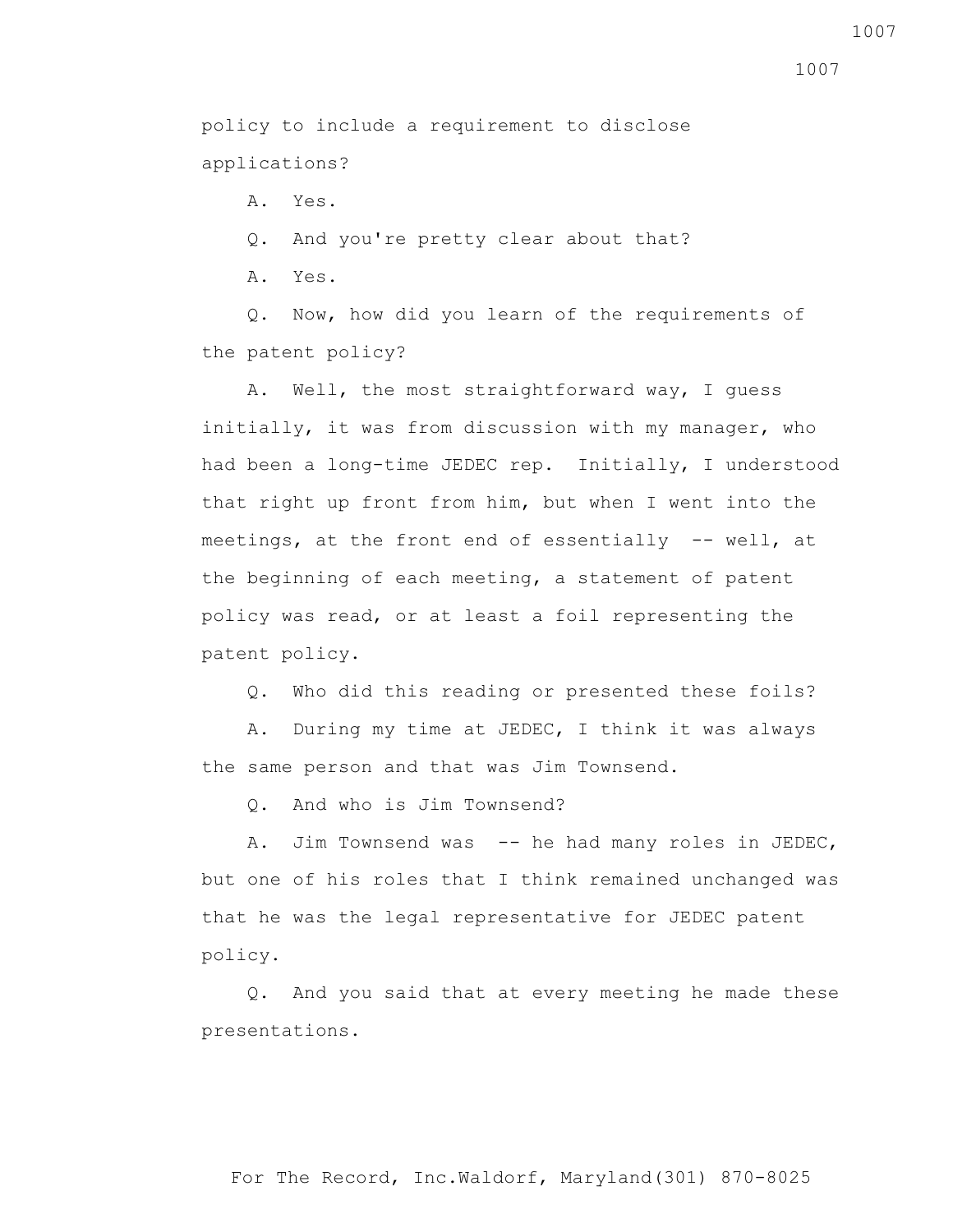policy to include a requirement to disclose applications?

A. Yes.

Q. And you're pretty clear about that?

A. Yes.

Q. Now, how did you learn of the requirements of the patent policy?

A. Well, the most straightforward way, I guess initially, it was from discussion with my manager, who had been a long-time JEDEC rep. Initially, I understood that right up front from him, but when I went into the meetings, at the front end of essentially -- well, at the beginning of each meeting, a statement of patent policy was read, or at least a foil representing the patent policy.

Q. Who did this reading or presented these foils?

A. During my time at JEDEC, I think it was always the same person and that was Jim Townsend.

Q. And who is Jim Townsend?

A. Jim Townsend was -- he had many roles in JEDEC, but one of his roles that I think remained unchanged was that he was the legal representative for JEDEC patent policy.

Q. And you said that at every meeting he made these presentations.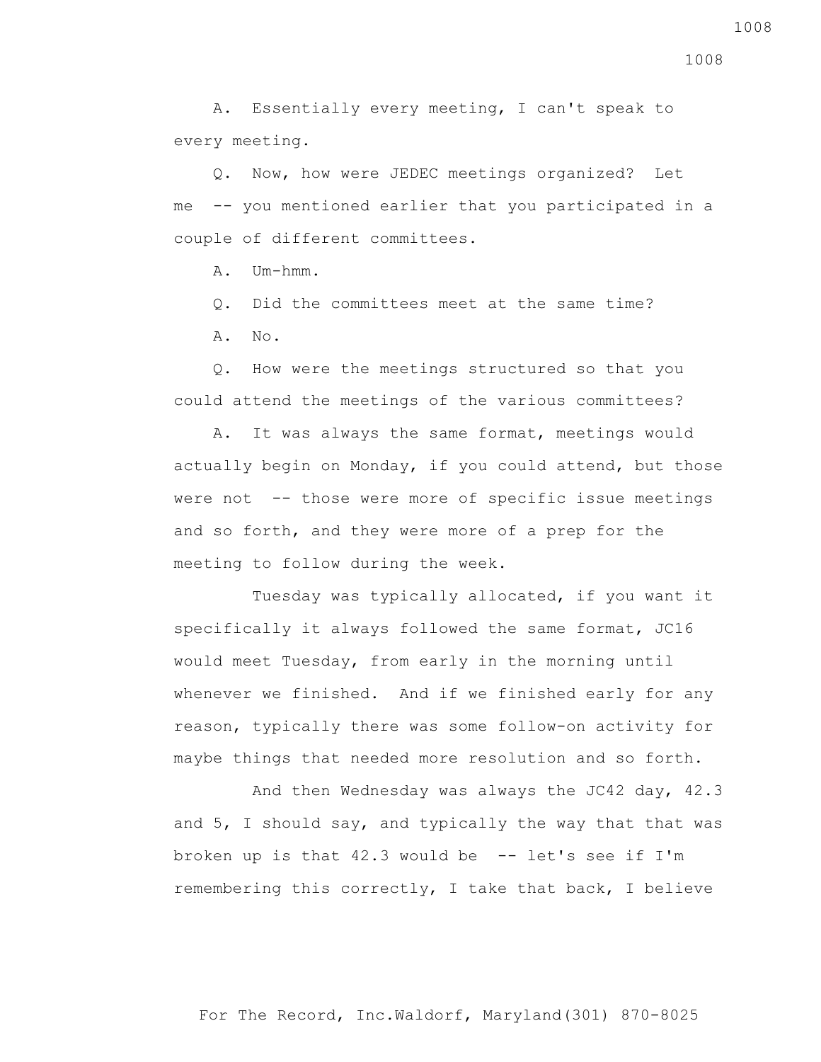A. Essentially every meeting, I can't speak to every meeting.

Q. Now, how were JEDEC meetings organized? Let me -- you mentioned earlier that you participated in a couple of different committees.

A. Um-hmm.

Q. Did the committees meet at the same time?

A. No.

Q. How were the meetings structured so that you could attend the meetings of the various committees?

A. It was always the same format, meetings would actually begin on Monday, if you could attend, but those were not -- those were more of specific issue meetings and so forth, and they were more of a prep for the meeting to follow during the week.

Tuesday was typically allocated, if you want it specifically it always followed the same format, JC16 would meet Tuesday, from early in the morning until whenever we finished. And if we finished early for any reason, typically there was some follow-on activity for maybe things that needed more resolution and so forth.

And then Wednesday was always the JC42 day, 42.3 and 5, I should say, and typically the way that that was broken up is that 42.3 would be -- let's see if I'm remembering this correctly, I take that back, I believe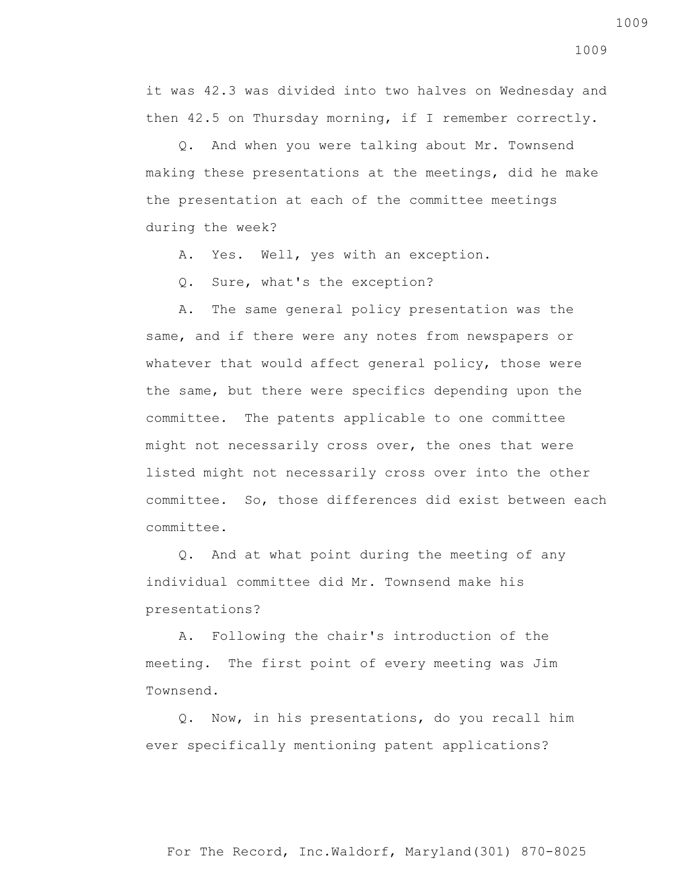it was 42.3 was divided into two halves on Wednesday and then 42.5 on Thursday morning, if I remember correctly.

Q. And when you were talking about Mr. Townsend making these presentations at the meetings, did he make the presentation at each of the committee meetings during the week?

A. Yes. Well, yes with an exception.

Q. Sure, what's the exception?

A. The same general policy presentation was the same, and if there were any notes from newspapers or whatever that would affect general policy, those were the same, but there were specifics depending upon the committee. The patents applicable to one committee might not necessarily cross over, the ones that were listed might not necessarily cross over into the other committee. So, those differences did exist between each committee.

Q. And at what point during the meeting of any individual committee did Mr. Townsend make his presentations?

A. Following the chair's introduction of the meeting. The first point of every meeting was Jim Townsend.

Q. Now, in his presentations, do you recall him ever specifically mentioning patent applications?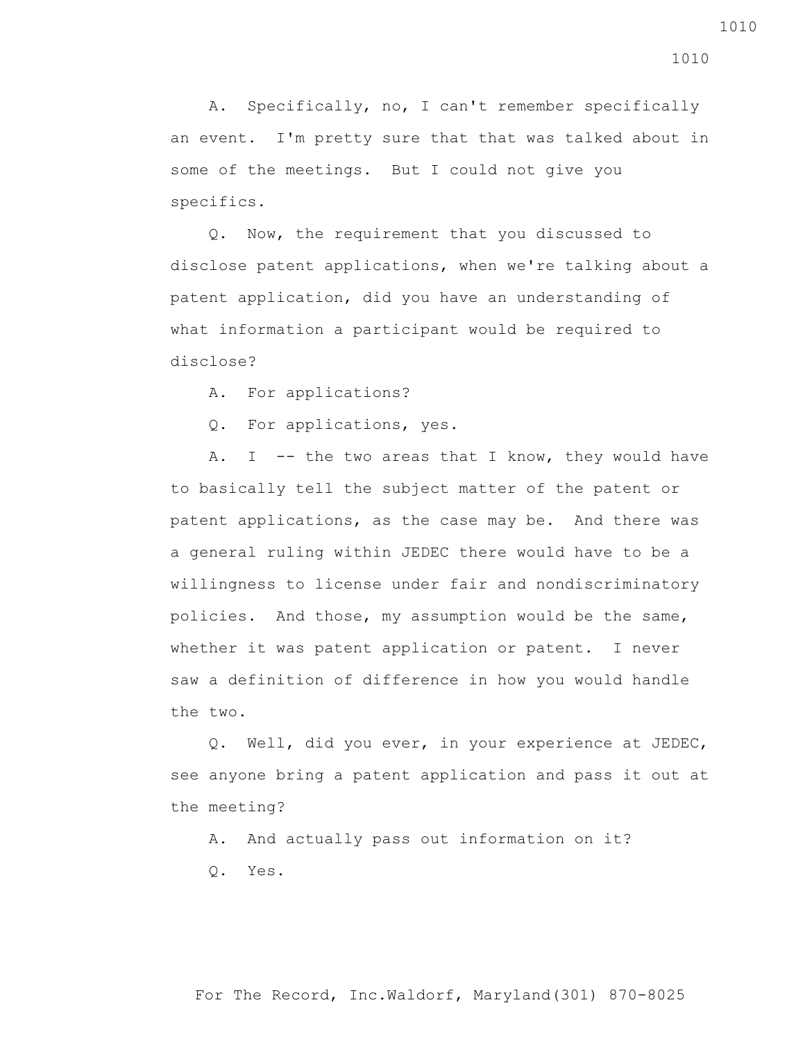A. Specifically, no, I can't remember specifically an event. I'm pretty sure that that was talked about in some of the meetings. But I could not give you specifics.

Q. Now, the requirement that you discussed to disclose patent applications, when we're talking about a patent application, did you have an understanding of what information a participant would be required to disclose?

A. For applications?

Q. For applications, yes.

A. I -- the two areas that I know, they would have to basically tell the subject matter of the patent or patent applications, as the case may be. And there was a general ruling within JEDEC there would have to be a willingness to license under fair and nondiscriminatory policies. And those, my assumption would be the same, whether it was patent application or patent. I never saw a definition of difference in how you would handle the two.

Q. Well, did you ever, in your experience at JEDEC, see anyone bring a patent application and pass it out at the meeting?

A. And actually pass out information on it?

Q. Yes.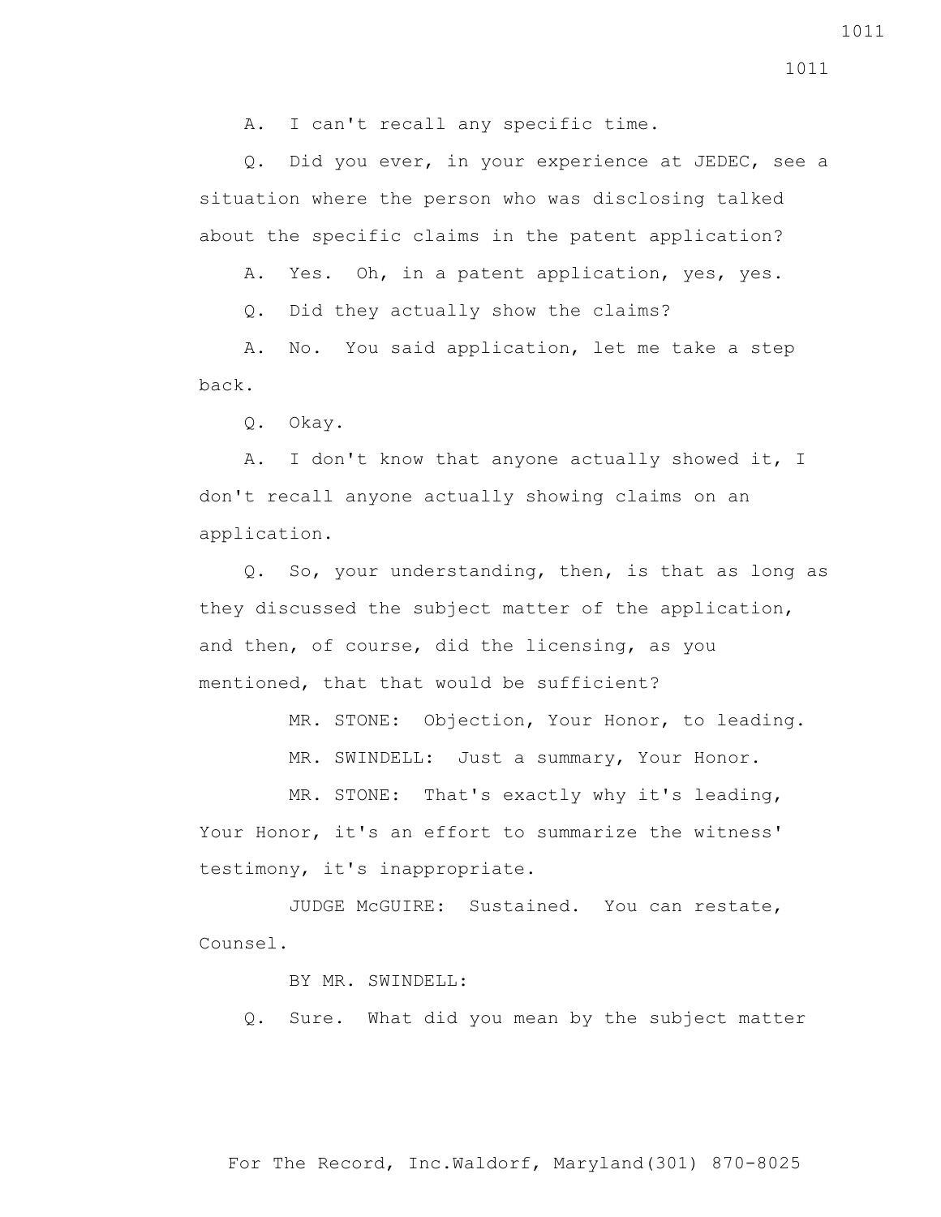A. I can't recall any specific time.

Q. Did you ever, in your experience at JEDEC, see a situation where the person who was disclosing talked about the specific claims in the patent application?

A. Yes. Oh, in a patent application, yes, yes.

Q. Did they actually show the claims?

A. No. You said application, let me take a step back.

Q. Okay.

A. I don't know that anyone actually showed it, I don't recall anyone actually showing claims on an application.

Q. So, your understanding, then, is that as long as they discussed the subject matter of the application, and then, of course, did the licensing, as you mentioned, that that would be sufficient?

MR. STONE: Objection, Your Honor, to leading.

MR. SWINDELL: Just a summary, Your Honor.

MR. STONE: That's exactly why it's leading, Your Honor, it's an effort to summarize the witness' testimony, it's inappropriate.

JUDGE McGUIRE: Sustained. You can restate, Counsel.

BY MR. SWINDELL:

Q. Sure. What did you mean by the subject matter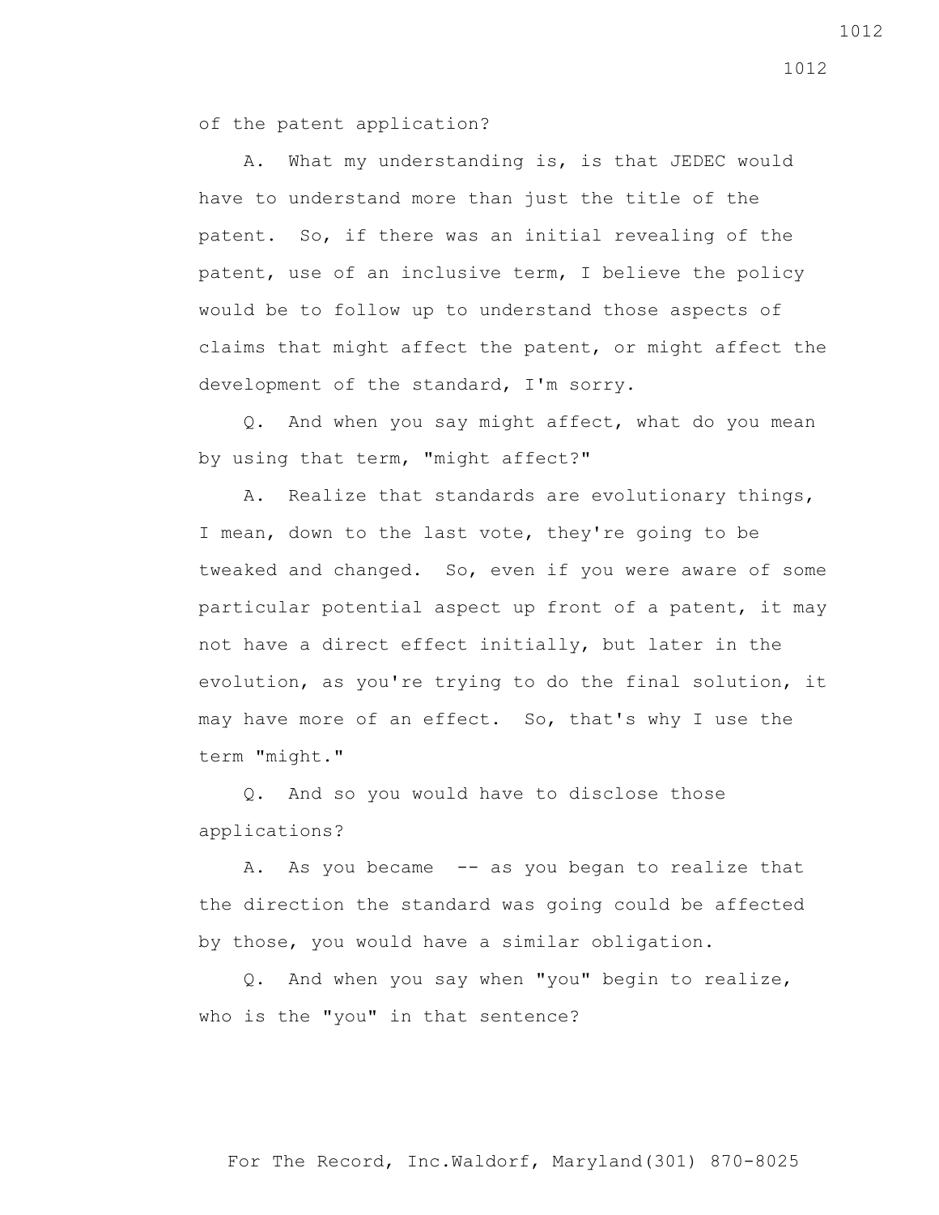of the patent application?

A. What my understanding is, is that JEDEC would have to understand more than just the title of the patent. So, if there was an initial revealing of the patent, use of an inclusive term, I believe the policy would be to follow up to understand those aspects of claims that might affect the patent, or might affect the development of the standard, I'm sorry.

Q. And when you say might affect, what do you mean by using that term, "might affect?"

A. Realize that standards are evolutionary things, I mean, down to the last vote, they're going to be tweaked and changed. So, even if you were aware of some particular potential aspect up front of a patent, it may not have a direct effect initially, but later in the evolution, as you're trying to do the final solution, it may have more of an effect. So, that's why I use the term "might."

Q. And so you would have to disclose those applications?

A. As you became -- as you began to realize that the direction the standard was going could be affected by those, you would have a similar obligation.

Q. And when you say when "you" begin to realize, who is the "you" in that sentence?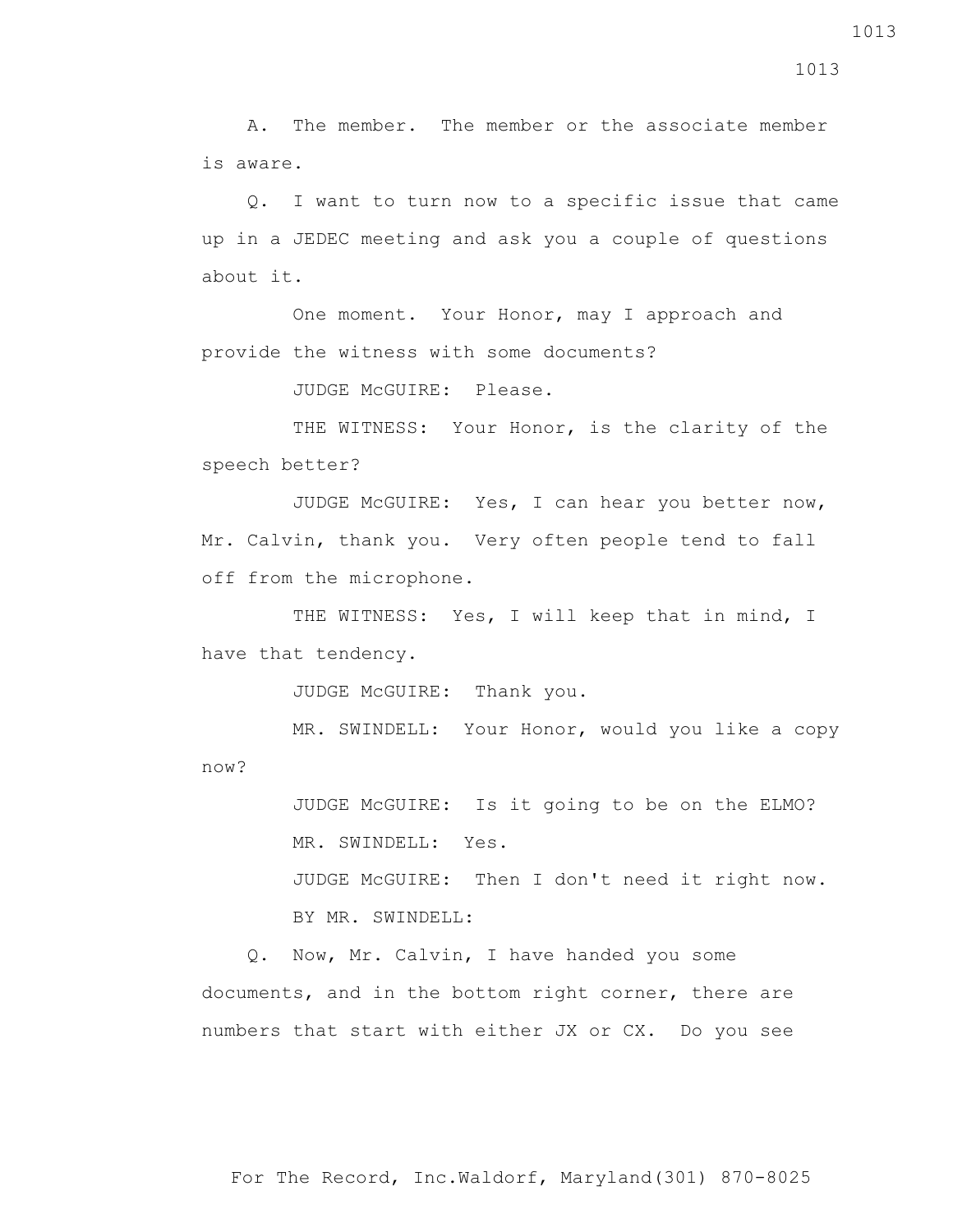A. The member. The member or the associate member is aware.

Q. I want to turn now to a specific issue that came up in a JEDEC meeting and ask you a couple of questions about it.

One moment. Your Honor, may I approach and provide the witness with some documents?

JUDGE McGUIRE: Please.

THE WITNESS: Your Honor, is the clarity of the speech better?

JUDGE McGUIRE: Yes, I can hear you better now, Mr. Calvin, thank you. Very often people tend to fall off from the microphone.

THE WITNESS: Yes, I will keep that in mind, I have that tendency.

JUDGE McGUIRE: Thank you.

MR. SWINDELL: Your Honor, would you like a copy now?

JUDGE McGUIRE: Is it going to be on the ELMO?

MR. SWINDELL: Yes.

JUDGE McGUIRE: Then I don't need it right now.

BY MR. SWINDELL:

Q. Now, Mr. Calvin, I have handed you some documents, and in the bottom right corner, there are numbers that start with either JX or CX. Do you see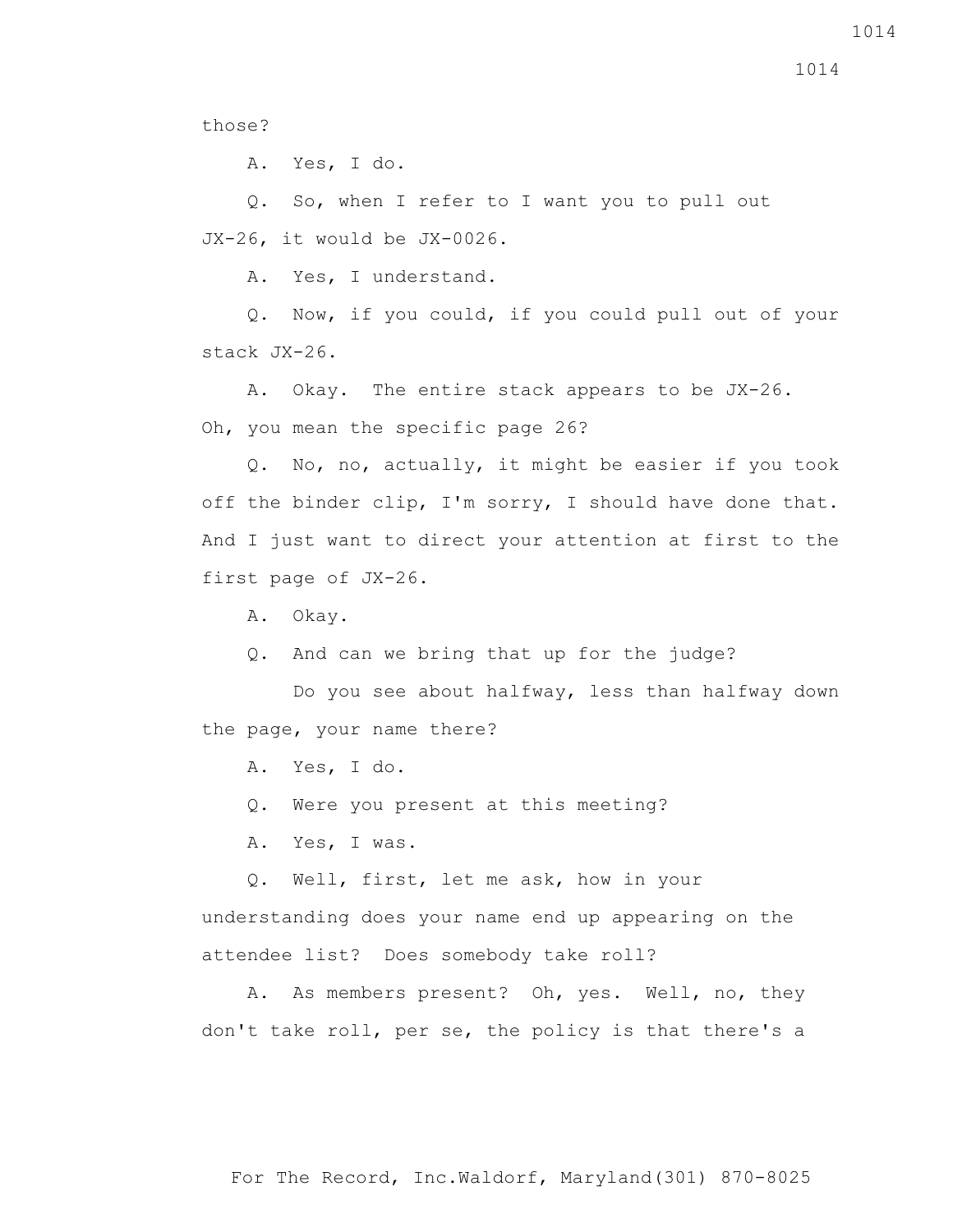those?

A. Yes, I do.

Q. So, when I refer to I want you to pull out JX-26, it would be JX-0026.

A. Yes, I understand.

Q. Now, if you could, if you could pull out of your stack JX-26.

A. Okay. The entire stack appears to be JX-26. Oh, you mean the specific page 26?

Q. No, no, actually, it might be easier if you took off the binder clip, I'm sorry, I should have done that. And I just want to direct your attention at first to the first page of JX-26.

A. Okay.

Q. And can we bring that up for the judge?

Do you see about halfway, less than halfway down the page, your name there?

A. Yes, I do.

Q. Were you present at this meeting?

A. Yes, I was.

Q. Well, first, let me ask, how in your understanding does your name end up appearing on the attendee list? Does somebody take roll?

A. As members present? Oh, yes. Well, no, they don't take roll, per se, the policy is that there's a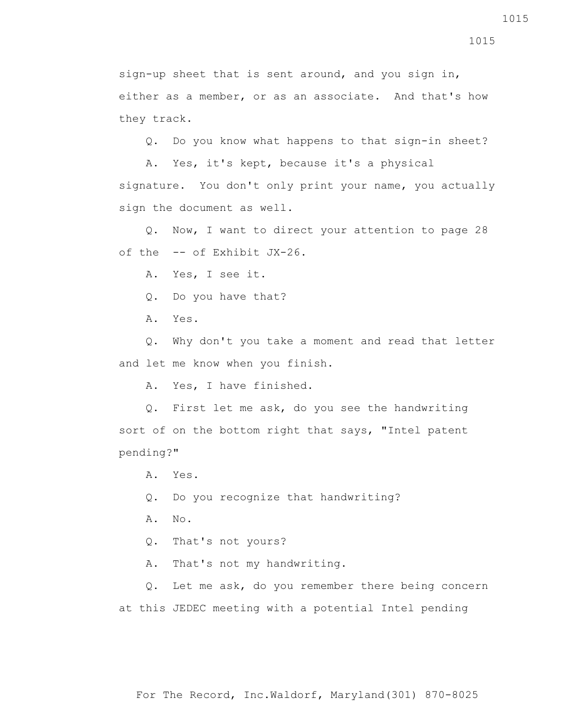sign-up sheet that is sent around, and you sign in, either as a member, or as an associate. And that's how they track.

Q. Do you know what happens to that sign-in sheet?

A. Yes, it's kept, because it's a physical signature. You don't only print your name, you actually sign the document as well.

Q. Now, I want to direct your attention to page 28 of the -- of Exhibit JX-26.

A. Yes, I see it.

Q. Do you have that?

A. Yes.

Q. Why don't you take a moment and read that letter and let me know when you finish.

A. Yes, I have finished.

Q. First let me ask, do you see the handwriting sort of on the bottom right that says, "Intel patent pending?"

A. Yes.

Q. Do you recognize that handwriting?

A. No.

Q. That's not yours?

A. That's not my handwriting.

Q. Let me ask, do you remember there being concern at this JEDEC meeting with a potential Intel pending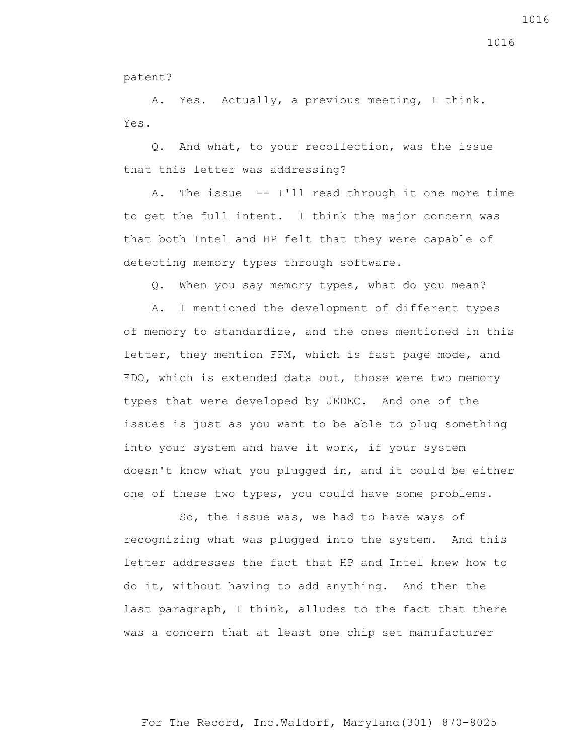patent?

A. Yes. Actually, a previous meeting, I think. Yes.

Q. And what, to your recollection, was the issue that this letter was addressing?

A. The issue -- I'll read through it one more time to get the full intent. I think the major concern was that both Intel and HP felt that they were capable of detecting memory types through software.

Q. When you say memory types, what do you mean?

A. I mentioned the development of different types of memory to standardize, and the ones mentioned in this letter, they mention FFM, which is fast page mode, and EDO, which is extended data out, those were two memory types that were developed by JEDEC. And one of the issues is just as you want to be able to plug something into your system and have it work, if your system doesn't know what you plugged in, and it could be either one of these two types, you could have some problems.

So, the issue was, we had to have ways of recognizing what was plugged into the system. And this letter addresses the fact that HP and Intel knew how to do it, without having to add anything. And then the last paragraph, I think, alludes to the fact that there was a concern that at least one chip set manufacturer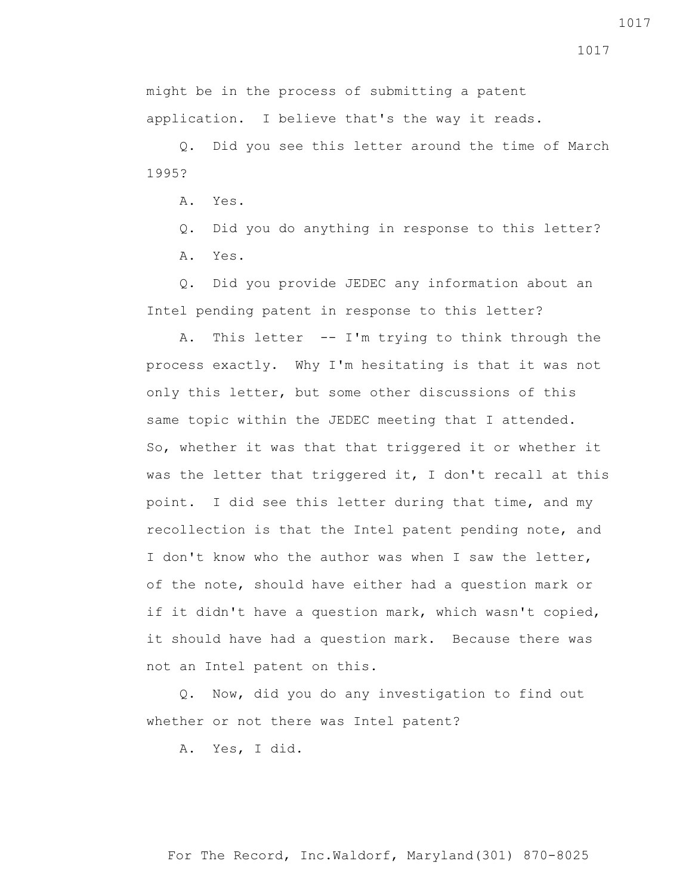might be in the process of submitting a patent application. I believe that's the way it reads.

Q. Did you see this letter around the time of March 1995?

A. Yes.

Q. Did you do anything in response to this letter?

A. Yes.

Q. Did you provide JEDEC any information about an Intel pending patent in response to this letter?

A. This letter -- I'm trying to think through the process exactly. Why I'm hesitating is that it was not only this letter, but some other discussions of this same topic within the JEDEC meeting that I attended. So, whether it was that that triggered it or whether it was the letter that triggered it, I don't recall at this point. I did see this letter during that time, and my recollection is that the Intel patent pending note, and I don't know who the author was when I saw the letter, of the note, should have either had a question mark or if it didn't have a question mark, which wasn't copied, it should have had a question mark. Because there was not an Intel patent on this.

Q. Now, did you do any investigation to find out whether or not there was Intel patent?

A. Yes, I did.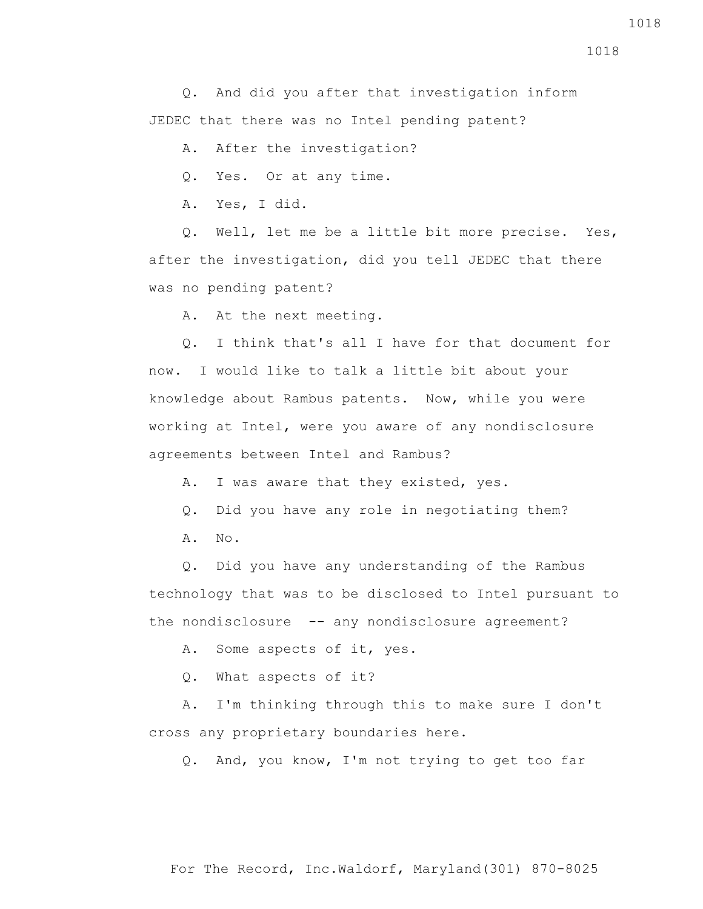Q. And did you after that investigation inform JEDEC that there was no Intel pending patent?

A. After the investigation?

Q. Yes. Or at any time.

A. Yes, I did.

Q. Well, let me be a little bit more precise. Yes, after the investigation, did you tell JEDEC that there was no pending patent?

A. At the next meeting.

Q. I think that's all I have for that document for now. I would like to talk a little bit about your knowledge about Rambus patents. Now, while you were working at Intel, were you aware of any nondisclosure agreements between Intel and Rambus?

A. I was aware that they existed, yes.

Q. Did you have any role in negotiating them?

A. No.

Q. Did you have any understanding of the Rambus technology that was to be disclosed to Intel pursuant to the nondisclosure -- any nondisclosure agreement?

A. Some aspects of it, yes.

Q. What aspects of it?

A. I'm thinking through this to make sure I don't cross any proprietary boundaries here.

Q. And, you know, I'm not trying to get too far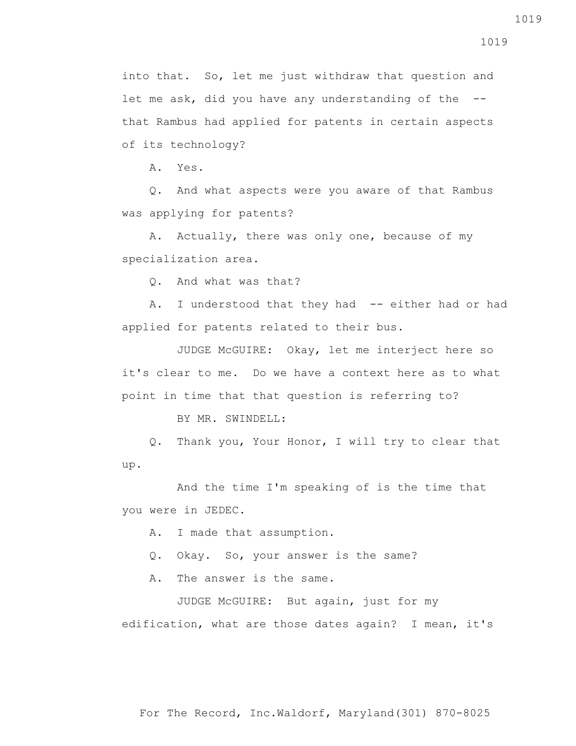into that. So, let me just withdraw that question and let me ask, did you have any understanding of the -- that Rambus had applied for patents in certain aspects of its technology?

A. Yes.

Q. And what aspects were you aware of that Rambus was applying for patents?

A. Actually, there was only one, because of my specialization area.

Q. And what was that?

A. I understood that they had -- either had or had applied for patents related to their bus.

JUDGE McGUIRE: Okay, let me interject here so it's clear to me. Do we have a context here as to what point in time that that question is referring to?

BY MR. SWINDELL:

Q. Thank you, Your Honor, I will try to clear that up.

And the time I'm speaking of is the time that you were in JEDEC.

A. I made that assumption.

Q. Okay. So, your answer is the same?

A. The answer is the same.

JUDGE McGUIRE: But again, just for my edification, what are those dates again? I mean, it's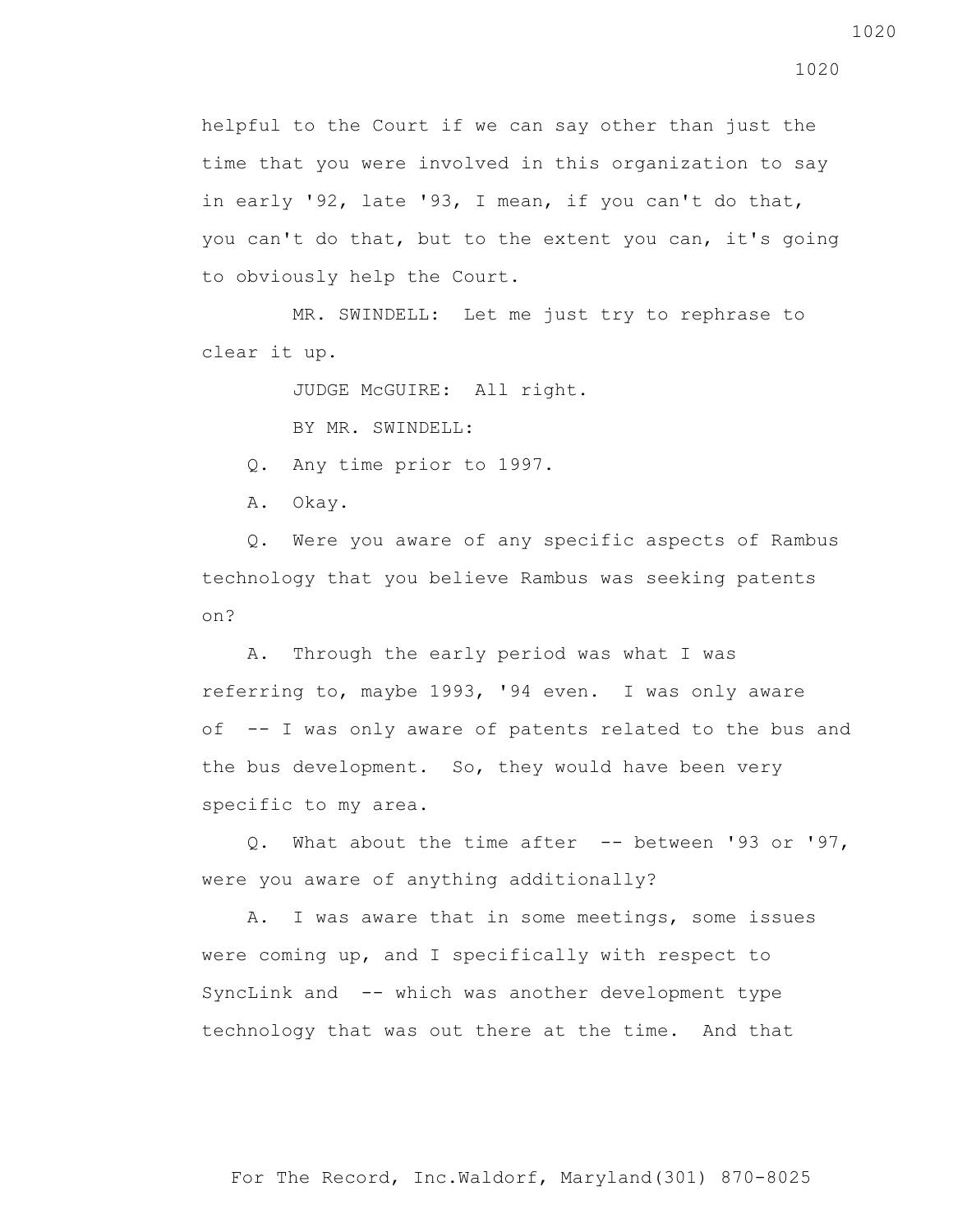helpful to the Court if we can say other than just the time that you were involved in this organization to say in early '92, late '93, I mean, if you can't do that, you can't do that, but to the extent you can, it's going to obviously help the Court.

MR. SWINDELL: Let me just try to rephrase to clear it up.

JUDGE McGUIRE: All right.

BY MR. SWINDELL:

Q. Any time prior to 1997.

A. Okay.

Q. Were you aware of any specific aspects of Rambus technology that you believe Rambus was seeking patents on?

A. Through the early period was what I was referring to, maybe 1993, '94 even. I was only aware of -- I was only aware of patents related to the bus and the bus development. So, they would have been very specific to my area.

Q. What about the time after -- between '93 or '97, were you aware of anything additionally?

A. I was aware that in some meetings, some issues were coming up, and I specifically with respect to SyncLink and -- which was another development type technology that was out there at the time. And that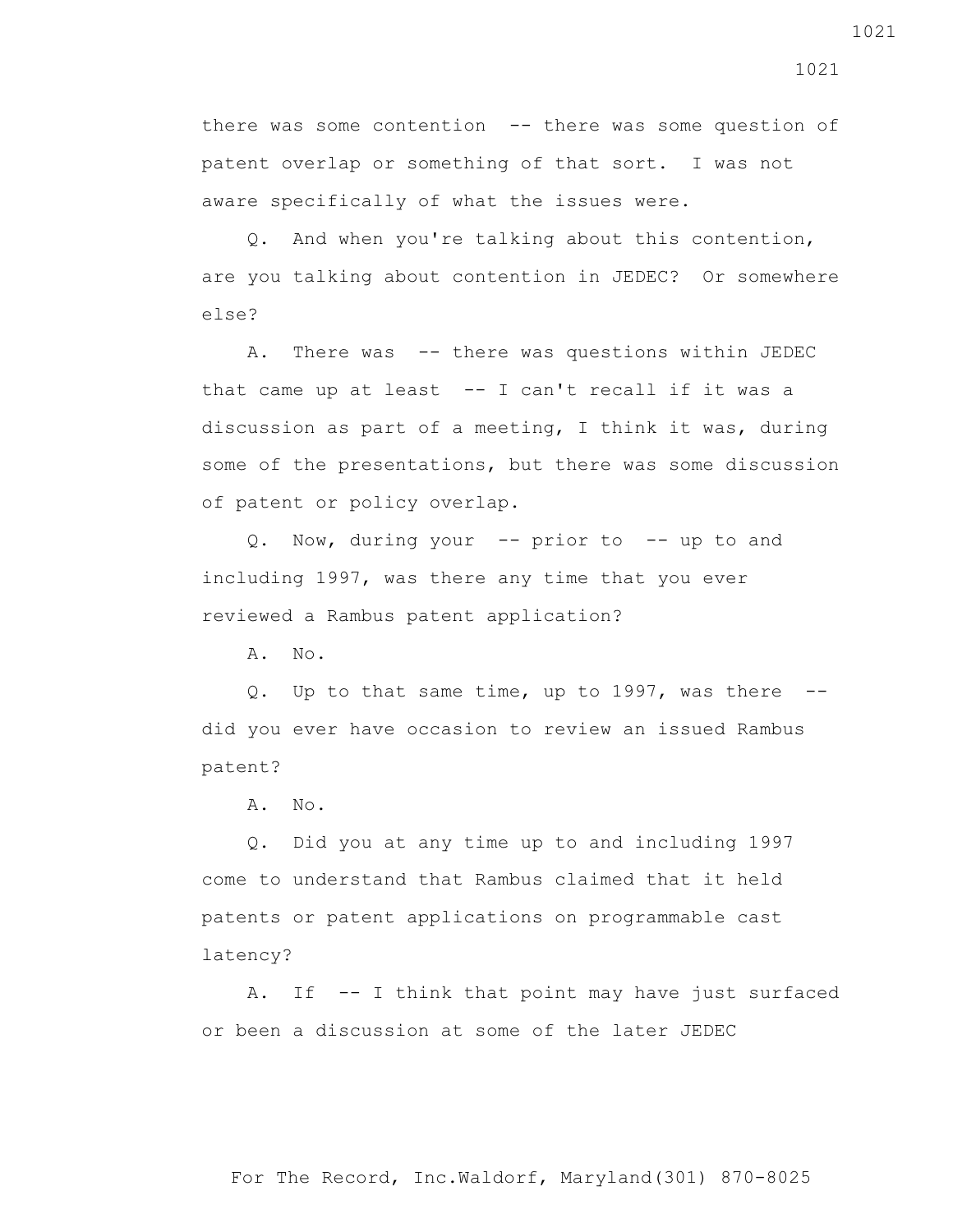there was some contention -- there was some question of patent overlap or something of that sort. I was not aware specifically of what the issues were.

Q. And when you're talking about this contention, are you talking about contention in JEDEC? Or somewhere else?

A. There was -- there was questions within JEDEC that came up at least -- I can't recall if it was a discussion as part of a meeting, I think it was, during some of the presentations, but there was some discussion of patent or policy overlap.

Q. Now, during your -- prior to -- up to and including 1997, was there any time that you ever reviewed a Rambus patent application?

A. No.

Q. Up to that same time, up to 1997, was there -- did you ever have occasion to review an issued Rambus patent?

A. No.

Q. Did you at any time up to and including 1997 come to understand that Rambus claimed that it held patents or patent applications on programmable cast latency?

A. If -- I think that point may have just surfaced or been a discussion at some of the later JEDEC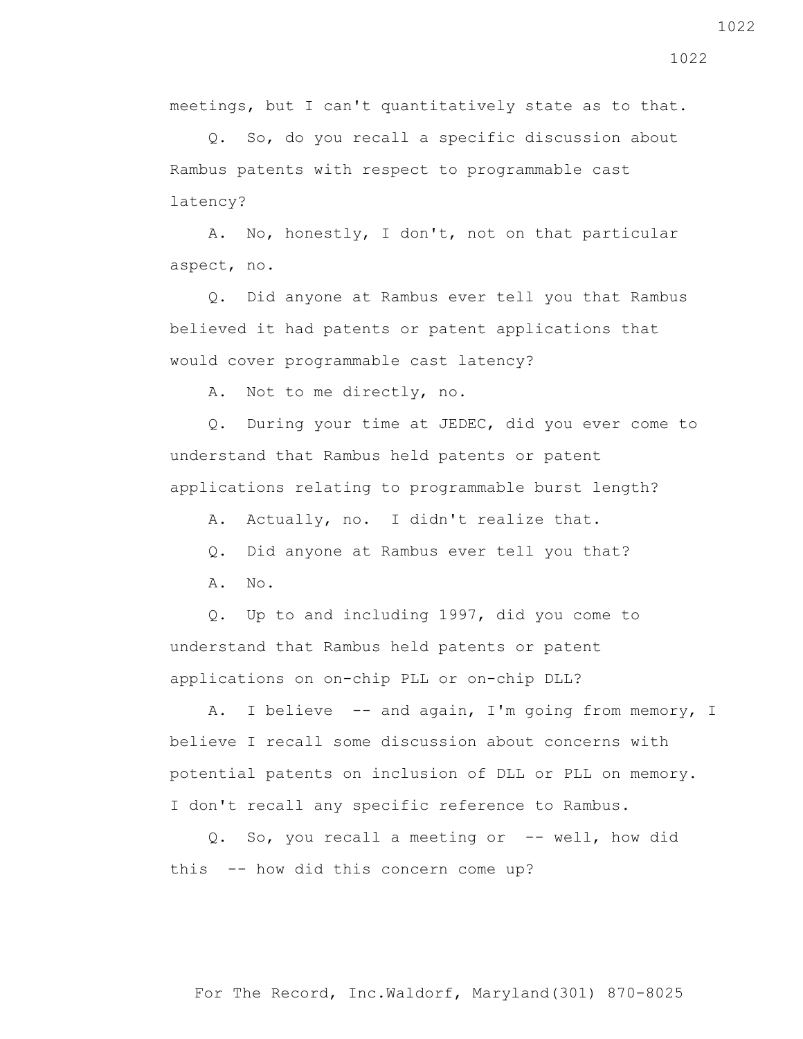meetings, but I can't quantitatively state as to that.

Q. So, do you recall a specific discussion about Rambus patents with respect to programmable cast latency?

A. No, honestly, I don't, not on that particular aspect, no.

Q. Did anyone at Rambus ever tell you that Rambus believed it had patents or patent applications that would cover programmable cast latency?

A. Not to me directly, no.

Q. During your time at JEDEC, did you ever come to understand that Rambus held patents or patent applications relating to programmable burst length?

A. Actually, no. I didn't realize that.

Q. Did anyone at Rambus ever tell you that?

A. No.

Q. Up to and including 1997, did you come to understand that Rambus held patents or patent applications on on-chip PLL or on-chip DLL?

A. I believe -- and again, I'm going from memory, I believe I recall some discussion about concerns with potential patents on inclusion of DLL or PLL on memory. I don't recall any specific reference to Rambus.

Q. So, you recall a meeting or -- well, how did this -- how did this concern come up?

For The Record, Inc.Waldorf, Maryland(301) 870-8025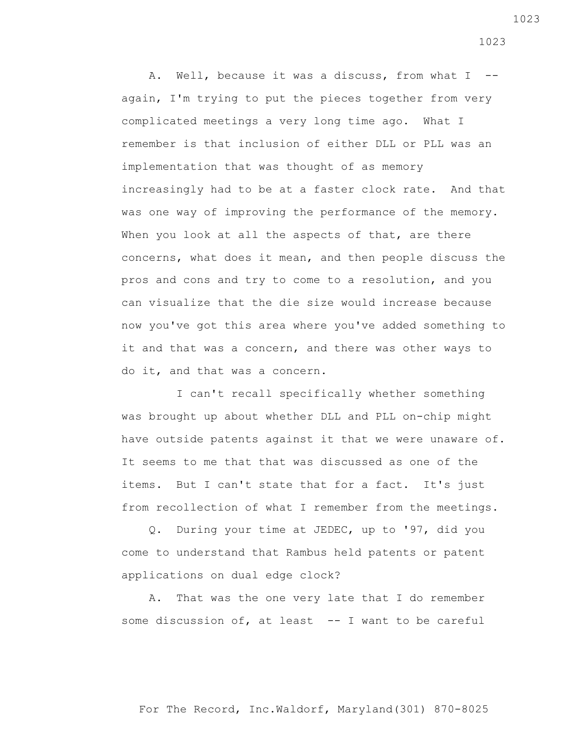A. Well, because it was a discuss, from what I -- again, I'm trying to put the pieces together from very complicated meetings a very long time ago. What I remember is that inclusion of either DLL or PLL was an implementation that was thought of as memory increasingly had to be at a faster clock rate. And that was one way of improving the performance of the memory. When you look at all the aspects of that, are there concerns, what does it mean, and then people discuss the pros and cons and try to come to a resolution, and you can visualize that the die size would increase because now you've got this area where you've added something to it and that was a concern, and there was other ways to do it, and that was a concern.

I can't recall specifically whether something was brought up about whether DLL and PLL on-chip might have outside patents against it that we were unaware of. It seems to me that that was discussed as one of the items. But I can't state that for a fact. It's just from recollection of what I remember from the meetings.

Q. During your time at JEDEC, up to '97, did you come to understand that Rambus held patents or patent applications on dual edge clock?

A. That was the one very late that I do remember some discussion of, at least -- I want to be careful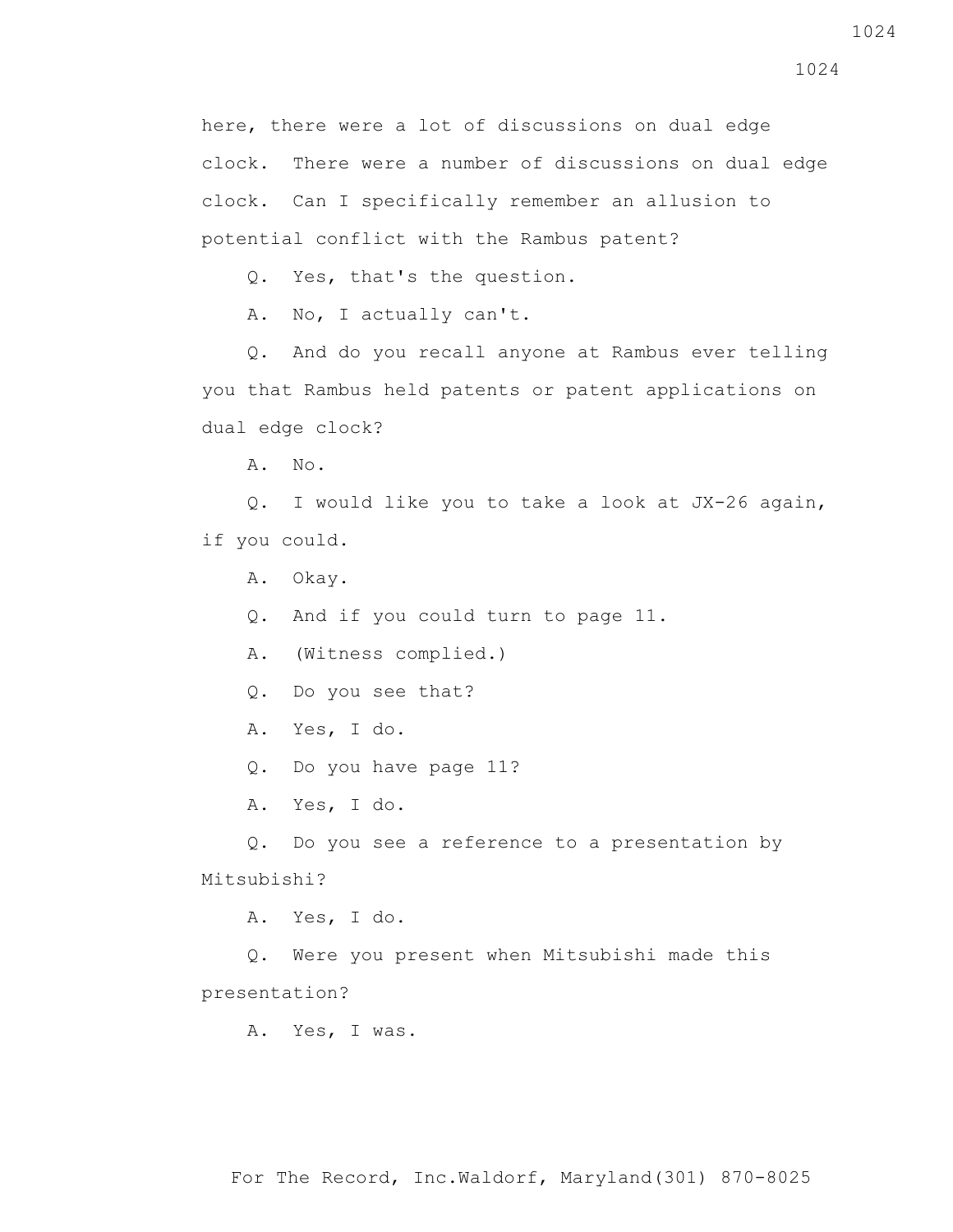here, there were a lot of discussions on dual edge clock. There were a number of discussions on dual edge clock. Can I specifically remember an allusion to potential conflict with the Rambus patent?

Q. Yes, that's the question.

A. No, I actually can't.

Q. And do you recall anyone at Rambus ever telling you that Rambus held patents or patent applications on dual edge clock?

A. No.

Q. I would like you to take a look at JX-26 again, if you could.

A. Okay.

Q. And if you could turn to page 11.

A. (Witness complied.)

Q. Do you see that?

A. Yes, I do.

Q. Do you have page 11?

A. Yes, I do.

Q. Do you see a reference to a presentation by Mitsubishi?

A. Yes, I do.

Q. Were you present when Mitsubishi made this presentation?

A. Yes, I was.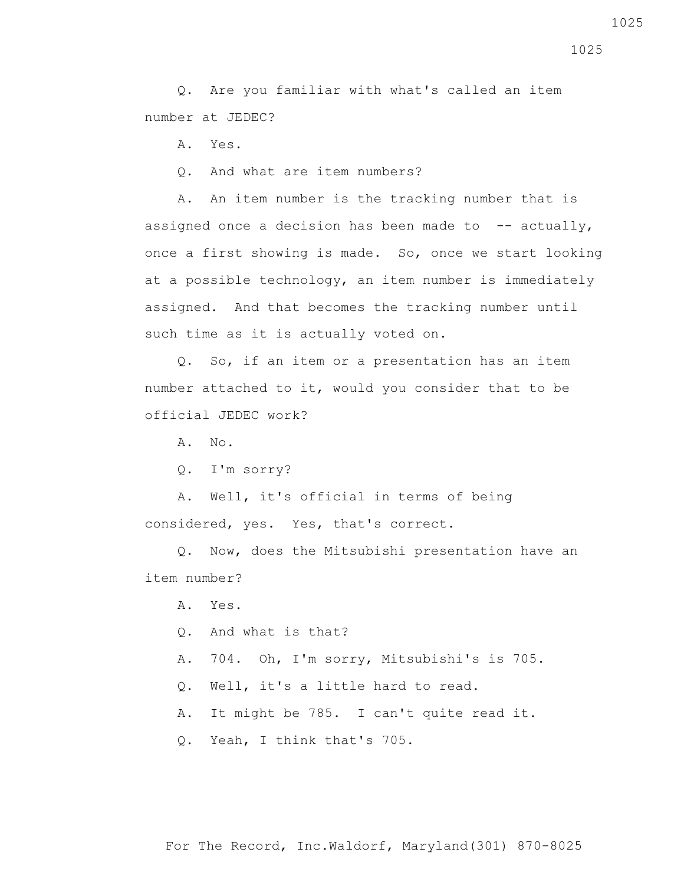Q. Are you familiar with what's called an item number at JEDEC?

A. Yes.

Q. And what are item numbers?

A. An item number is the tracking number that is assigned once a decision has been made to -- actually, once a first showing is made. So, once we start looking at a possible technology, an item number is immediately assigned. And that becomes the tracking number until such time as it is actually voted on.

Q. So, if an item or a presentation has an item number attached to it, would you consider that to be official JEDEC work?

A. No.

Q. I'm sorry?

A. Well, it's official in terms of being considered, yes. Yes, that's correct.

Q. Now, does the Mitsubishi presentation have an item number?

A. Yes.

Q. And what is that?

A. 704. Oh, I'm sorry, Mitsubishi's is 705.

Q. Well, it's a little hard to read.

A. It might be 785. I can't quite read it.

Q. Yeah, I think that's 705.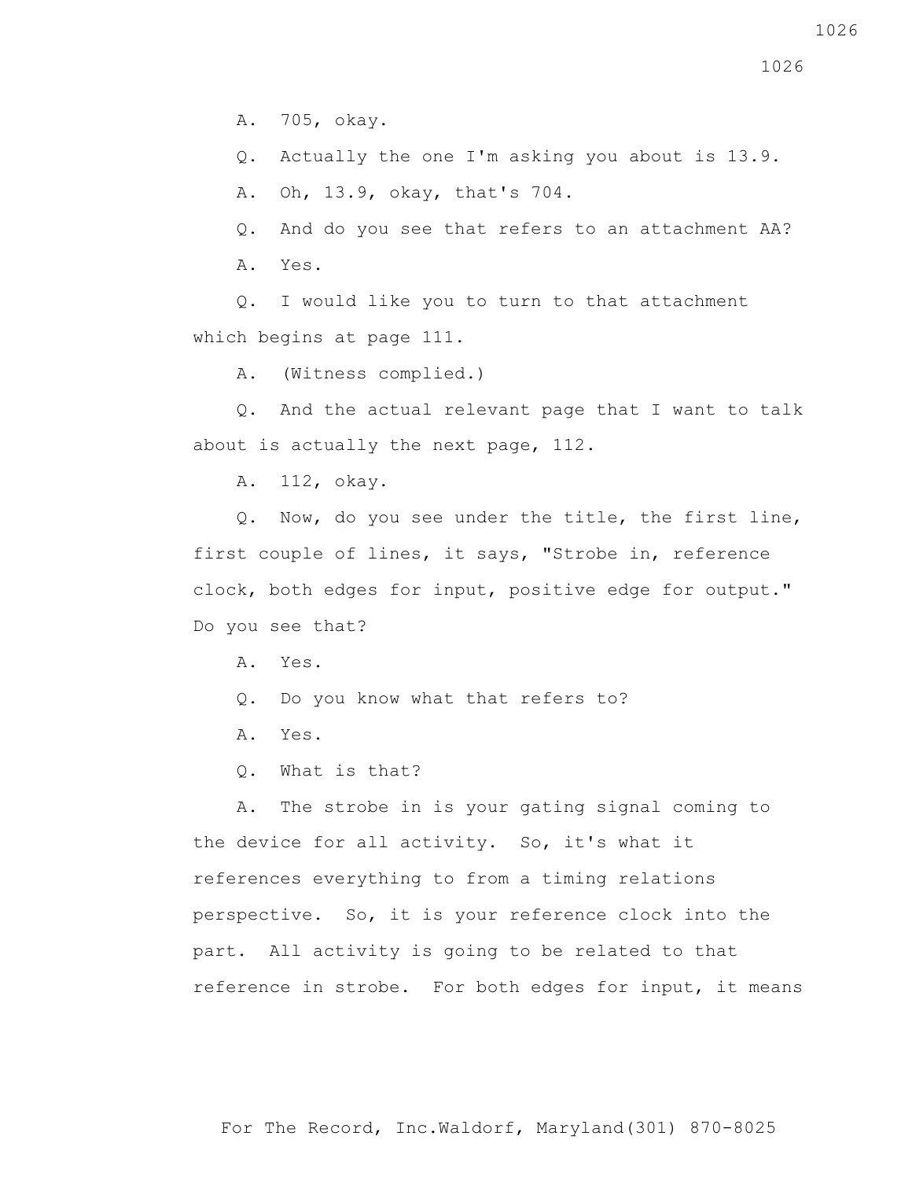A. 705, okay.

Q. Actually the one I'm asking you about is 13.9.

A. Oh, 13.9, okay, that's 704.

Q. And do you see that refers to an attachment AA?

A. Yes.

Q. I would like you to turn to that attachment which begins at page 111.

A. (Witness complied.)

Q. And the actual relevant page that I want to talk about is actually the next page, 112.

A. 112, okay.

Q. Now, do you see under the title, the first line, first couple of lines, it says, "Strobe in, reference clock, both edges for input, positive edge for output." Do you see that?

A. Yes.

Q. Do you know what that refers to?

A. Yes.

Q. What is that?

A. The strobe in is your gating signal coming to the device for all activity. So, it's what it references everything to from a timing relations perspective. So, it is your reference clock into the part. All activity is going to be related to that reference in strobe. For both edges for input, it means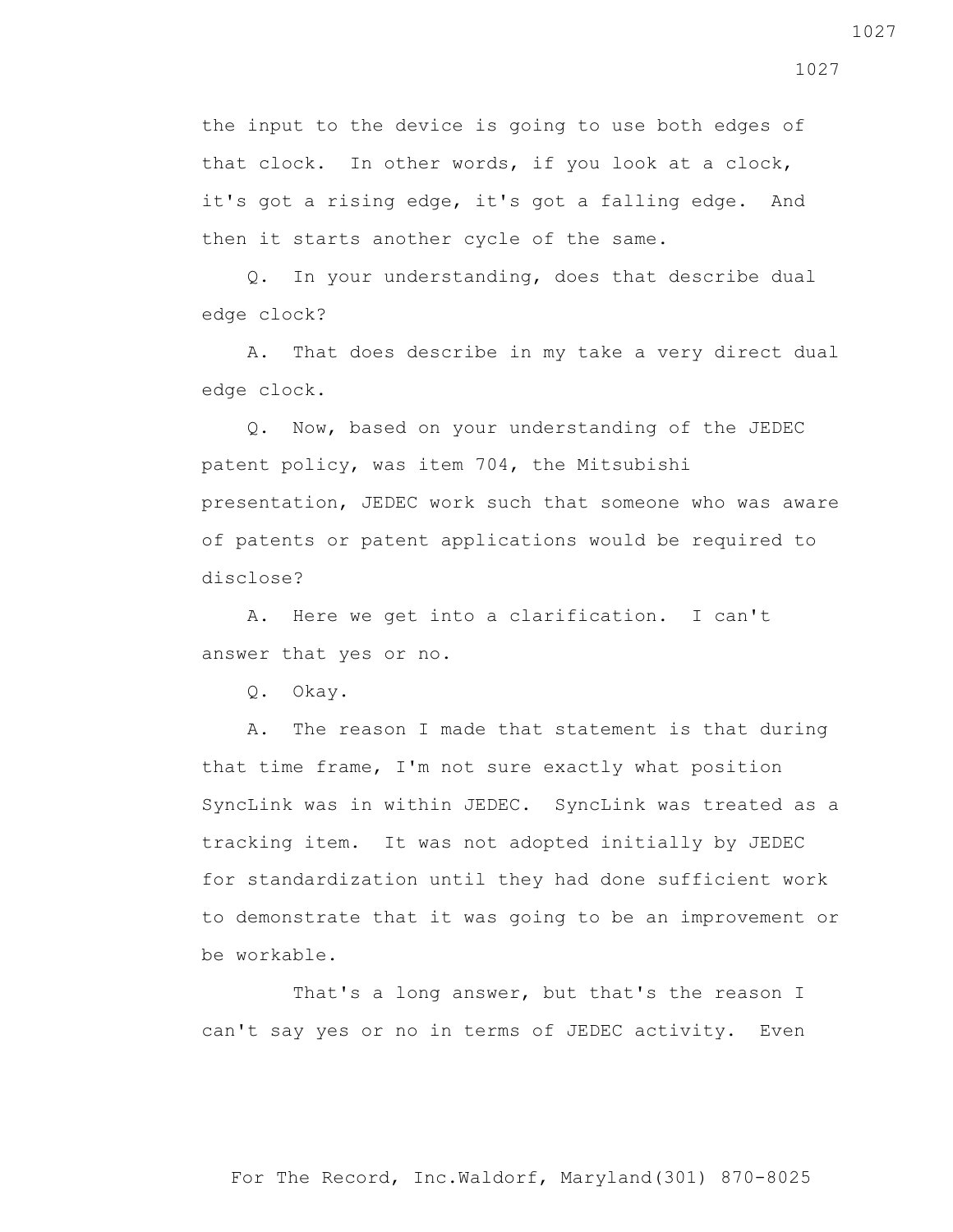the input to the device is going to use both edges of that clock. In other words, if you look at a clock, it's got a rising edge, it's got a falling edge. And then it starts another cycle of the same.

Q. In your understanding, does that describe dual edge clock?

A. That does describe in my take a very direct dual edge clock.

Q. Now, based on your understanding of the JEDEC patent policy, was item 704, the Mitsubishi presentation, JEDEC work such that someone who was aware of patents or patent applications would be required to disclose?

A. Here we get into a clarification. I can't answer that yes or no.

Q. Okay.

A. The reason I made that statement is that during that time frame, I'm not sure exactly what position SyncLink was in within JEDEC. SyncLink was treated as a tracking item. It was not adopted initially by JEDEC for standardization until they had done sufficient work to demonstrate that it was going to be an improvement or be workable.

That's a long answer, but that's the reason I can't say yes or no in terms of JEDEC activity. Even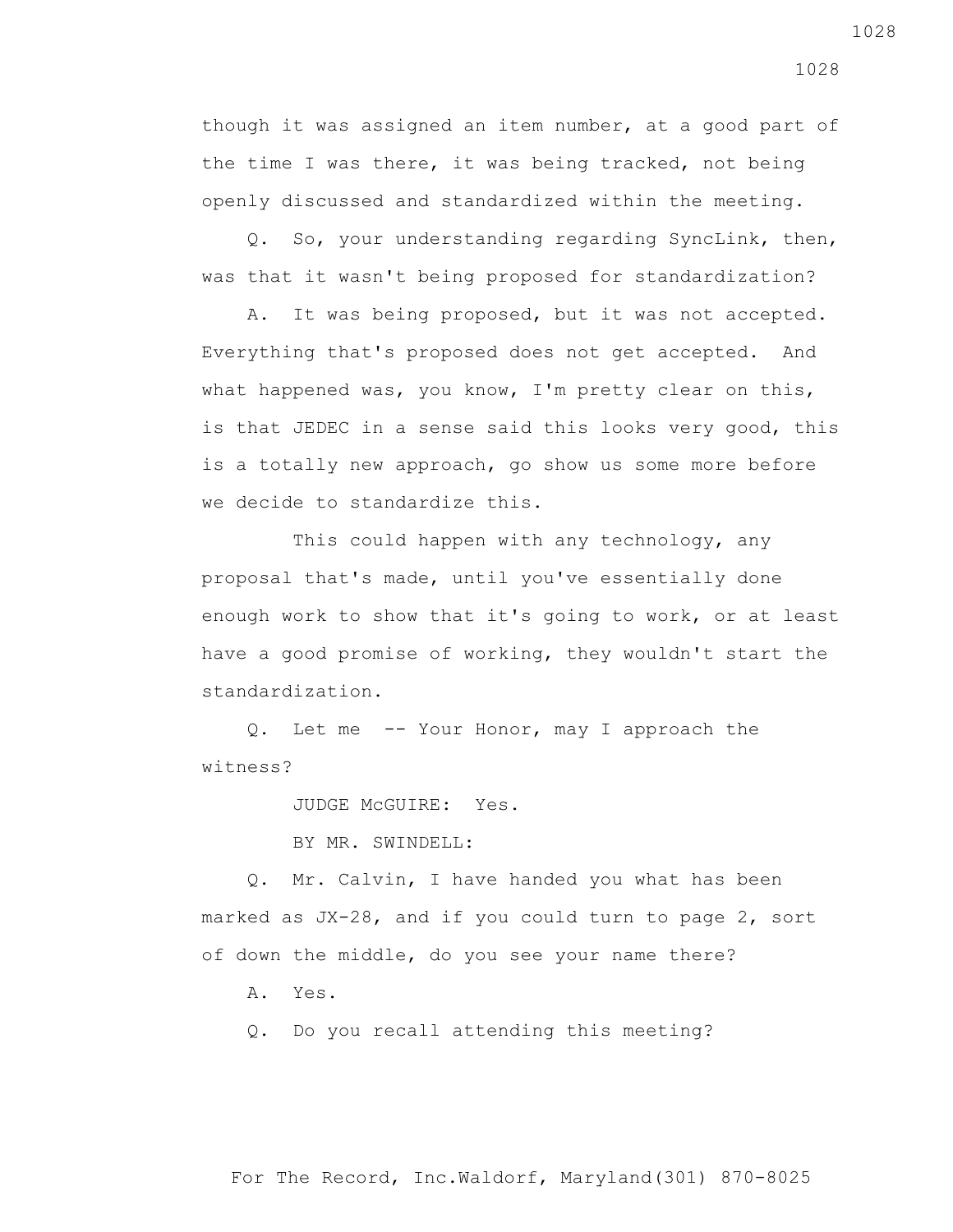though it was assigned an item number, at a good part of the time I was there, it was being tracked, not being openly discussed and standardized within the meeting.

Q. So, your understanding regarding SyncLink, then, was that it wasn't being proposed for standardization?

A. It was being proposed, but it was not accepted. Everything that's proposed does not get accepted. And what happened was, you know, I'm pretty clear on this, is that JEDEC in a sense said this looks very good, this is a totally new approach, go show us some more before we decide to standardize this.

This could happen with any technology, any proposal that's made, until you've essentially done enough work to show that it's going to work, or at least have a good promise of working, they wouldn't start the standardization.

Q. Let me -- Your Honor, may I approach the witness?

JUDGE McGUIRE: Yes.

BY MR. SWINDELL:

Q. Mr. Calvin, I have handed you what has been marked as JX-28, and if you could turn to page 2, sort of down the middle, do you see your name there?

A. Yes.

Q. Do you recall attending this meeting?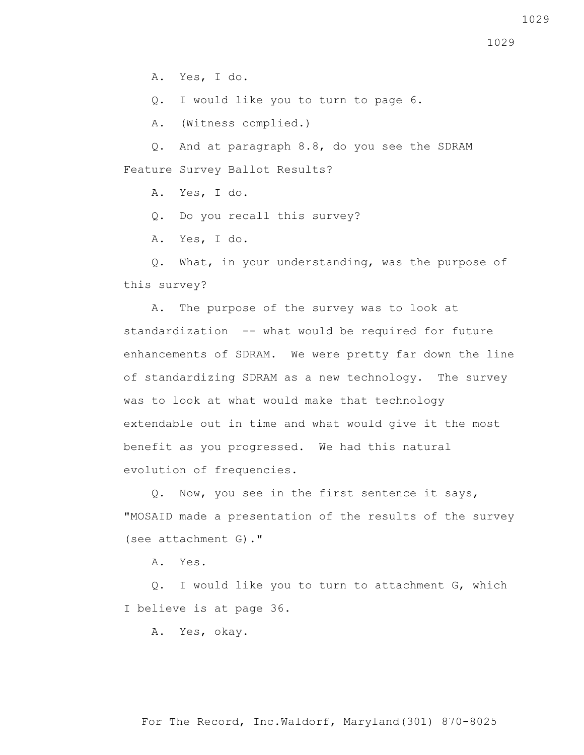A. Yes, I do.

Q. I would like you to turn to page 6.

A. (Witness complied.)

Q. And at paragraph 8.8, do you see the SDRAM Feature Survey Ballot Results?

A. Yes, I do.

Q. Do you recall this survey?

A. Yes, I do.

Q. What, in your understanding, was the purpose of this survey?

A. The purpose of the survey was to look at standardization -- what would be required for future enhancements of SDRAM. We were pretty far down the line of standardizing SDRAM as a new technology. The survey was to look at what would make that technology extendable out in time and what would give it the most benefit as you progressed. We had this natural evolution of frequencies.

Q. Now, you see in the first sentence it says, "MOSAID made a presentation of the results of the survey (see attachment G)."

A. Yes.

Q. I would like you to turn to attachment G, which I believe is at page 36.

A. Yes, okay.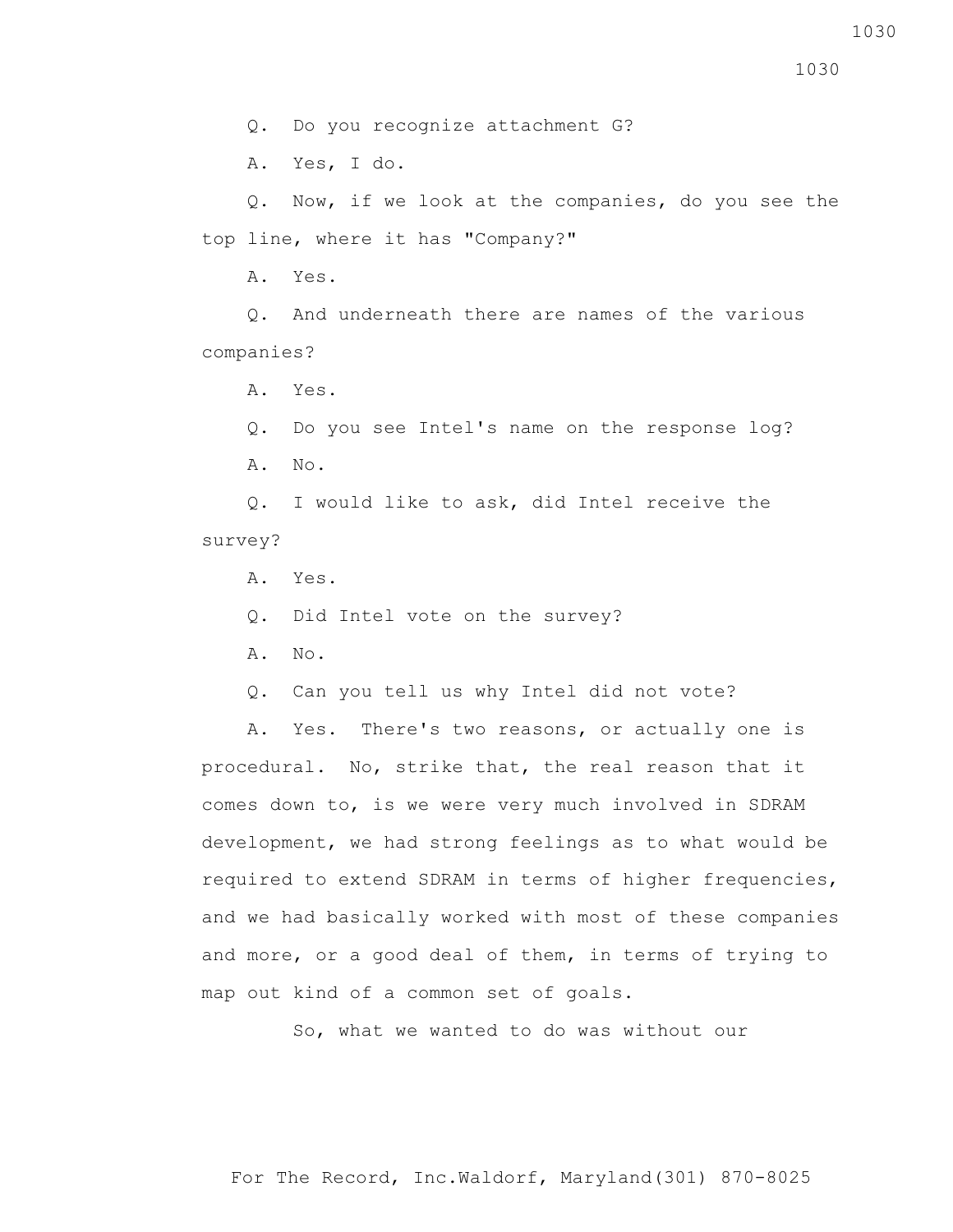Q. Do you recognize attachment G?

A. Yes, I do.

Q. Now, if we look at the companies, do you see the top line, where it has "Company?"

A. Yes.

Q. And underneath there are names of the various companies?

A. Yes.

Q. Do you see Intel's name on the response log?

A. No.

Q. I would like to ask, did Intel receive the survey?

A. Yes.

Q. Did Intel vote on the survey?

A. No.

Q. Can you tell us why Intel did not vote?

A. Yes. There's two reasons, or actually one is procedural. No, strike that, the real reason that it comes down to, is we were very much involved in SDRAM development, we had strong feelings as to what would be required to extend SDRAM in terms of higher frequencies, and we had basically worked with most of these companies and more, or a good deal of them, in terms of trying to map out kind of a common set of goals.

So, what we wanted to do was without our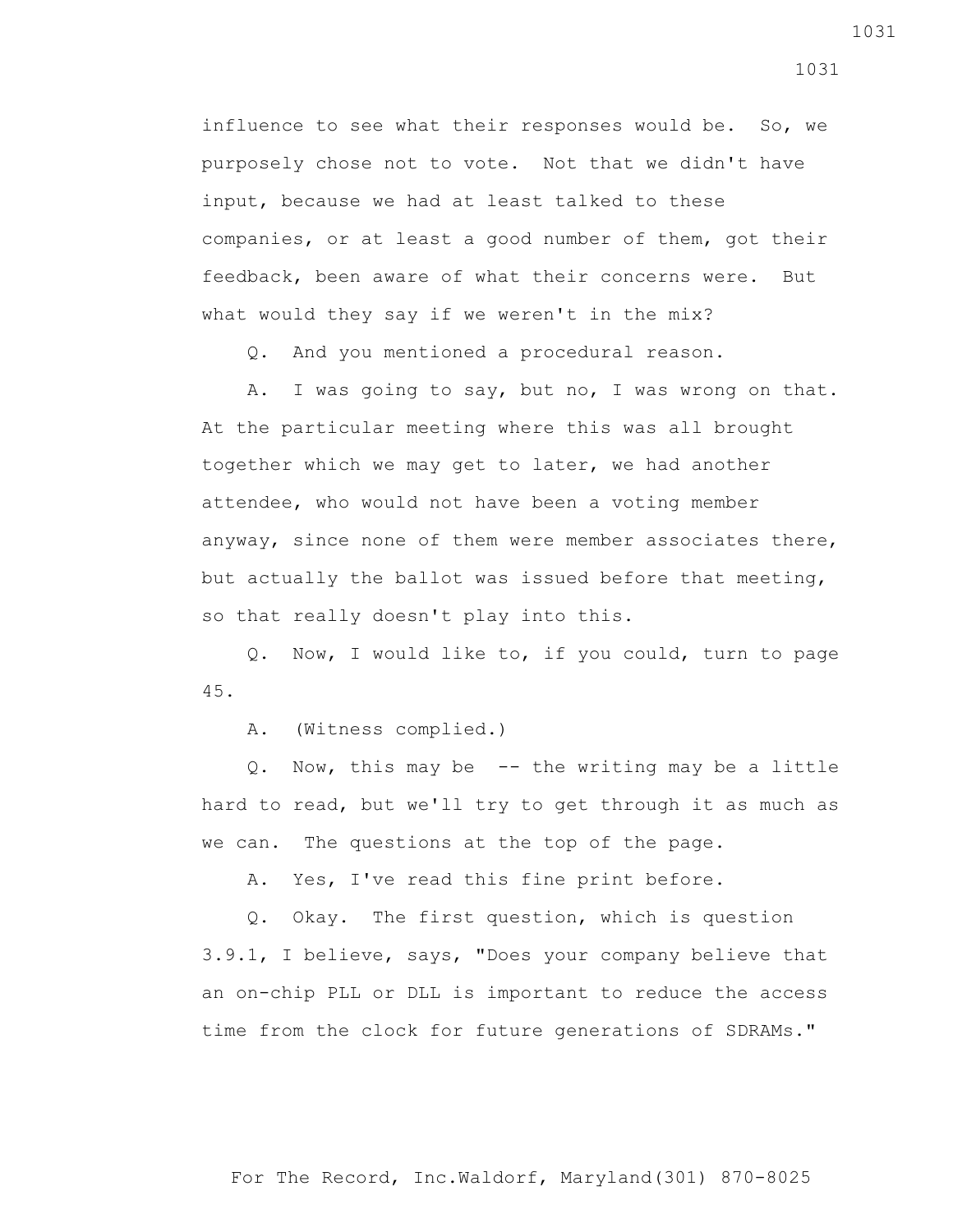influence to see what their responses would be. So, we purposely chose not to vote. Not that we didn't have input, because we had at least talked to these companies, or at least a good number of them, got their feedback, been aware of what their concerns were. But what would they say if we weren't in the mix?

Q. And you mentioned a procedural reason.

A. I was going to say, but no, I was wrong on that. At the particular meeting where this was all brought together which we may get to later, we had another attendee, who would not have been a voting member anyway, since none of them were member associates there, but actually the ballot was issued before that meeting, so that really doesn't play into this.

Q. Now, I would like to, if you could, turn to page 45.

A. (Witness complied.)

Q. Now, this may be -- the writing may be a little hard to read, but we'll try to get through it as much as we can. The questions at the top of the page.

A. Yes, I've read this fine print before.

Q. Okay. The first question, which is question 3.9.1, I believe, says, "Does your company believe that an on-chip PLL or DLL is important to reduce the access time from the clock for future generations of SDRAMs."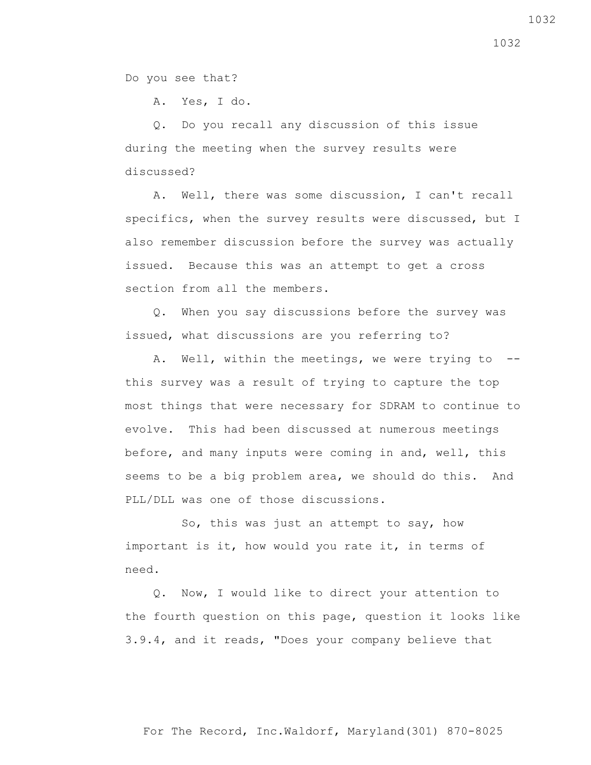Do you see that?

A. Yes, I do.

Q. Do you recall any discussion of this issue during the meeting when the survey results were discussed?

A. Well, there was some discussion, I can't recall specifics, when the survey results were discussed, but I also remember discussion before the survey was actually issued. Because this was an attempt to get a cross section from all the members.

Q. When you say discussions before the survey was issued, what discussions are you referring to?

A. Well, within the meetings, we were trying to -- this survey was a result of trying to capture the top most things that were necessary for SDRAM to continue to evolve. This had been discussed at numerous meetings before, and many inputs were coming in and, well, this seems to be a big problem area, we should do this. And PLL/DLL was one of those discussions.

So, this was just an attempt to say, how important is it, how would you rate it, in terms of need.

Q. Now, I would like to direct your attention to the fourth question on this page, question it looks like 3.9.4, and it reads, "Does your company believe that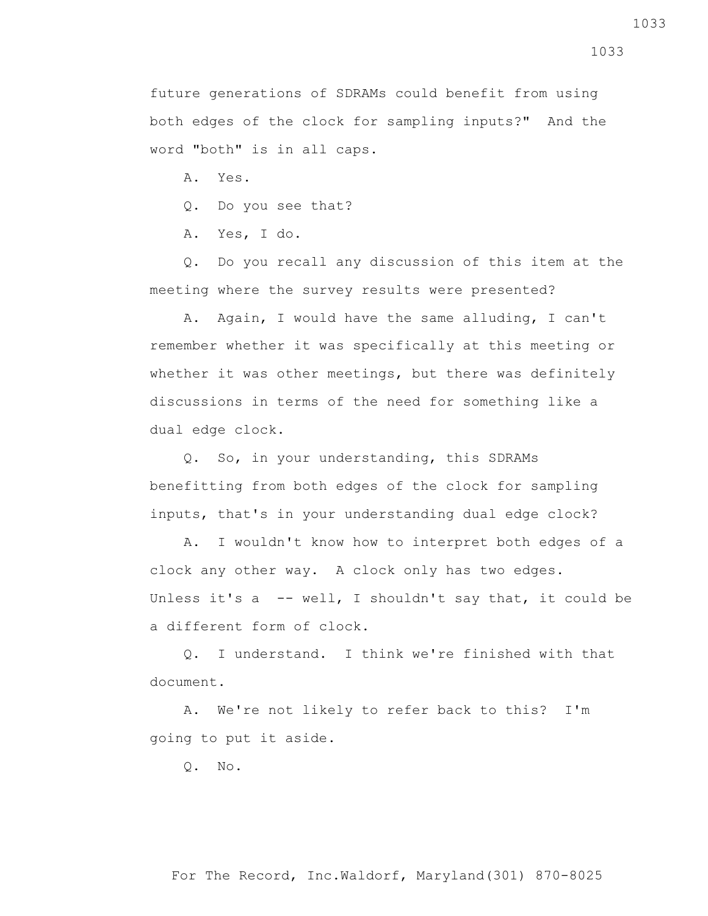future generations of SDRAMs could benefit from using both edges of the clock for sampling inputs?" And the word "both" is in all caps.

A. Yes.

Q. Do you see that?

A. Yes, I do.

Q. Do you recall any discussion of this item at the meeting where the survey results were presented?

A. Again, I would have the same alluding, I can't remember whether it was specifically at this meeting or whether it was other meetings, but there was definitely discussions in terms of the need for something like a dual edge clock.

Q. So, in your understanding, this SDRAMs benefitting from both edges of the clock for sampling inputs, that's in your understanding dual edge clock?

A. I wouldn't know how to interpret both edges of a clock any other way. A clock only has two edges. Unless it's a -- well, I shouldn't say that, it could be a different form of clock.

Q. I understand. I think we're finished with that document.

A. We're not likely to refer back to this? I'm going to put it aside.

Q. No.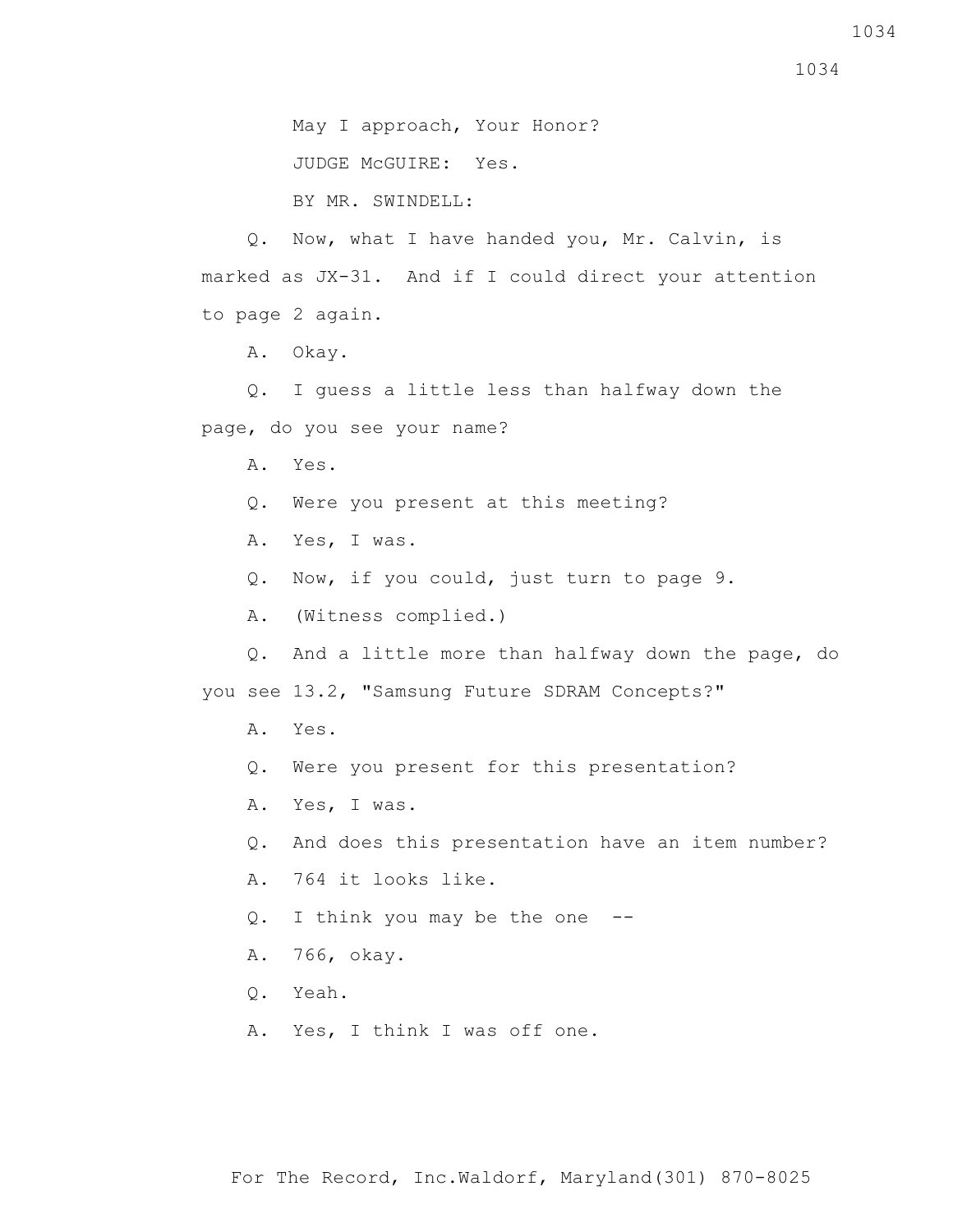May I approach, Your Honor?

JUDGE McGUIRE: Yes.

BY MR. SWINDELL:

Q. Now, what I have handed you, Mr. Calvin, is marked as JX-31. And if I could direct your attention to page 2 again.

A. Okay.

Q. I guess a little less than halfway down the page, do you see your name?

A. Yes.

Q. Were you present at this meeting?

A. Yes, I was.

Q. Now, if you could, just turn to page 9.

A. (Witness complied.)

Q. And a little more than halfway down the page, do you see 13.2, "Samsung Future SDRAM Concepts?"

A. Yes.

Q. Were you present for this presentation?

A. Yes, I was.

Q. And does this presentation have an item number?

A. 764 it looks like.

Q. I think you may be the one --

A. 766, okay.

Q. Yeah.

A. Yes, I think I was off one.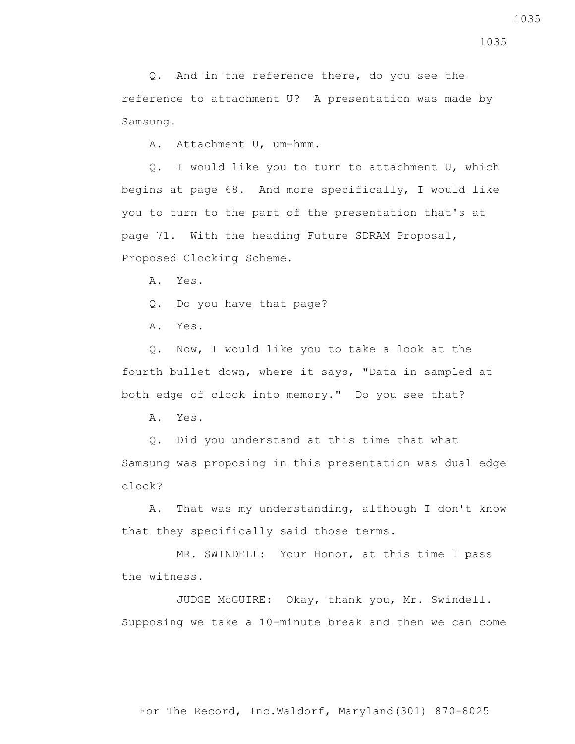Q. And in the reference there, do you see the reference to attachment U? A presentation was made by Samsung.

A. Attachment U, um-hmm.

Q. I would like you to turn to attachment U, which begins at page 68. And more specifically, I would like you to turn to the part of the presentation that's at page 71. With the heading Future SDRAM Proposal, Proposed Clocking Scheme.

A. Yes.

Q. Do you have that page?

A. Yes.

Q. Now, I would like you to take a look at the fourth bullet down, where it says, "Data in sampled at both edge of clock into memory." Do you see that?

A. Yes.

Q. Did you understand at this time that what Samsung was proposing in this presentation was dual edge clock?

A. That was my understanding, although I don't know that they specifically said those terms.

MR. SWINDELL: Your Honor, at this time I pass the witness.

JUDGE McGUIRE: Okay, thank you, Mr. Swindell. Supposing we take a 10-minute break and then we can come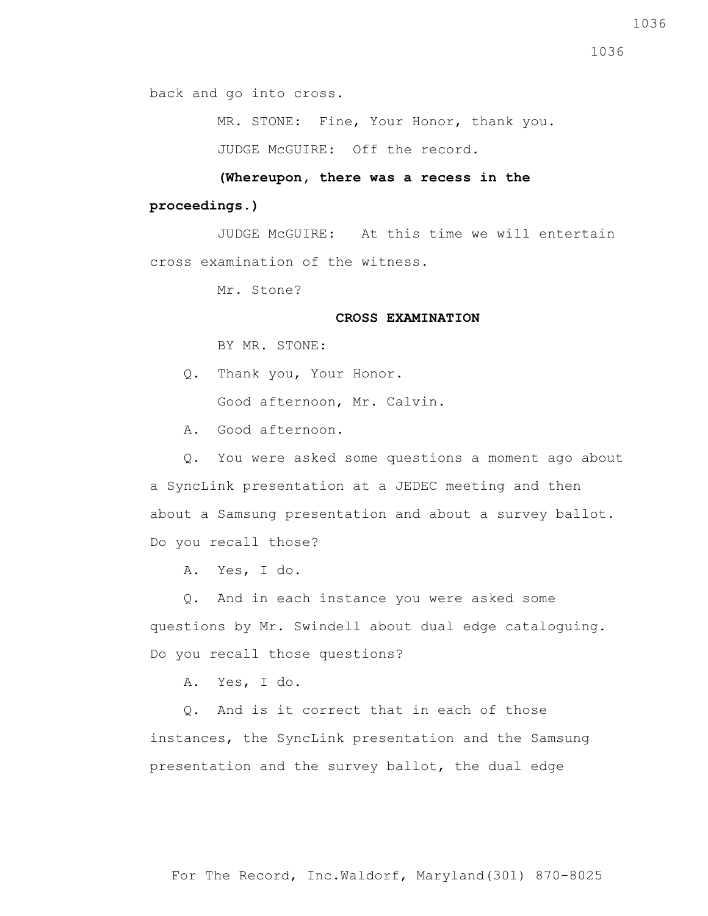back and go into cross.

MR. STONE: Fine, Your Honor, thank you.

JUDGE McGUIRE: Off the record.

**(Whereupon, there was a recess in the proceedings.)**

JUDGE McGUIRE: At this time we will entertain cross examination of the witness.

Mr. Stone?

**CROSS EXAMINATION**

BY MR. STONE:

Q. Thank you, Your Honor.

Good afternoon, Mr. Calvin.

A. Good afternoon.

Q. You were asked some questions a moment ago about a SyncLink presentation at a JEDEC meeting and then about a Samsung presentation and about a survey ballot. Do you recall those?

A. Yes, I do.

Q. And in each instance you were asked some questions by Mr. Swindell about dual edge cataloguing. Do you recall those questions?

A. Yes, I do.

Q. And is it correct that in each of those instances, the SyncLink presentation and the Samsung presentation and the survey ballot, the dual edge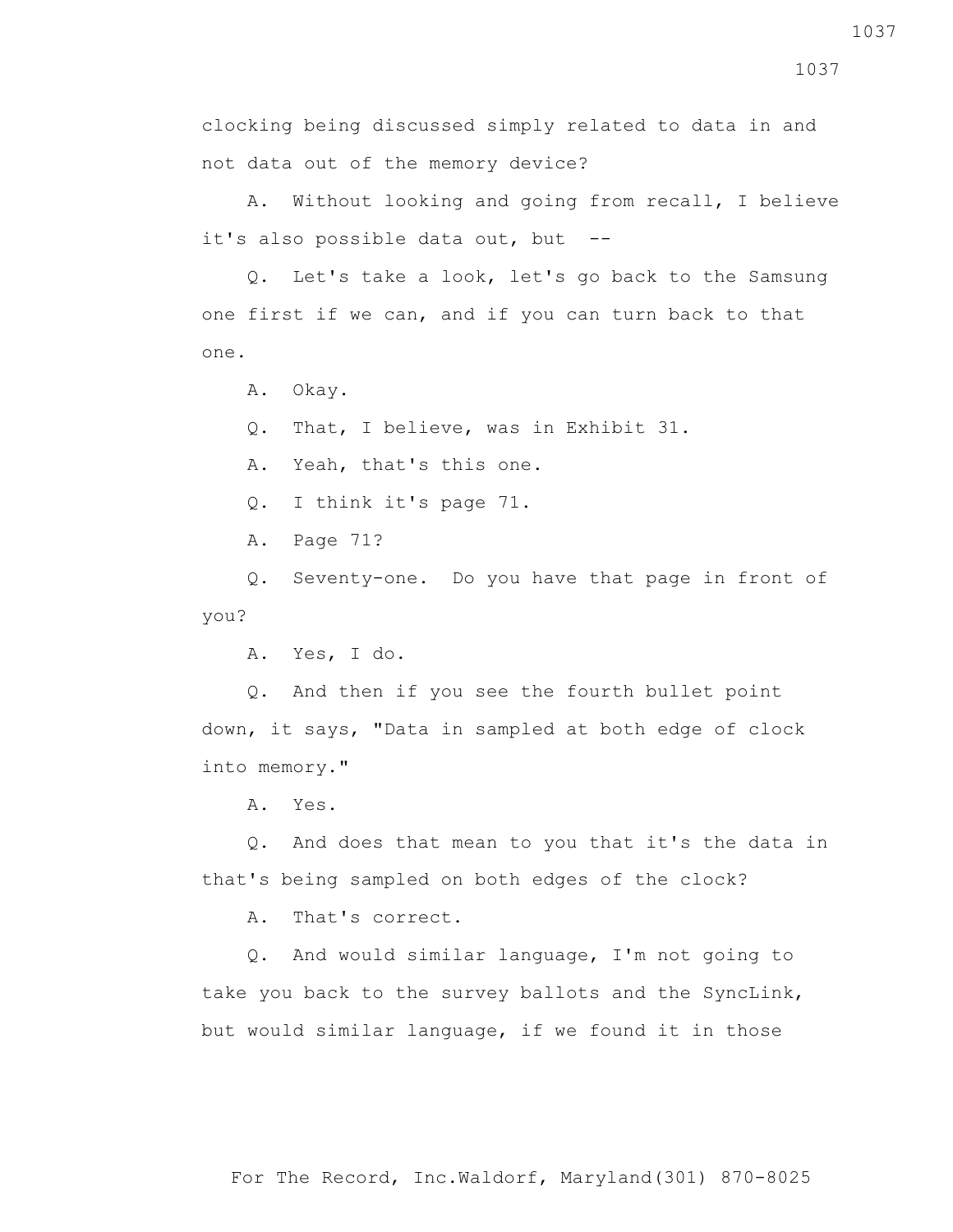clocking being discussed simply related to data in and not data out of the memory device?

A. Without looking and going from recall, I believe it's also possible data out, but --

Q. Let's take a look, let's go back to the Samsung one first if we can, and if you can turn back to that one.

A. Okay.

Q. That, I believe, was in Exhibit 31.

A. Yeah, that's this one.

Q. I think it's page 71.

A. Page 71?

Q. Seventy-one. Do you have that page in front of you?

A. Yes, I do.

Q. And then if you see the fourth bullet point down, it says, "Data in sampled at both edge of clock into memory."

A. Yes.

Q. And does that mean to you that it's the data in that's being sampled on both edges of the clock?

A. That's correct.

Q. And would similar language, I'm not going to take you back to the survey ballots and the SyncLink, but would similar language, if we found it in those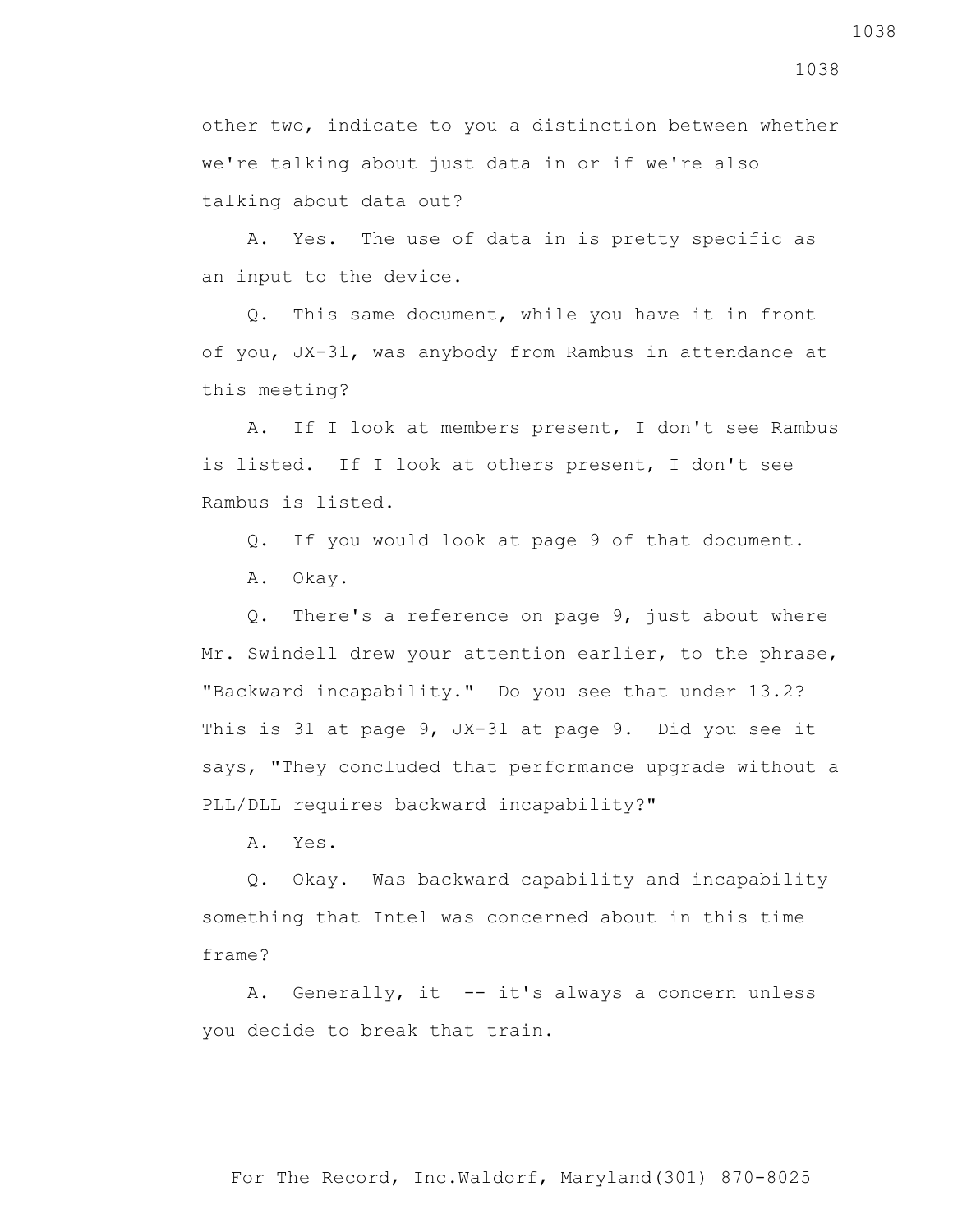other two, indicate to you a distinction between whether we're talking about just data in or if we're also talking about data out?

A. Yes. The use of data in is pretty specific as an input to the device.

Q. This same document, while you have it in front of you, JX-31, was anybody from Rambus in attendance at this meeting?

A. If I look at members present, I don't see Rambus is listed. If I look at others present, I don't see Rambus is listed.

Q. If you would look at page 9 of that document.

A. Okay.

Q. There's a reference on page 9, just about where Mr. Swindell drew your attention earlier, to the phrase, "Backward incapability." Do you see that under 13.2? This is 31 at page 9, JX-31 at page 9. Did you see it says, "They concluded that performance upgrade without a PLL/DLL requires backward incapability?"

A. Yes.

Q. Okay. Was backward capability and incapability something that Intel was concerned about in this time frame?

A. Generally, it -- it's always a concern unless you decide to break that train.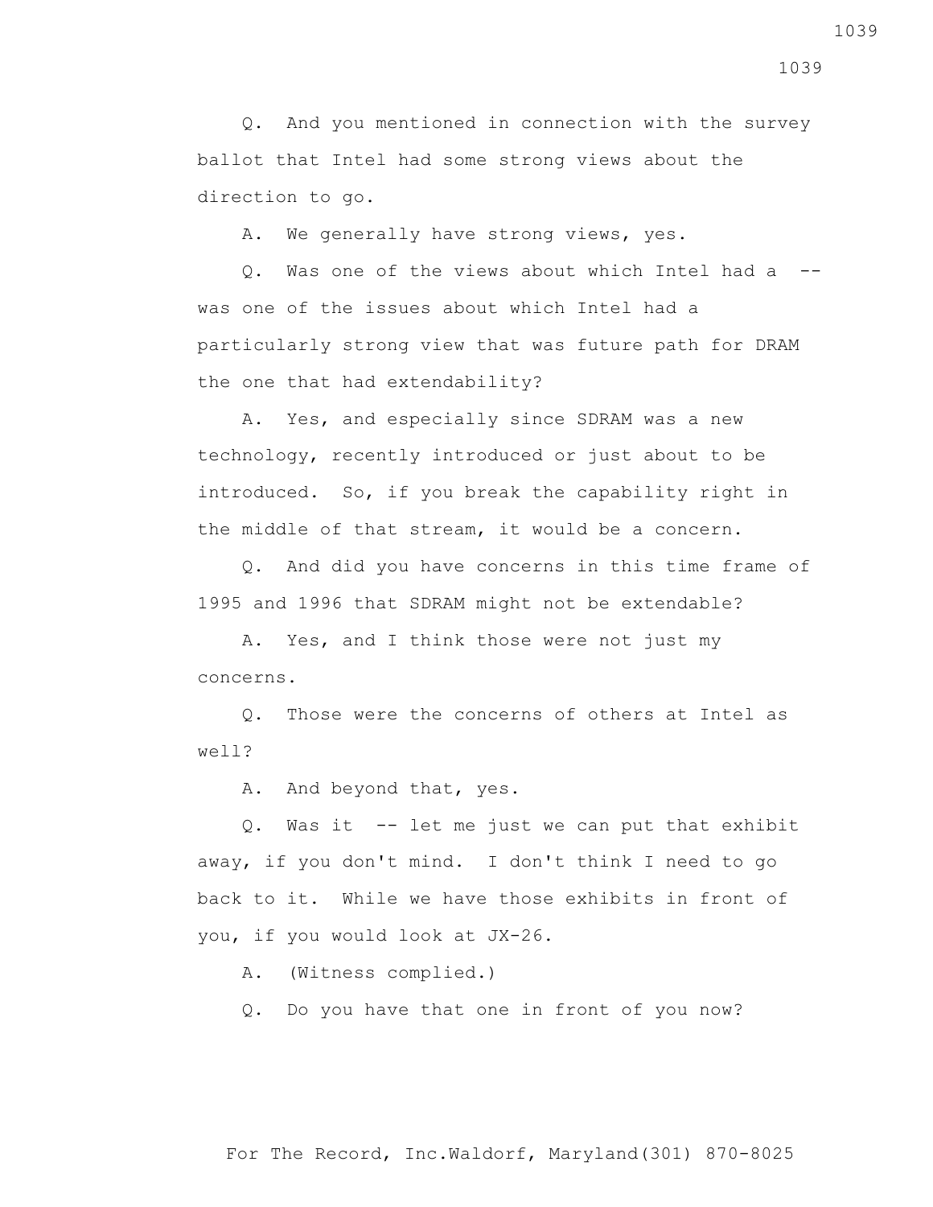Q. And you mentioned in connection with the survey ballot that Intel had some strong views about the direction to go.

A. We generally have strong views, yes.

Q. Was one of the views about which Intel had a -- was one of the issues about which Intel had a particularly strong view that was future path for DRAM the one that had extendability?

A. Yes, and especially since SDRAM was a new technology, recently introduced or just about to be introduced. So, if you break the capability right in the middle of that stream, it would be a concern.

Q. And did you have concerns in this time frame of 1995 and 1996 that SDRAM might not be extendable?

A. Yes, and I think those were not just my concerns.

Q. Those were the concerns of others at Intel as well?

A. And beyond that, yes.

Q. Was it -- let me just we can put that exhibit away, if you don't mind. I don't think I need to go back to it. While we have those exhibits in front of you, if you would look at JX-26.

A. (Witness complied.)

Q. Do you have that one in front of you now?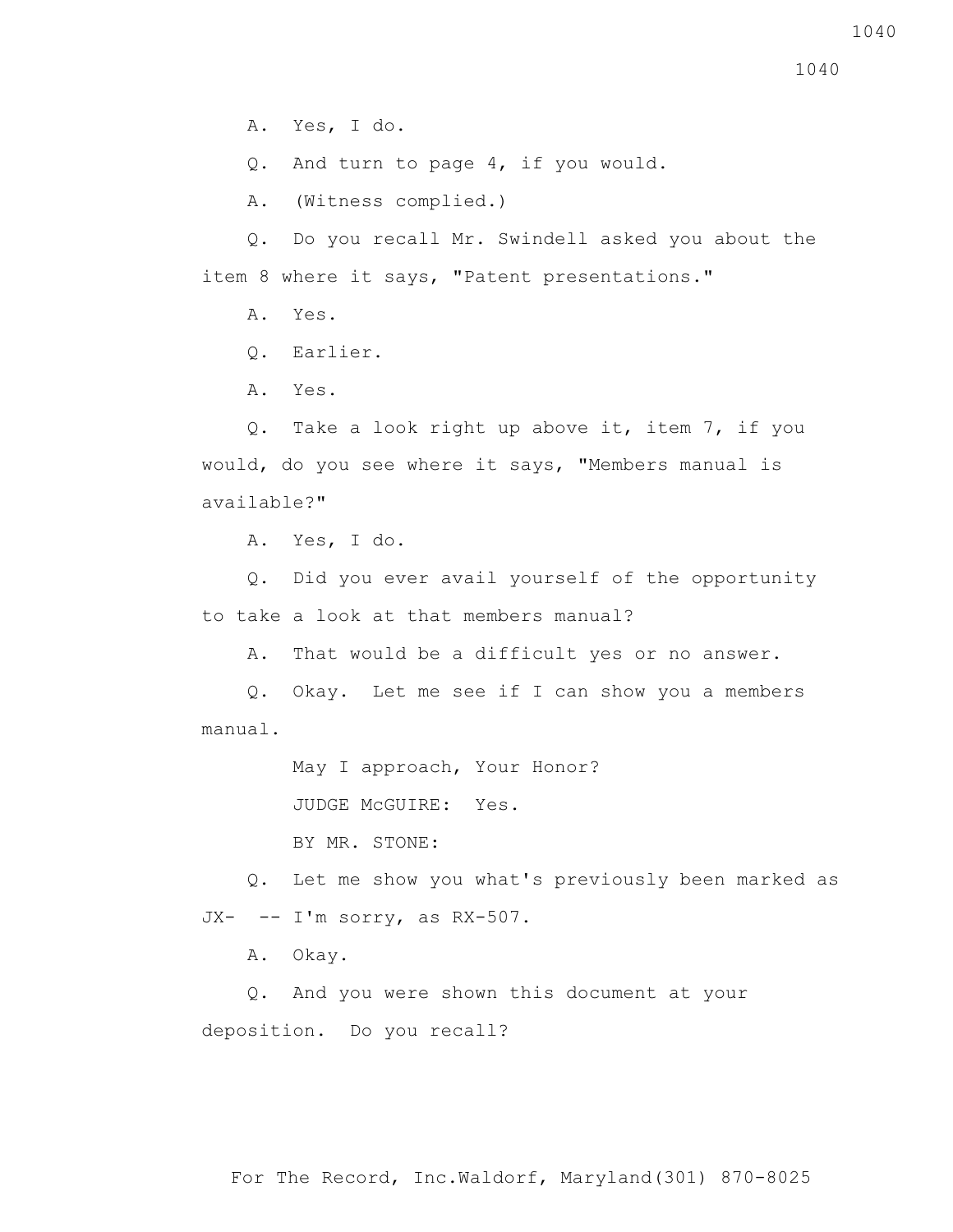A. Yes, I do.

Q. And turn to page 4, if you would.

A. (Witness complied.)

Q. Do you recall Mr. Swindell asked you about the item 8 where it says, "Patent presentations."

A. Yes.

Q. Earlier.

A. Yes.

Q. Take a look right up above it, item 7, if you would, do you see where it says, "Members manual is available?"

A. Yes, I do.

Q. Did you ever avail yourself of the opportunity to take a look at that members manual?

A. That would be a difficult yes or no answer.

Q. Okay. Let me see if I can show you a members manual.

May I approach, Your Honor?

JUDGE McGUIRE: Yes.

BY MR. STONE:

Q. Let me show you what's previously been marked as JX- -- I'm sorry, as RX-507.

A. Okay.

Q. And you were shown this document at your deposition. Do you recall?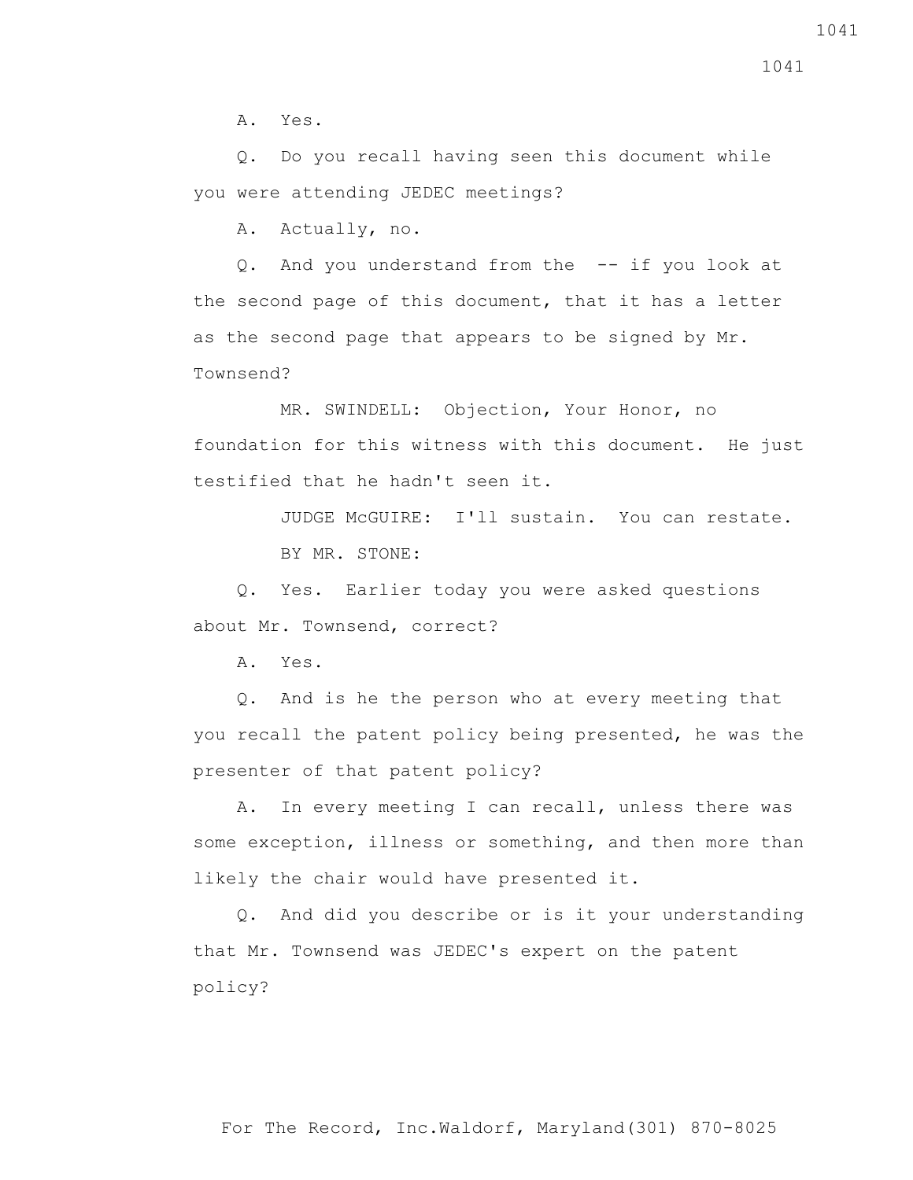A. Yes.

Q. Do you recall having seen this document while you were attending JEDEC meetings?

A. Actually, no.

Q. And you understand from the -- if you look at the second page of this document, that it has a letter as the second page that appears to be signed by Mr. Townsend?

MR. SWINDELL: Objection, Your Honor, no foundation for this witness with this document. He just testified that he hadn't seen it.

JUDGE McGUIRE: I'll sustain. You can restate.

BY MR. STONE:

Q. Yes. Earlier today you were asked questions about Mr. Townsend, correct?

A. Yes.

Q. And is he the person who at every meeting that you recall the patent policy being presented, he was the presenter of that patent policy?

A. In every meeting I can recall, unless there was some exception, illness or something, and then more than likely the chair would have presented it.

Q. And did you describe or is it your understanding that Mr. Townsend was JEDEC's expert on the patent policy?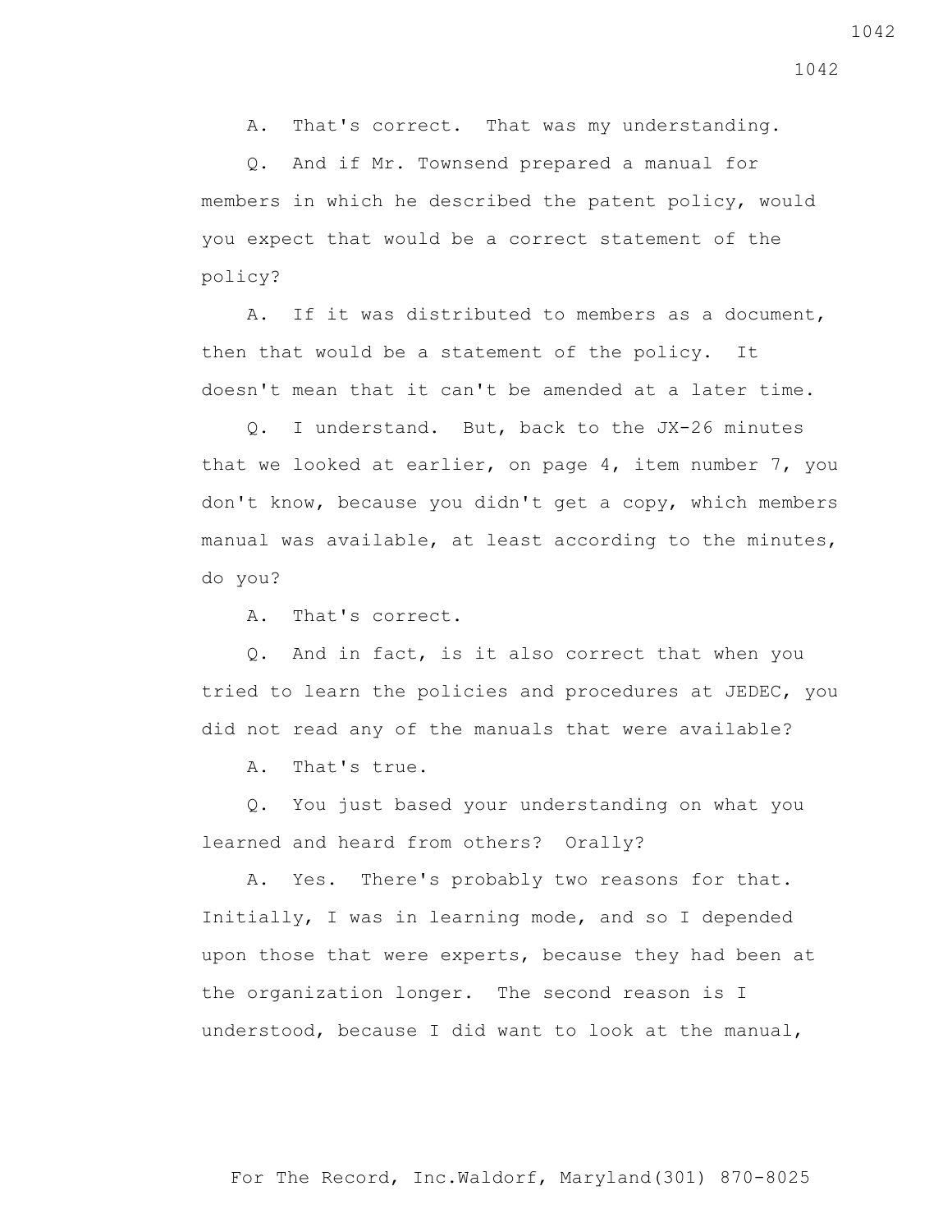A. That's correct. That was my understanding.

Q. And if Mr. Townsend prepared a manual for members in which he described the patent policy, would you expect that would be a correct statement of the policy?

A. If it was distributed to members as a document, then that would be a statement of the policy. It doesn't mean that it can't be amended at a later time.

Q. I understand. But, back to the JX-26 minutes that we looked at earlier, on page 4, item number 7, you don't know, because you didn't get a copy, which members manual was available, at least according to the minutes, do you?

A. That's correct.

Q. And in fact, is it also correct that when you tried to learn the policies and procedures at JEDEC, you did not read any of the manuals that were available?

A. That's true.

Q. You just based your understanding on what you learned and heard from others? Orally?

A. Yes. There's probably two reasons for that. Initially, I was in learning mode, and so I depended upon those that were experts, because they had been at the organization longer. The second reason is I understood, because I did want to look at the manual,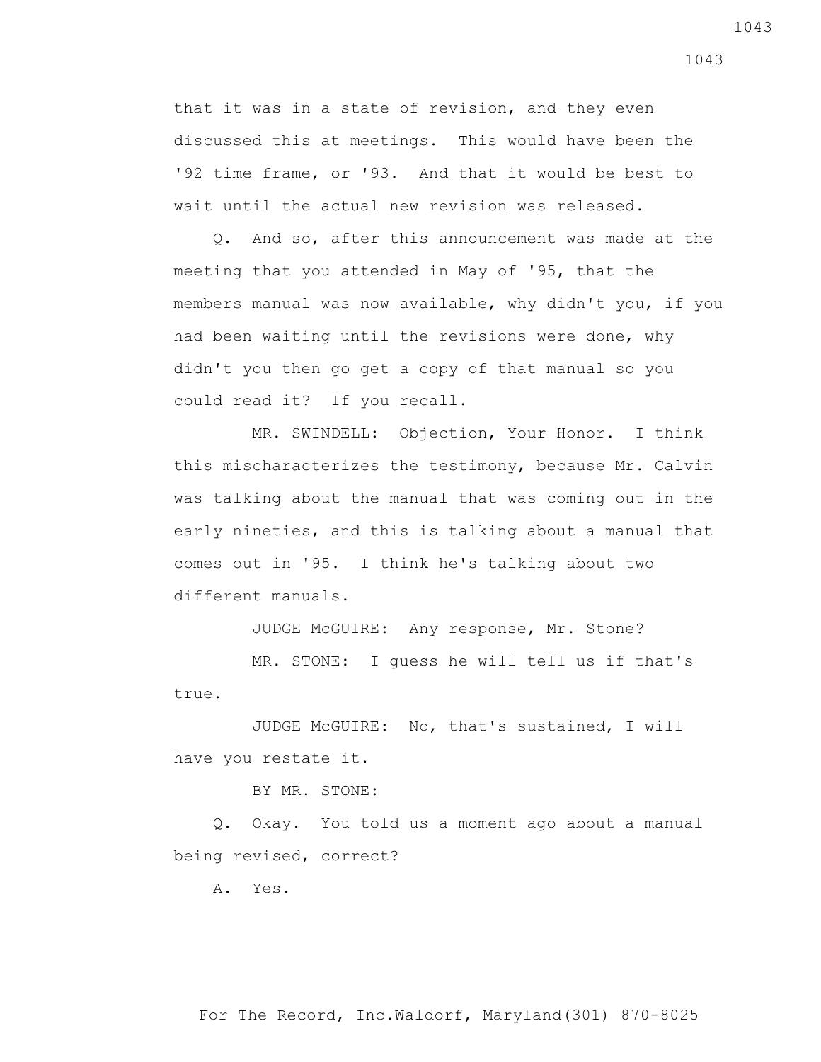that it was in a state of revision, and they even discussed this at meetings. This would have been the '92 time frame, or '93. And that it would be best to wait until the actual new revision was released.

Q. And so, after this announcement was made at the meeting that you attended in May of '95, that the members manual was now available, why didn't you, if you had been waiting until the revisions were done, why didn't you then go get a copy of that manual so you could read it? If you recall.

MR. SWINDELL: Objection, Your Honor. I think this mischaracterizes the testimony, because Mr. Calvin was talking about the manual that was coming out in the early nineties, and this is talking about a manual that comes out in '95. I think he's talking about two different manuals.

JUDGE McGUIRE: Any response, Mr. Stone?

MR. STONE: I guess he will tell us if that's true.

JUDGE McGUIRE: No, that's sustained, I will have you restate it.

BY MR. STONE:

Q. Okay. You told us a moment ago about a manual being revised, correct?

A. Yes.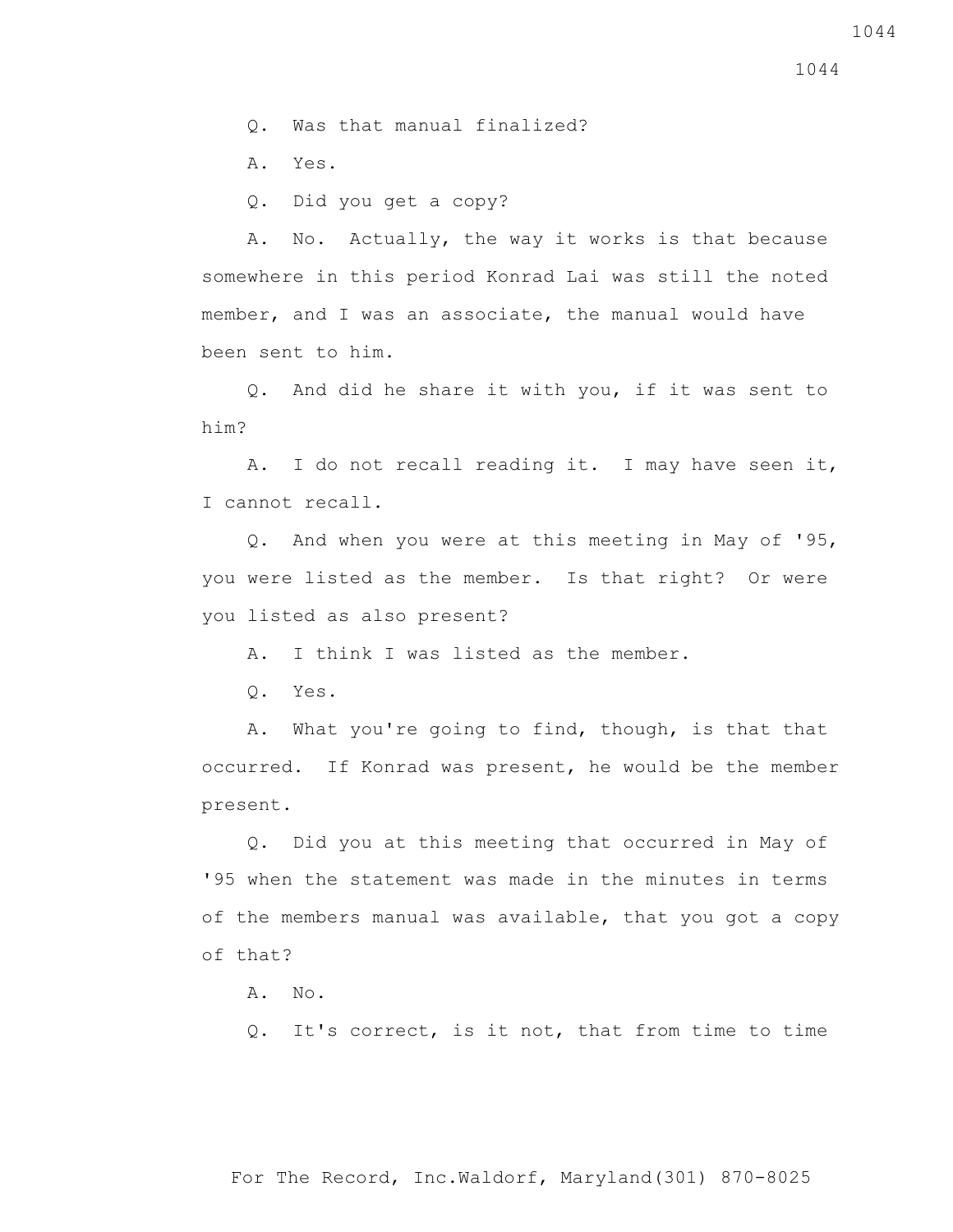Q. Was that manual finalized?

A. Yes.

Q. Did you get a copy?

A. No. Actually, the way it works is that because somewhere in this period Konrad Lai was still the noted member, and I was an associate, the manual would have been sent to him.

Q. And did he share it with you, if it was sent to him?

A. I do not recall reading it. I may have seen it, I cannot recall.

Q. And when you were at this meeting in May of '95, you were listed as the member. Is that right? Or were you listed as also present?

A. I think I was listed as the member.

Q. Yes.

A. What you're going to find, though, is that that occurred. If Konrad was present, he would be the member present.

Q. Did you at this meeting that occurred in May of '95 when the statement was made in the minutes in terms of the members manual was available, that you got a copy of that?

A. No.

Q. It's correct, is it not, that from time to time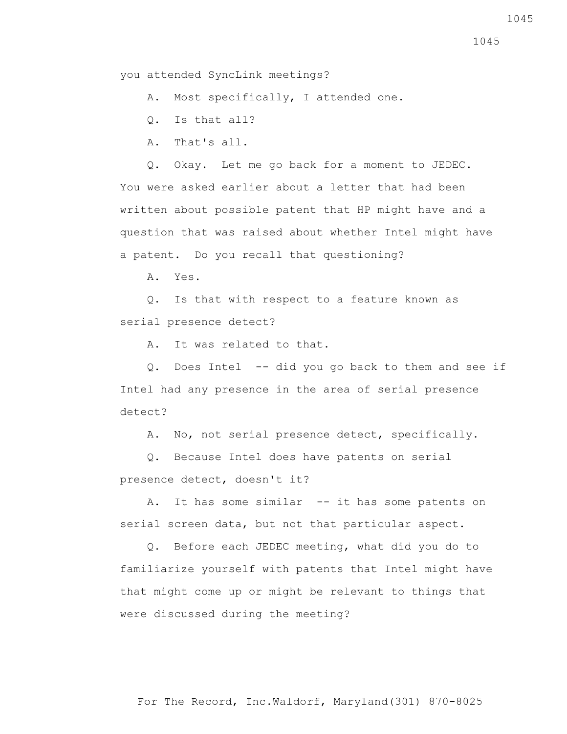you attended SyncLink meetings?

A. Most specifically, I attended one.

Q. Is that all?

A. That's all.

Q. Okay. Let me go back for a moment to JEDEC. You were asked earlier about a letter that had been written about possible patent that HP might have and a question that was raised about whether Intel might have a patent. Do you recall that questioning?

A. Yes.

Q. Is that with respect to a feature known as serial presence detect?

A. It was related to that.

Q. Does Intel -- did you go back to them and see if Intel had any presence in the area of serial presence detect?

A. No, not serial presence detect, specifically.

Q. Because Intel does have patents on serial presence detect, doesn't it?

A. It has some similar -- it has some patents on serial screen data, but not that particular aspect.

Q. Before each JEDEC meeting, what did you do to familiarize yourself with patents that Intel might have that might come up or might be relevant to things that were discussed during the meeting?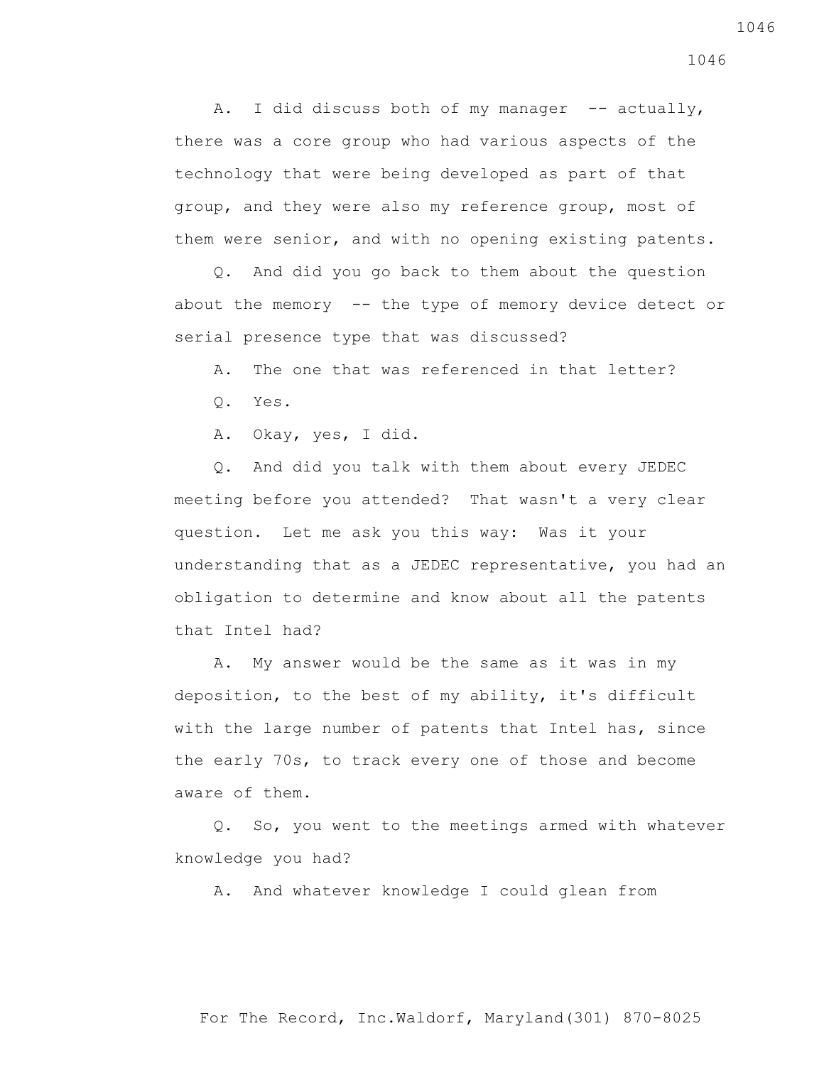A. I did discuss both of my manager -- actually, there was a core group who had various aspects of the technology that were being developed as part of that group, and they were also my reference group, most of them were senior, and with no opening existing patents.

Q. And did you go back to them about the question about the memory -- the type of memory device detect or serial presence type that was discussed?

A. The one that was referenced in that letter?

Q. Yes.

A. Okay, yes, I did.

Q. And did you talk with them about every JEDEC meeting before you attended? That wasn't a very clear question. Let me ask you this way: Was it your understanding that as a JEDEC representative, you had an obligation to determine and know about all the patents that Intel had?

A. My answer would be the same as it was in my deposition, to the best of my ability, it's difficult with the large number of patents that Intel has, since the early 70s, to track every one of those and become aware of them.

Q. So, you went to the meetings armed with whatever knowledge you had?

A. And whatever knowledge I could glean from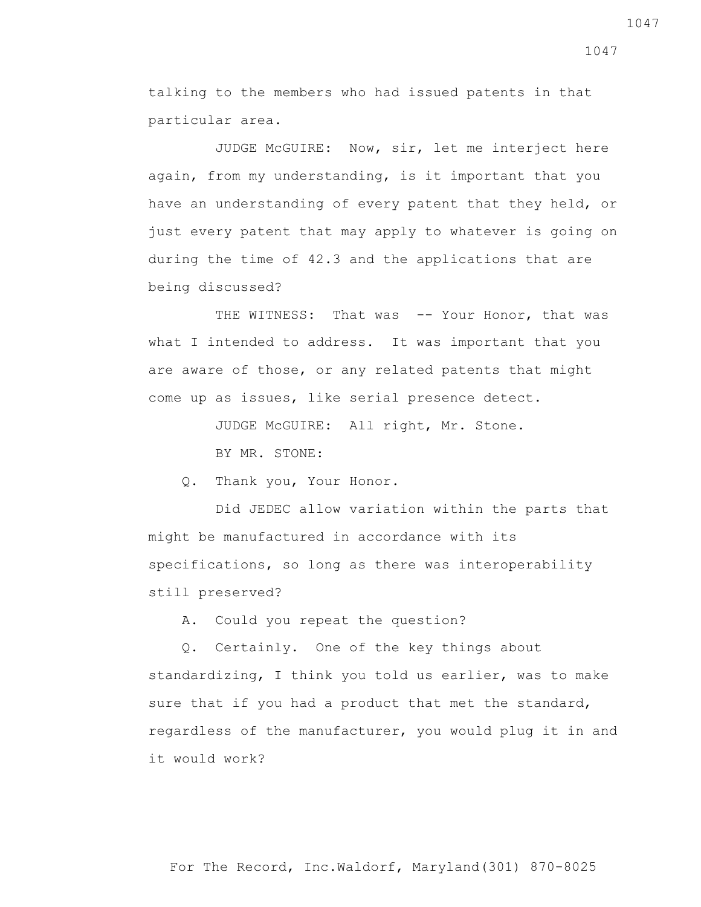talking to the members who had issued patents in that particular area.

JUDGE McGUIRE: Now, sir, let me interject here again, from my understanding, is it important that you have an understanding of every patent that they held, or just every patent that may apply to whatever is going on during the time of 42.3 and the applications that are being discussed?

THE WITNESS: That was -- Your Honor, that was what I intended to address. It was important that you are aware of those, or any related patents that might come up as issues, like serial presence detect.

JUDGE McGUIRE: All right, Mr. Stone.

BY MR. STONE:

Q. Thank you, Your Honor.

Did JEDEC allow variation within the parts that might be manufactured in accordance with its specifications, so long as there was interoperability still preserved?

A. Could you repeat the question?

Q. Certainly. One of the key things about standardizing, I think you told us earlier, was to make sure that if you had a product that met the standard, regardless of the manufacturer, you would plug it in and it would work?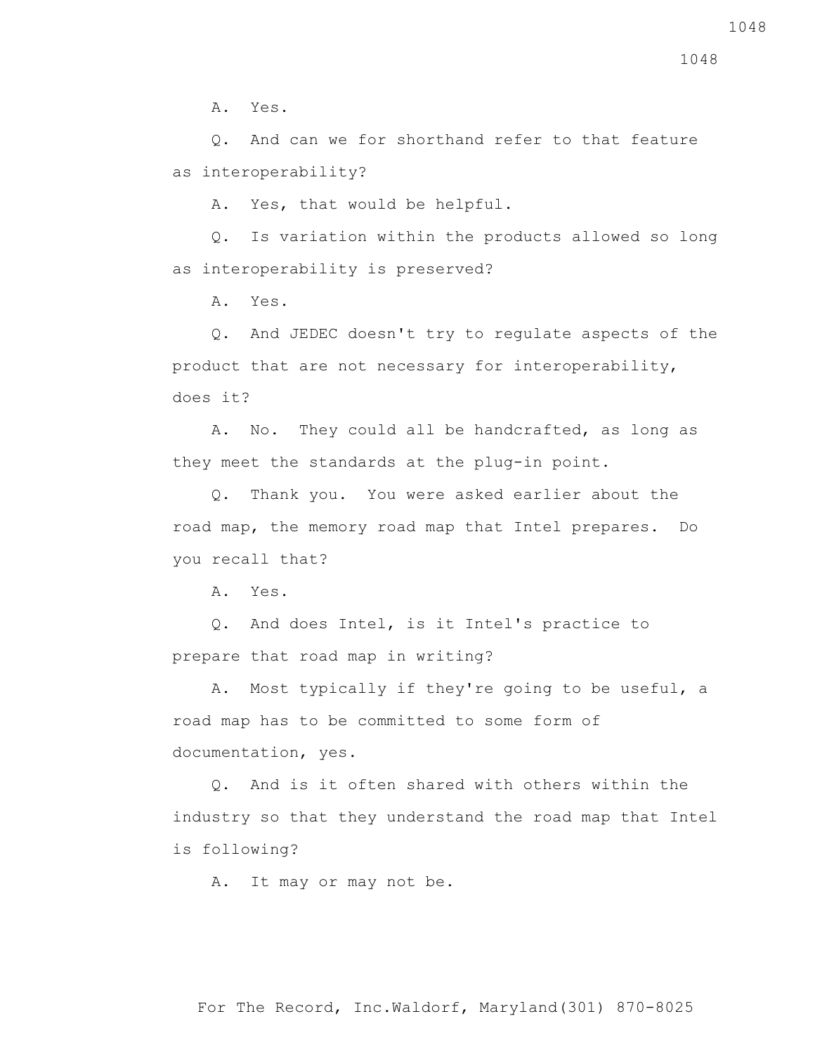A. Yes.

Q. And can we for shorthand refer to that feature as interoperability?

A. Yes, that would be helpful.

Q. Is variation within the products allowed so long as interoperability is preserved?

A. Yes.

Q. And JEDEC doesn't try to regulate aspects of the product that are not necessary for interoperability, does it?

A. No. They could all be handcrafted, as long as they meet the standards at the plug-in point.

Q. Thank you. You were asked earlier about the road map, the memory road map that Intel prepares. Do you recall that?

A. Yes.

Q. And does Intel, is it Intel's practice to prepare that road map in writing?

A. Most typically if they're going to be useful, a road map has to be committed to some form of documentation, yes.

Q. And is it often shared with others within the industry so that they understand the road map that Intel is following?

A. It may or may not be.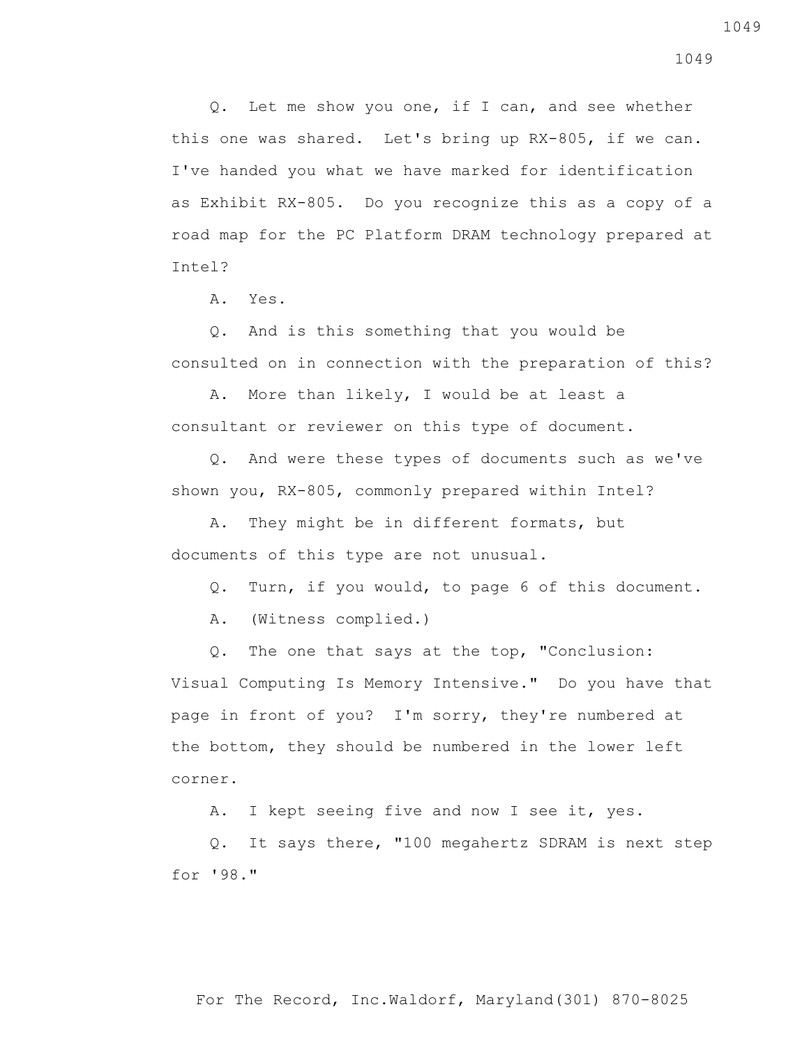Q. Let me show you one, if I can, and see whether this one was shared. Let's bring up RX-805, if we can. I've handed you what we have marked for identification as Exhibit RX-805. Do you recognize this as a copy of a road map for the PC Platform DRAM technology prepared at Intel?

A. Yes.

Q. And is this something that you would be consulted on in connection with the preparation of this?

A. More than likely, I would be at least a consultant or reviewer on this type of document.

Q. And were these types of documents such as we've shown you, RX-805, commonly prepared within Intel?

A. They might be in different formats, but documents of this type are not unusual.

Q. Turn, if you would, to page 6 of this document.

A. (Witness complied.)

Q. The one that says at the top, "Conclusion: Visual Computing Is Memory Intensive." Do you have that page in front of you? I'm sorry, they're numbered at the bottom, they should be numbered in the lower left corner.

A. I kept seeing five and now I see it, yes.

Q. It says there, "100 megahertz SDRAM is next step for '98."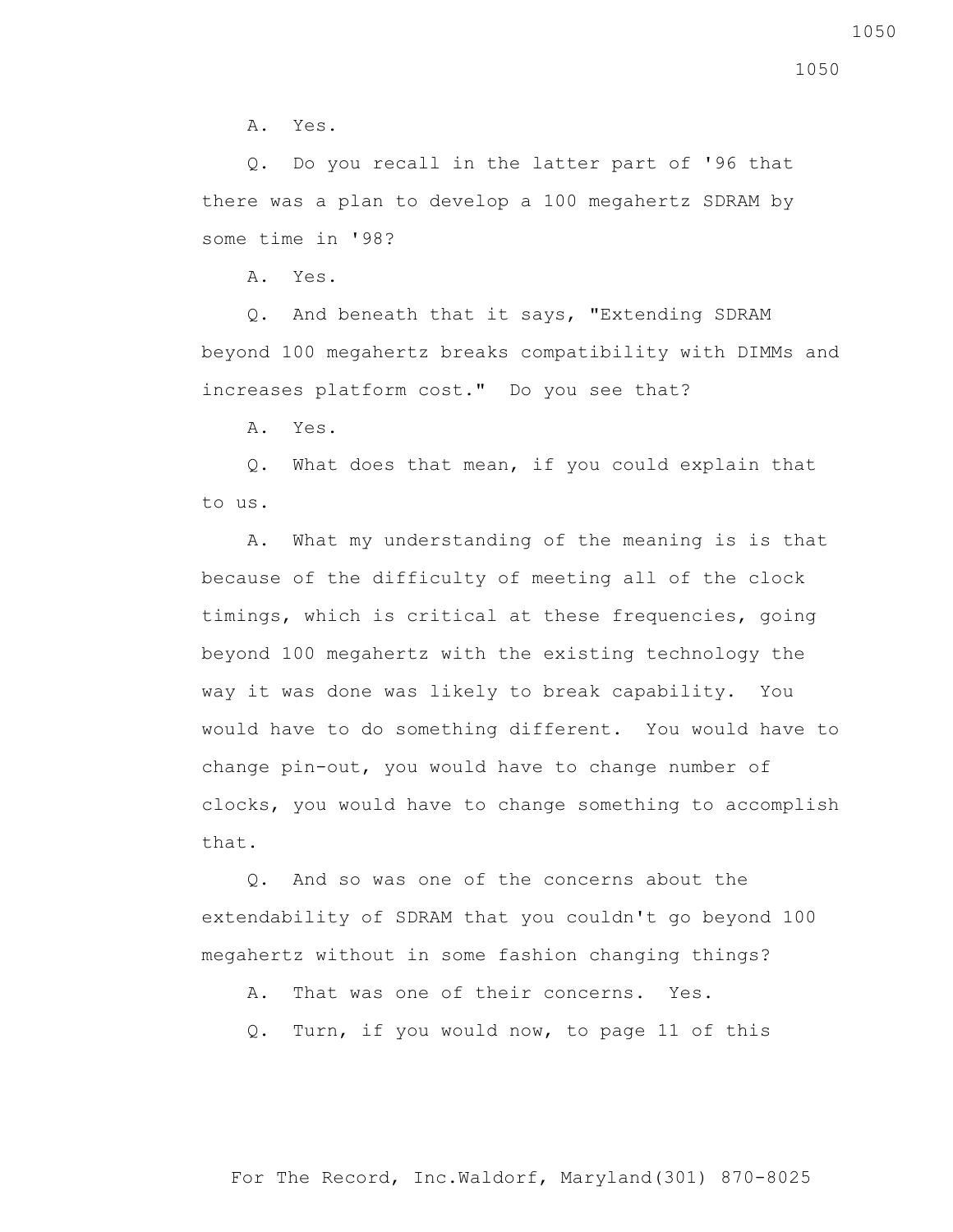A. Yes.

Q. Do you recall in the latter part of '96 that there was a plan to develop a 100 megahertz SDRAM by some time in '98?

A. Yes.

Q. And beneath that it says, "Extending SDRAM beyond 100 megahertz breaks compatibility with DIMMs and increases platform cost." Do you see that?

A. Yes.

Q. What does that mean, if you could explain that to us.

A. What my understanding of the meaning is is that because of the difficulty of meeting all of the clock timings, which is critical at these frequencies, going beyond 100 megahertz with the existing technology the way it was done was likely to break capability. You would have to do something different. You would have to change pin-out, you would have to change number of clocks, you would have to change something to accomplish that.

Q. And so was one of the concerns about the extendability of SDRAM that you couldn't go beyond 100 megahertz without in some fashion changing things?

A. That was one of their concerns. Yes.

Q. Turn, if you would now, to page 11 of this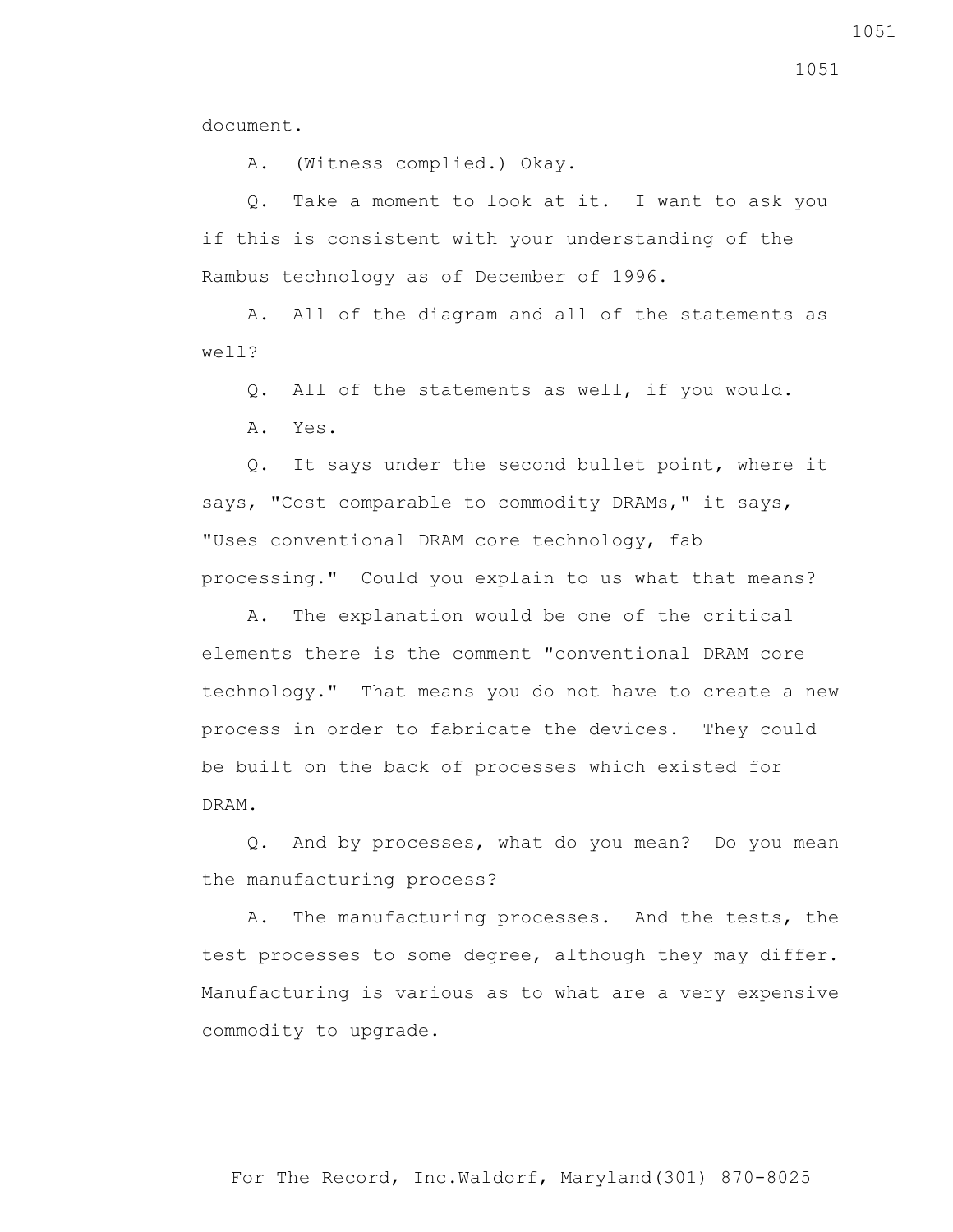document.

A. (Witness complied.) Okay.

Q. Take a moment to look at it. I want to ask you if this is consistent with your understanding of the Rambus technology as of December of 1996.

A. All of the diagram and all of the statements as well?

Q. All of the statements as well, if you would.

A. Yes.

Q. It says under the second bullet point, where it says, "Cost comparable to commodity DRAMs," it says, "Uses conventional DRAM core technology, fab processing." Could you explain to us what that means?

A. The explanation would be one of the critical elements there is the comment "conventional DRAM core technology." That means you do not have to create a new process in order to fabricate the devices. They could be built on the back of processes which existed for DRAM.

Q. And by processes, what do you mean? Do you mean the manufacturing process?

A. The manufacturing processes. And the tests, the test processes to some degree, although they may differ. Manufacturing is various as to what are a very expensive commodity to upgrade.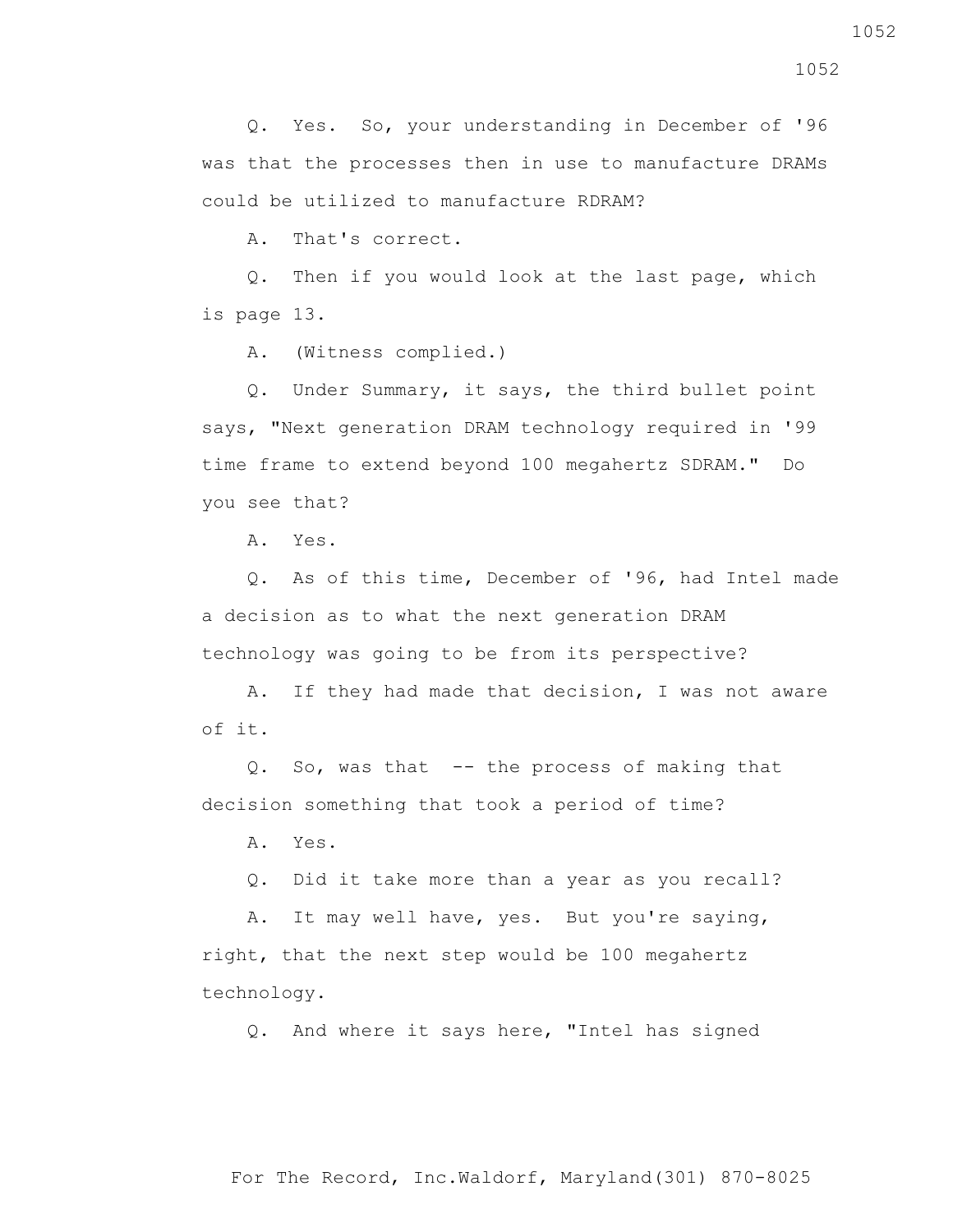Q. Yes. So, your understanding in December of '96 was that the processes then in use to manufacture DRAMs could be utilized to manufacture RDRAM?

A. That's correct.

Q. Then if you would look at the last page, which is page 13.

A. (Witness complied.)

Q. Under Summary, it says, the third bullet point says, "Next generation DRAM technology required in '99 time frame to extend beyond 100 megahertz SDRAM." Do you see that?

A. Yes.

Q. As of this time, December of '96, had Intel made a decision as to what the next generation DRAM technology was going to be from its perspective?

A. If they had made that decision, I was not aware of it.

Q. So, was that -- the process of making that decision something that took a period of time?

A. Yes.

Q. Did it take more than a year as you recall?

A. It may well have, yes. But you're saying, right, that the next step would be 100 megahertz technology.

Q. And where it says here, "Intel has signed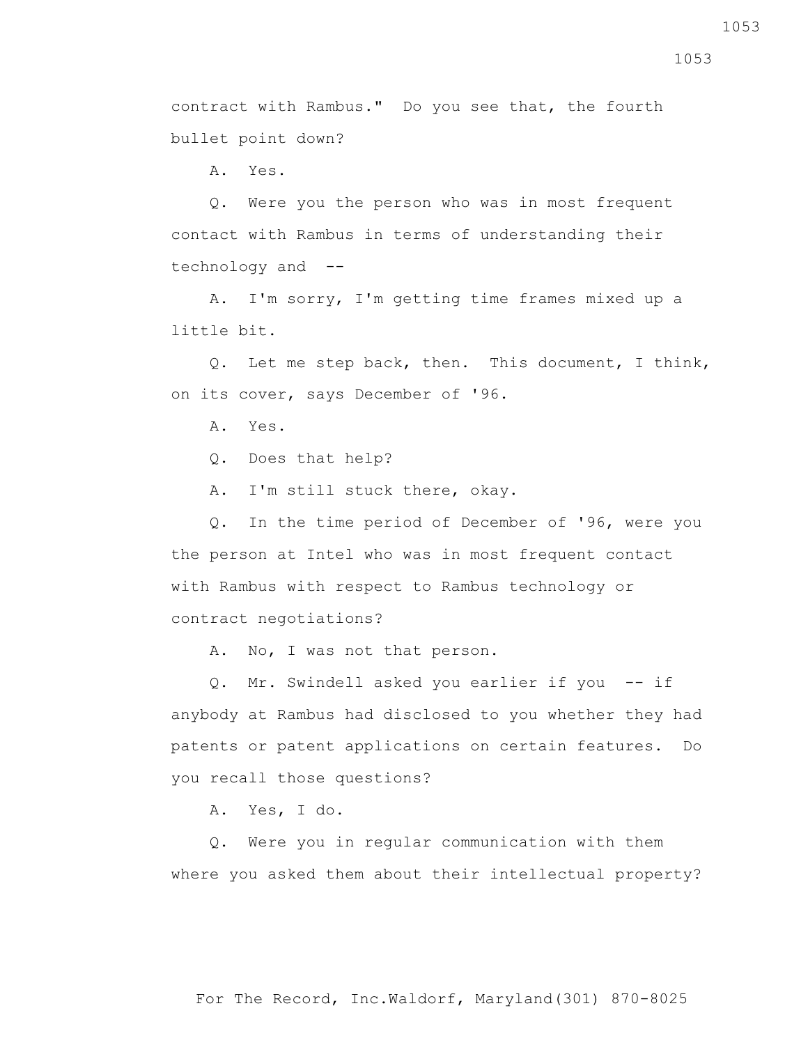contract with Rambus." Do you see that, the fourth bullet point down?

A. Yes.

Q. Were you the person who was in most frequent contact with Rambus in terms of understanding their technology and --

A. I'm sorry, I'm getting time frames mixed up a little bit.

Q. Let me step back, then. This document, I think, on its cover, says December of '96.

A. Yes.

Q. Does that help?

A. I'm still stuck there, okay.

Q. In the time period of December of '96, were you the person at Intel who was in most frequent contact with Rambus with respect to Rambus technology or contract negotiations?

A. No, I was not that person.

Q. Mr. Swindell asked you earlier if you -- if anybody at Rambus had disclosed to you whether they had patents or patent applications on certain features. Do you recall those questions?

A. Yes, I do.

Q. Were you in regular communication with them where you asked them about their intellectual property?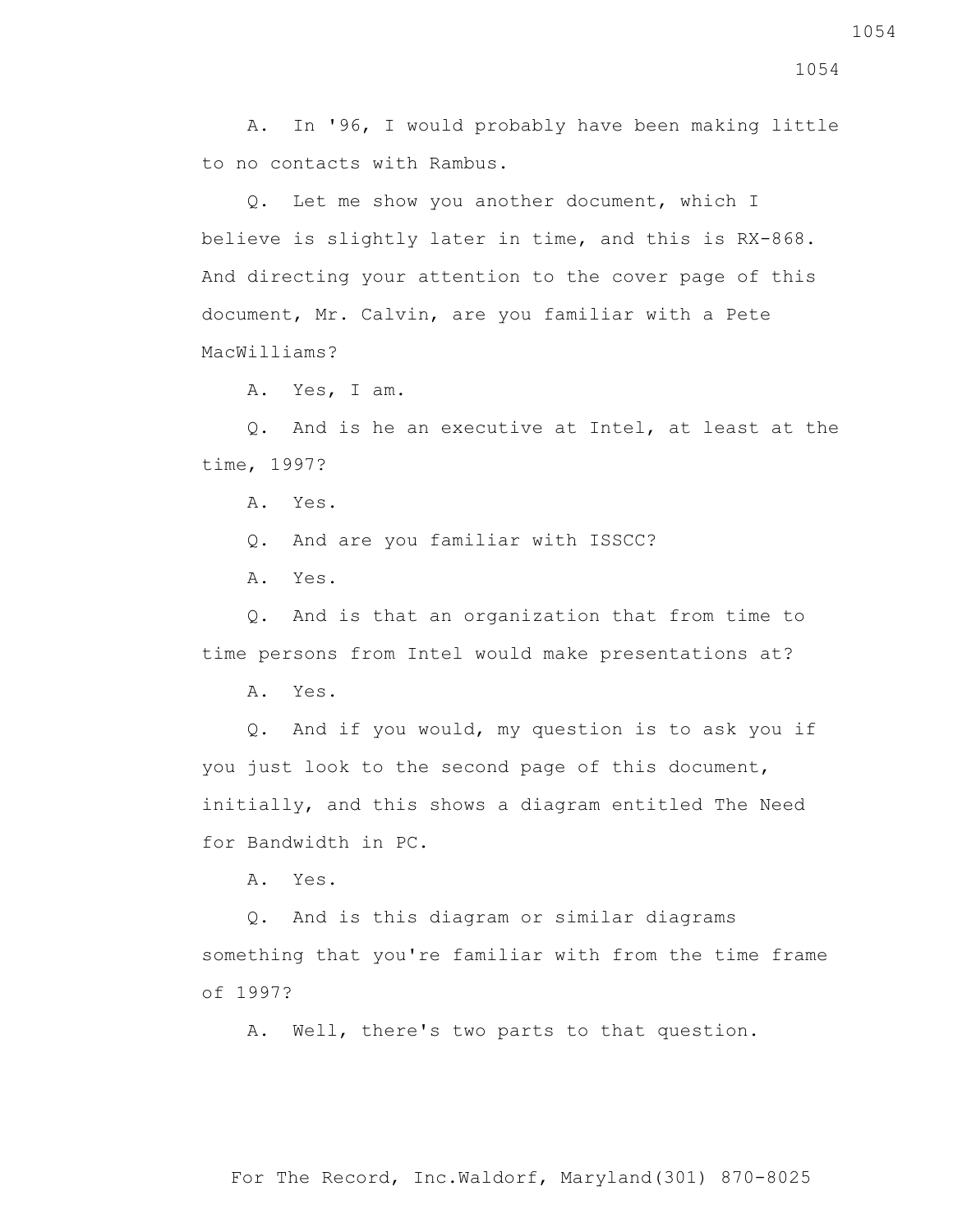A. In '96, I would probably have been making little to no contacts with Rambus.

Q. Let me show you another document, which I believe is slightly later in time, and this is RX-868. And directing your attention to the cover page of this document, Mr. Calvin, are you familiar with a Pete MacWilliams?

A. Yes, I am.

Q. And is he an executive at Intel, at least at the time, 1997?

A. Yes.

Q. And are you familiar with ISSCC?

A. Yes.

Q. And is that an organization that from time to time persons from Intel would make presentations at?

A. Yes.

Q. And if you would, my question is to ask you if you just look to the second page of this document, initially, and this shows a diagram entitled The Need for Bandwidth in PC.

A. Yes.

Q. And is this diagram or similar diagrams something that you're familiar with from the time frame of 1997?

A. Well, there's two parts to that question.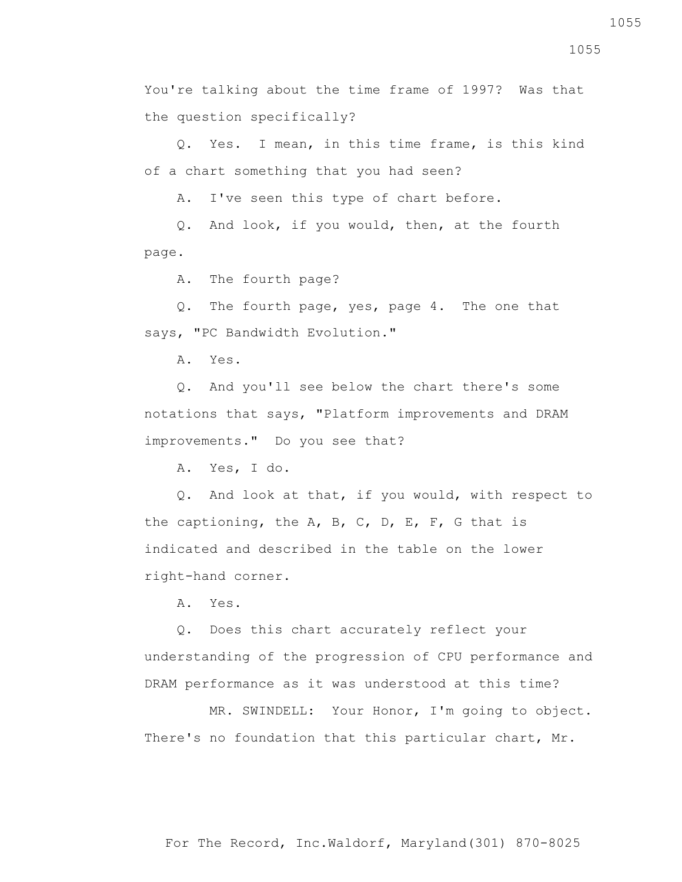You're talking about the time frame of 1997? Was that the question specifically?

Q. Yes. I mean, in this time frame, is this kind of a chart something that you had seen?

A. I've seen this type of chart before.

Q. And look, if you would, then, at the fourth page.

A. The fourth page?

Q. The fourth page, yes, page 4. The one that says, "PC Bandwidth Evolution."

A. Yes.

Q. And you'll see below the chart there's some notations that says, "Platform improvements and DRAM improvements." Do you see that?

A. Yes, I do.

Q. And look at that, if you would, with respect to the captioning, the A, B, C, D, E, F, G that is indicated and described in the table on the lower right-hand corner.

A. Yes.

Q. Does this chart accurately reflect your understanding of the progression of CPU performance and DRAM performance as it was understood at this time?

MR. SWINDELL: Your Honor, I'm going to object. There's no foundation that this particular chart, Mr.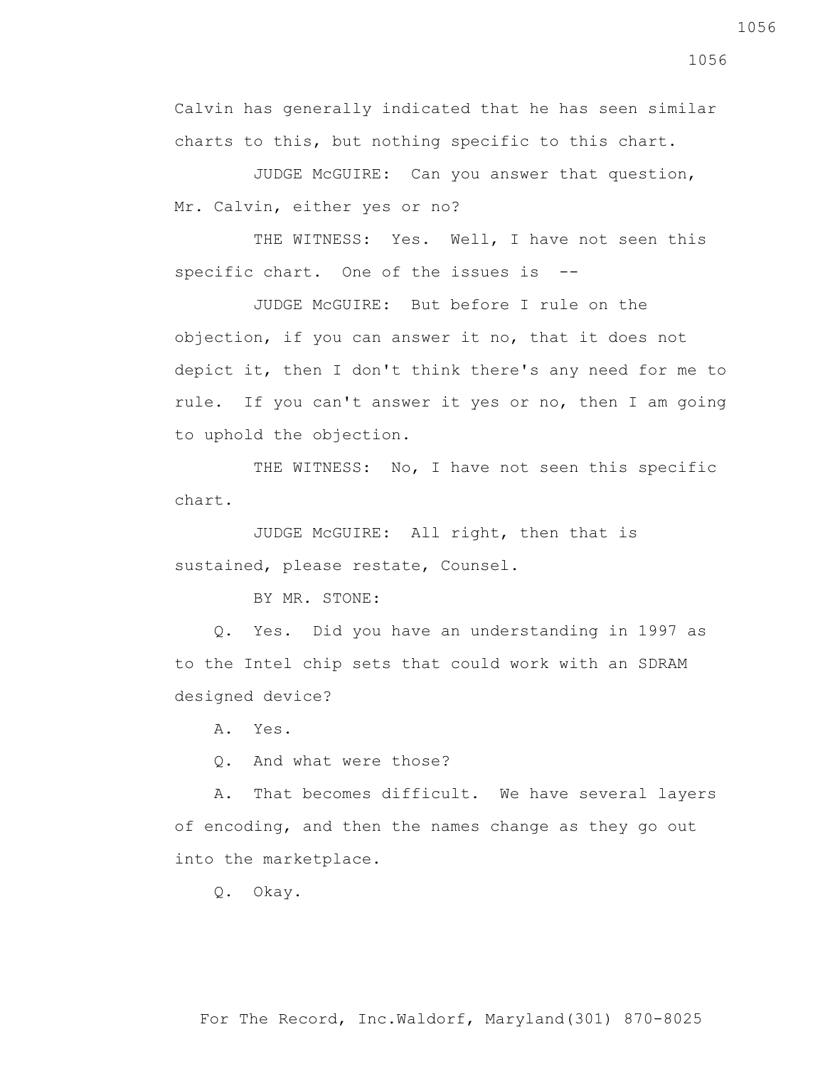Calvin has generally indicated that he has seen similar charts to this, but nothing specific to this chart.

JUDGE McGUIRE: Can you answer that question, Mr. Calvin, either yes or no?

THE WITNESS: Yes. Well, I have not seen this specific chart. One of the issues is --

JUDGE McGUIRE: But before I rule on the objection, if you can answer it no, that it does not depict it, then I don't think there's any need for me to rule. If you can't answer it yes or no, then I am going to uphold the objection.

THE WITNESS: No, I have not seen this specific chart.

JUDGE McGUIRE: All right, then that is sustained, please restate, Counsel.

BY MR. STONE:

Q. Yes. Did you have an understanding in 1997 as to the Intel chip sets that could work with an SDRAM designed device?

A. Yes.

Q. And what were those?

A. That becomes difficult. We have several layers of encoding, and then the names change as they go out into the marketplace.

Q. Okay.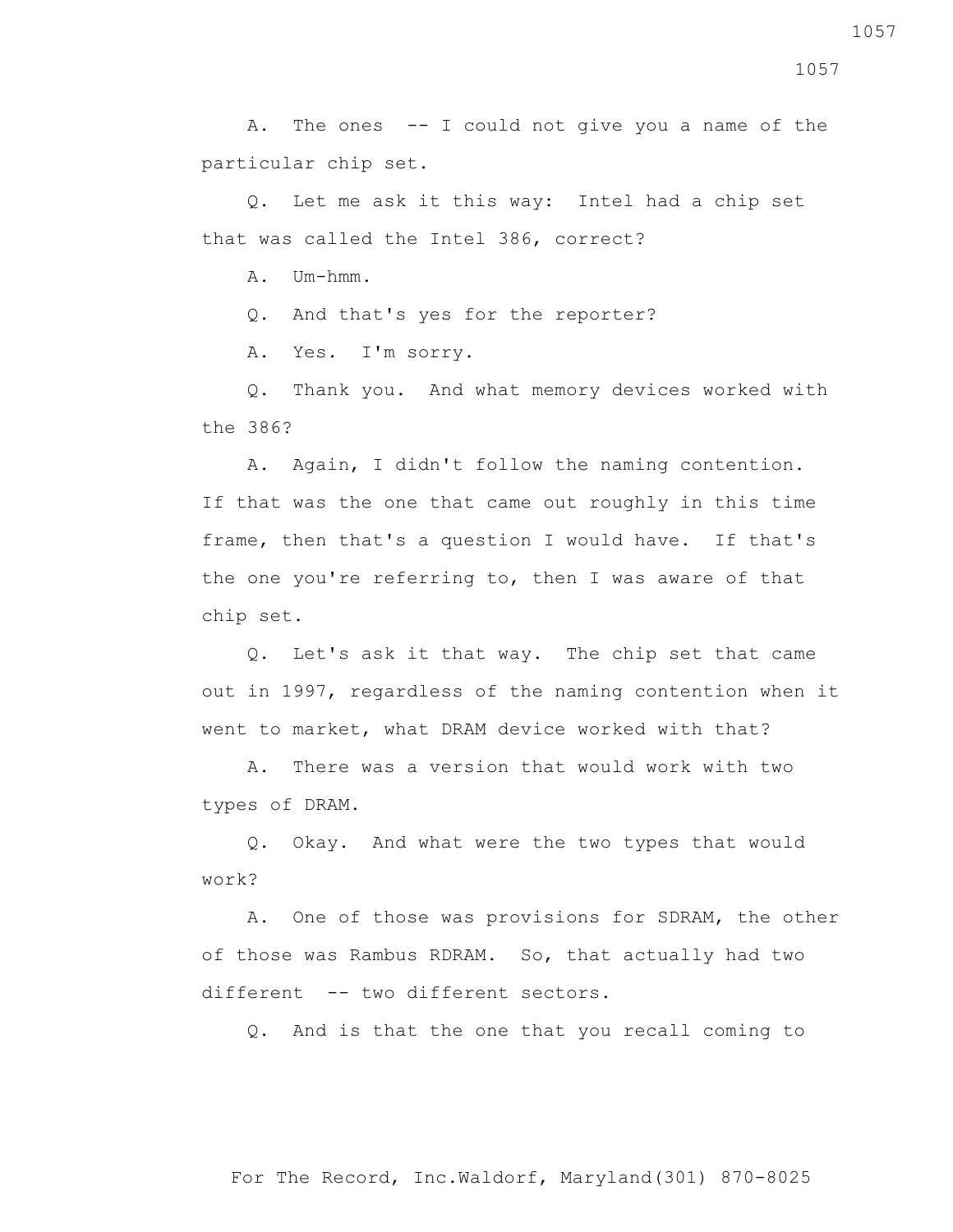A. The ones -- I could not give you a name of the particular chip set.

Q. Let me ask it this way: Intel had a chip set that was called the Intel 386, correct?

A. Um-hmm.

Q. And that's yes for the reporter?

A. Yes. I'm sorry.

Q. Thank you. And what memory devices worked with the 386?

A. Again, I didn't follow the naming contention. If that was the one that came out roughly in this time frame, then that's a question I would have. If that's the one you're referring to, then I was aware of that chip set.

Q. Let's ask it that way. The chip set that came out in 1997, regardless of the naming contention when it went to market, what DRAM device worked with that?

A. There was a version that would work with two types of DRAM.

Q. Okay. And what were the two types that would work?

A. One of those was provisions for SDRAM, the other of those was Rambus RDRAM. So, that actually had two different -- two different sectors.

Q. And is that the one that you recall coming to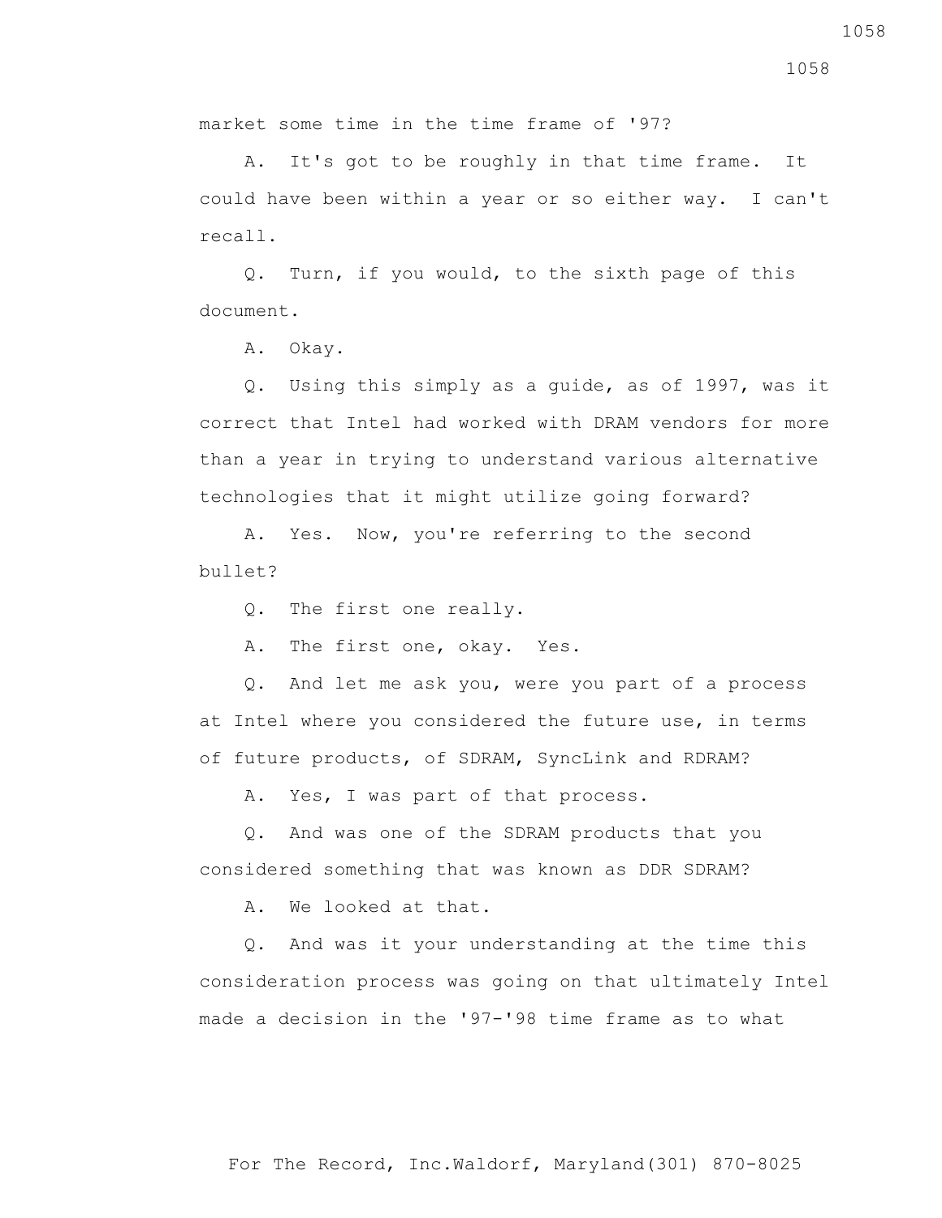market some time in the time frame of '97?

A. It's got to be roughly in that time frame. It could have been within a year or so either way. I can't recall.

Q. Turn, if you would, to the sixth page of this document.

A. Okay.

Q. Using this simply as a guide, as of 1997, was it correct that Intel had worked with DRAM vendors for more than a year in trying to understand various alternative technologies that it might utilize going forward?

A. Yes. Now, you're referring to the second bullet?

Q. The first one really.

A. The first one, okay. Yes.

Q. And let me ask you, were you part of a process at Intel where you considered the future use, in terms of future products, of SDRAM, SyncLink and RDRAM?

A. Yes, I was part of that process.

Q. And was one of the SDRAM products that you considered something that was known as DDR SDRAM?

A. We looked at that.

Q. And was it your understanding at the time this consideration process was going on that ultimately Intel made a decision in the '97-'98 time frame as to what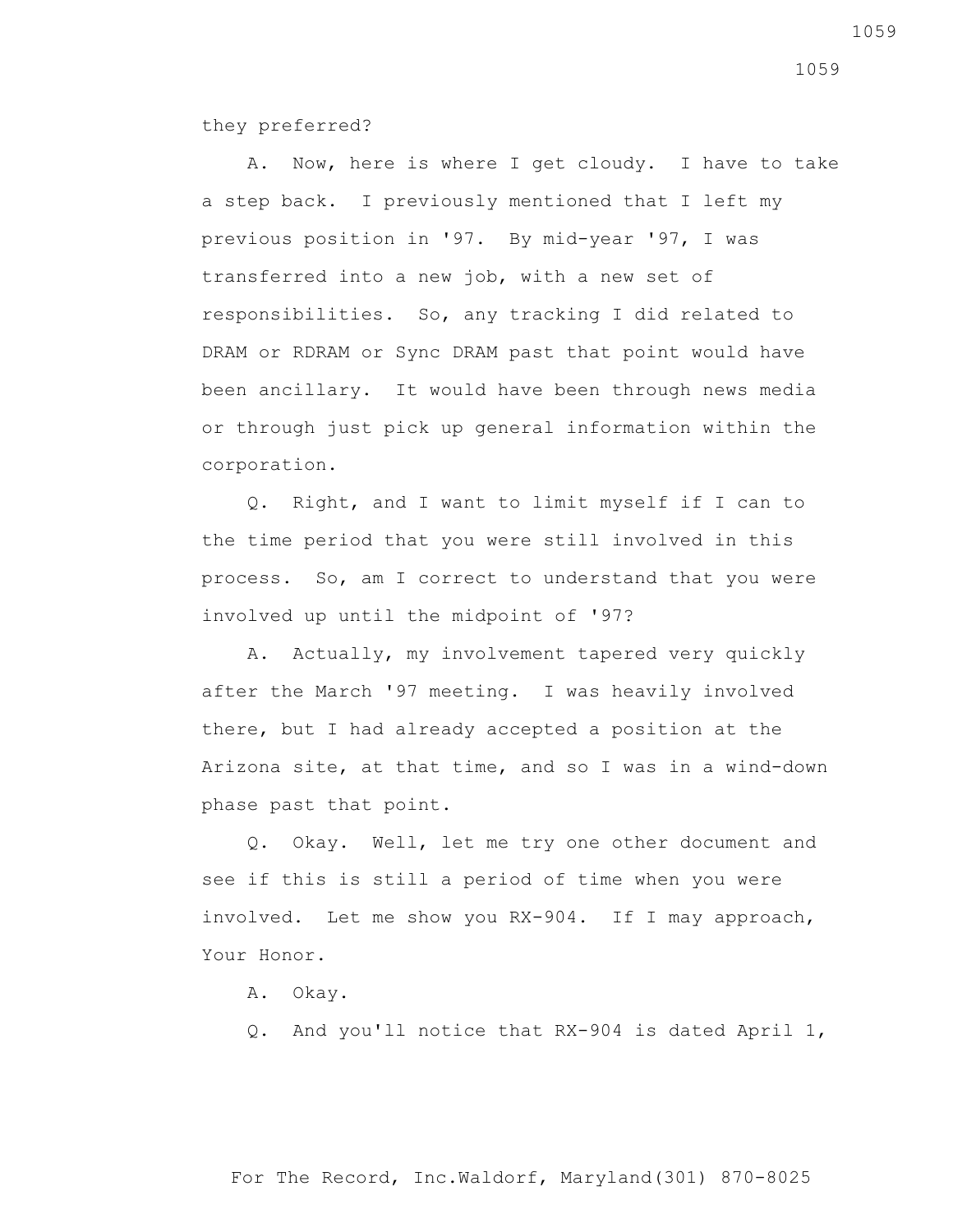they preferred?

A. Now, here is where I get cloudy. I have to take a step back. I previously mentioned that I left my previous position in '97. By mid-year '97, I was transferred into a new job, with a new set of responsibilities. So, any tracking I did related to DRAM or RDRAM or Sync DRAM past that point would have been ancillary. It would have been through news media or through just pick up general information within the corporation.

Q. Right, and I want to limit myself if I can to the time period that you were still involved in this process. So, am I correct to understand that you were involved up until the midpoint of '97?

A. Actually, my involvement tapered very quickly after the March '97 meeting. I was heavily involved there, but I had already accepted a position at the Arizona site, at that time, and so I was in a wind-down phase past that point.

Q. Okay. Well, let me try one other document and see if this is still a period of time when you were involved. Let me show you RX-904. If I may approach, Your Honor.

A. Okay.

Q. And you'll notice that RX-904 is dated April 1,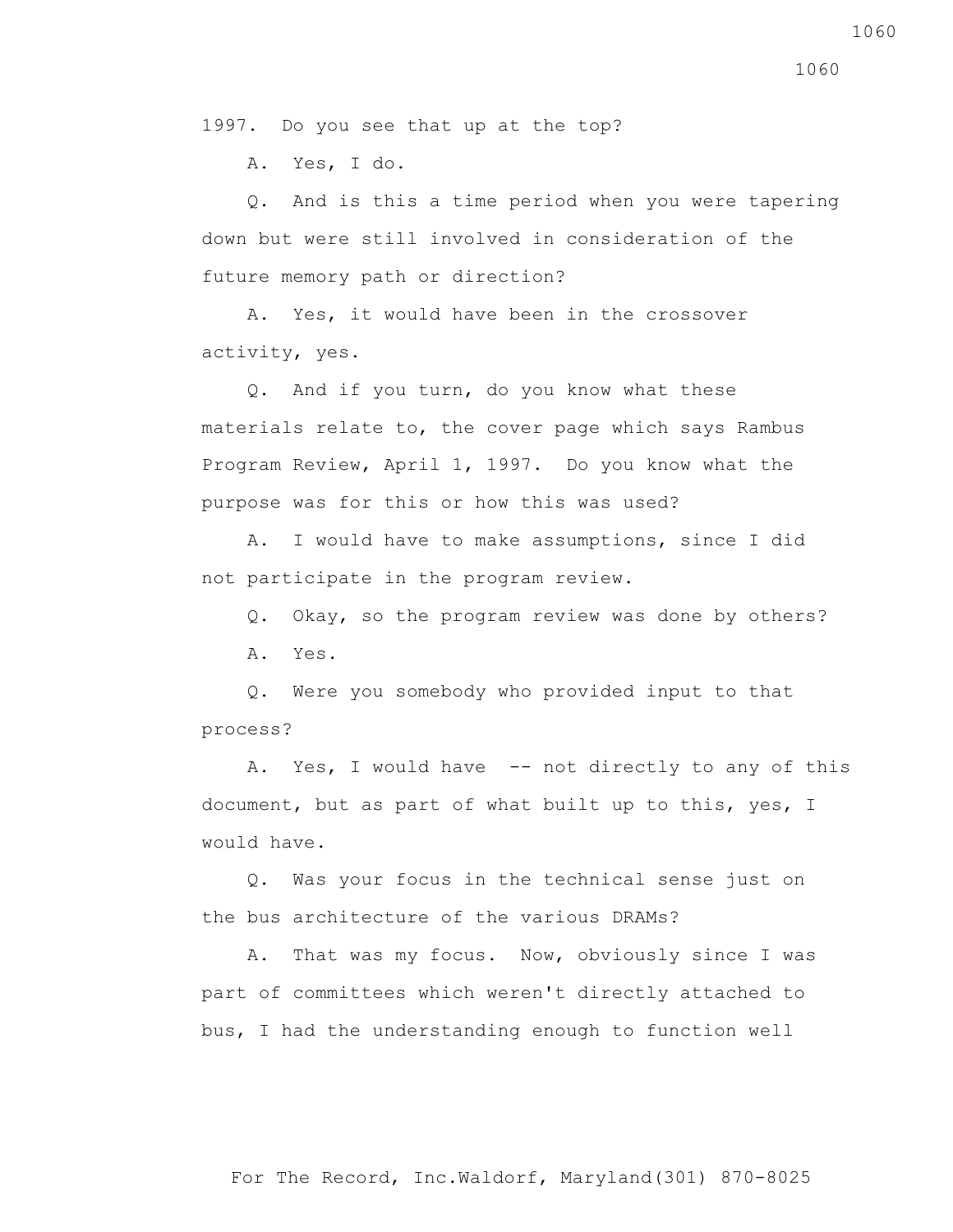1997. Do you see that up at the top?

A. Yes, I do.

Q. And is this a time period when you were tapering down but were still involved in consideration of the future memory path or direction?

A. Yes, it would have been in the crossover activity, yes.

Q. And if you turn, do you know what these materials relate to, the cover page which says Rambus Program Review, April 1, 1997. Do you know what the purpose was for this or how this was used?

A. I would have to make assumptions, since I did not participate in the program review.

Q. Okay, so the program review was done by others?

A. Yes.

Q. Were you somebody who provided input to that process?

A. Yes, I would have -- not directly to any of this document, but as part of what built up to this, yes, I would have.

Q. Was your focus in the technical sense just on the bus architecture of the various DRAMs?

A. That was my focus. Now, obviously since I was part of committees which weren't directly attached to bus, I had the understanding enough to function well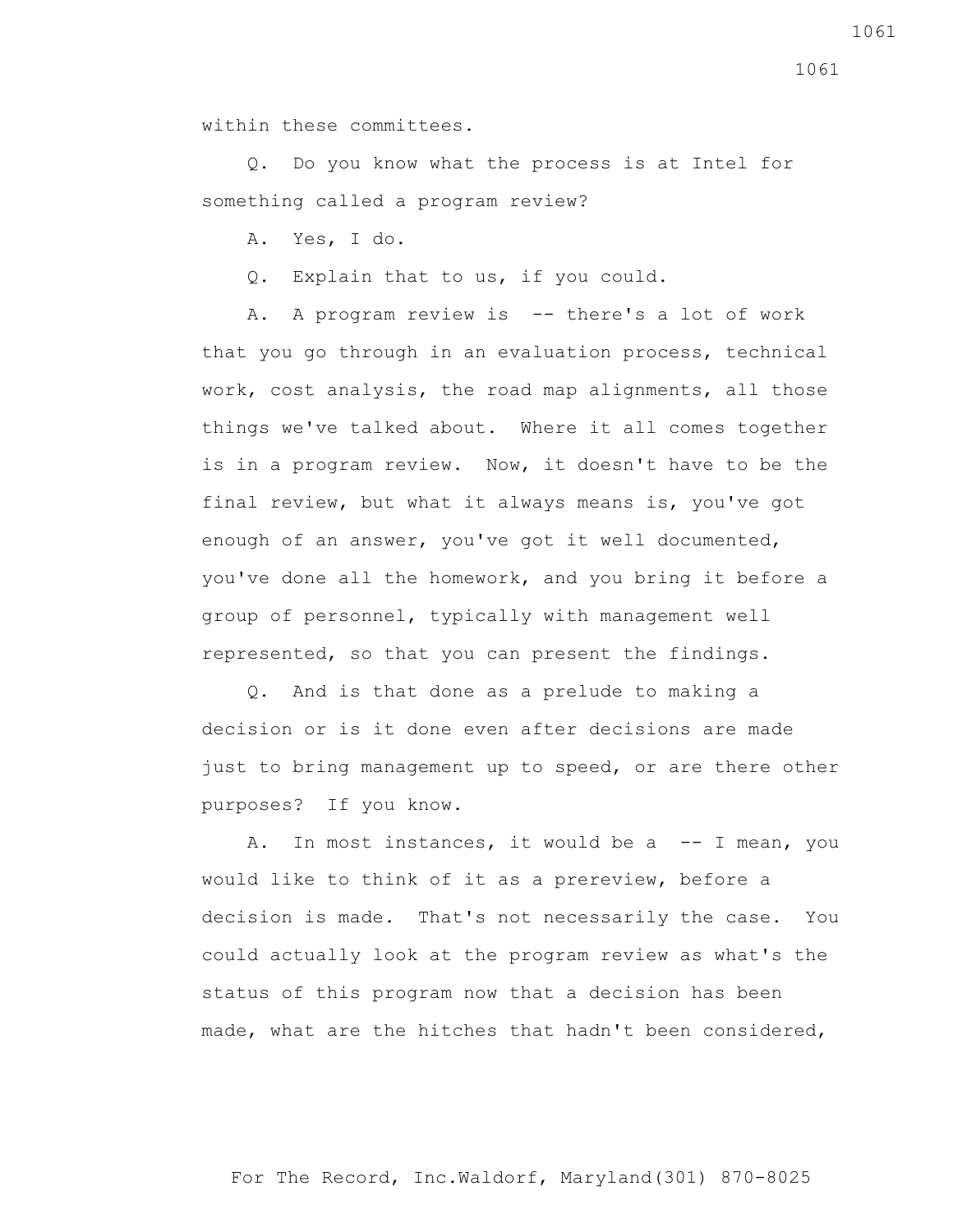within these committees.

Q. Do you know what the process is at Intel for something called a program review?

A. Yes, I do.

Q. Explain that to us, if you could.

A. A program review is -- there's a lot of work that you go through in an evaluation process, technical work, cost analysis, the road map alignments, all those things we've talked about. Where it all comes together is in a program review. Now, it doesn't have to be the final review, but what it always means is, you've got enough of an answer, you've got it well documented, you've done all the homework, and you bring it before a group of personnel, typically with management well represented, so that you can present the findings.

Q. And is that done as a prelude to making a decision or is it done even after decisions are made just to bring management up to speed, or are there other purposes? If you know.

A. In most instances, it would be a -- I mean, you would like to think of it as a prereview, before a decision is made. That's not necessarily the case. You could actually look at the program review as what's the status of this program now that a decision has been made, what are the hitches that hadn't been considered,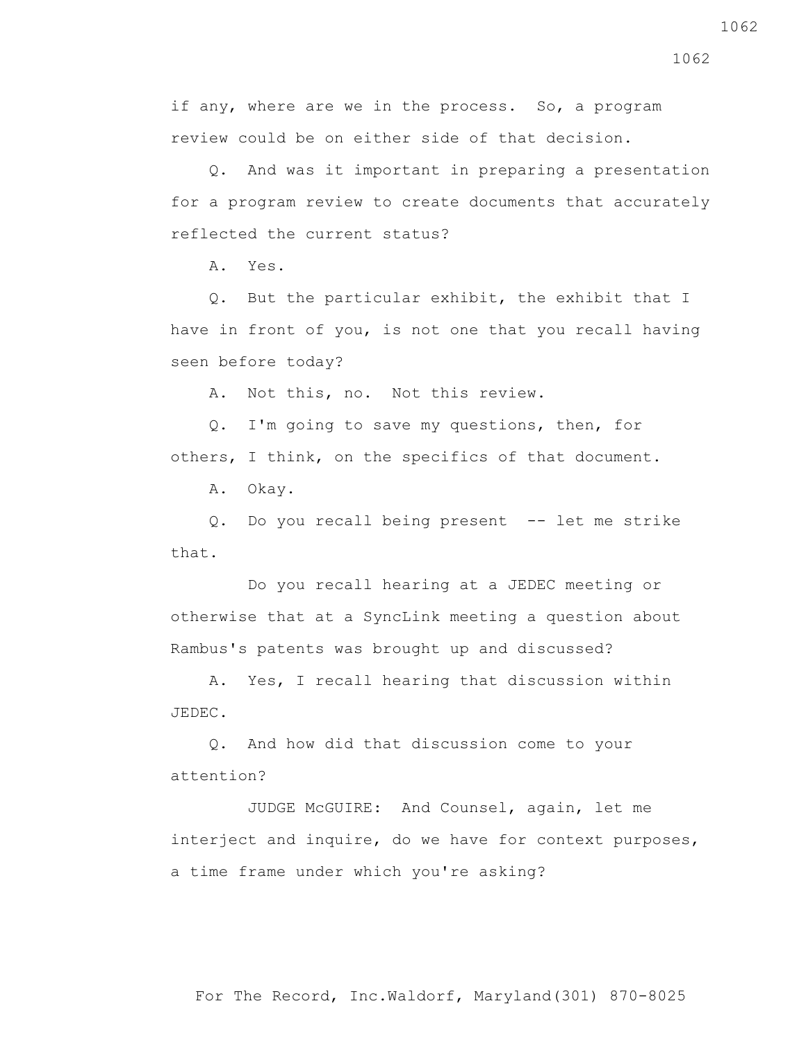if any, where are we in the process. So, a program review could be on either side of that decision.

Q. And was it important in preparing a presentation for a program review to create documents that accurately reflected the current status?

A. Yes.

Q. But the particular exhibit, the exhibit that I have in front of you, is not one that you recall having seen before today?

A. Not this, no. Not this review.

Q. I'm going to save my questions, then, for others, I think, on the specifics of that document.

A. Okay.

Q. Do you recall being present -- let me strike that.

Do you recall hearing at a JEDEC meeting or otherwise that at a SyncLink meeting a question about Rambus's patents was brought up and discussed?

A. Yes, I recall hearing that discussion within JEDEC.

Q. And how did that discussion come to your attention?

JUDGE McGUIRE: And Counsel, again, let me interject and inquire, do we have for context purposes, a time frame under which you're asking?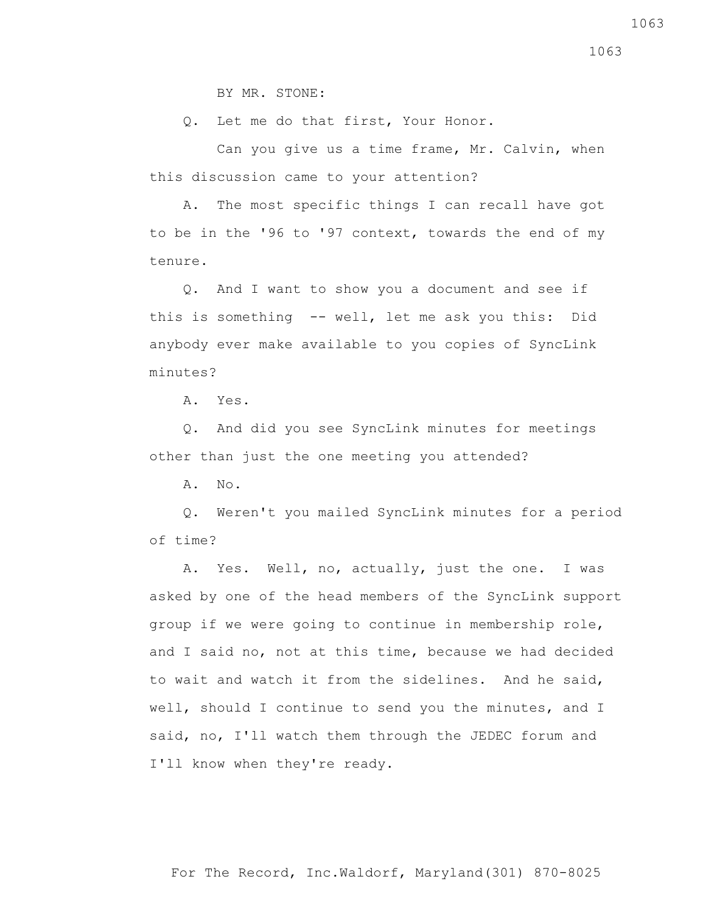BY MR. STONE:

Q. Let me do that first, Your Honor.

Can you give us a time frame, Mr. Calvin, when this discussion came to your attention?

A. The most specific things I can recall have got to be in the '96 to '97 context, towards the end of my tenure.

Q. And I want to show you a document and see if this is something -- well, let me ask you this: Did anybody ever make available to you copies of SyncLink minutes?

A. Yes.

Q. And did you see SyncLink minutes for meetings other than just the one meeting you attended?

A. No.

Q. Weren't you mailed SyncLink minutes for a period of time?

A. Yes. Well, no, actually, just the one. I was asked by one of the head members of the SyncLink support group if we were going to continue in membership role, and I said no, not at this time, because we had decided to wait and watch it from the sidelines. And he said, well, should I continue to send you the minutes, and I said, no, I'll watch them through the JEDEC forum and I'll know when they're ready.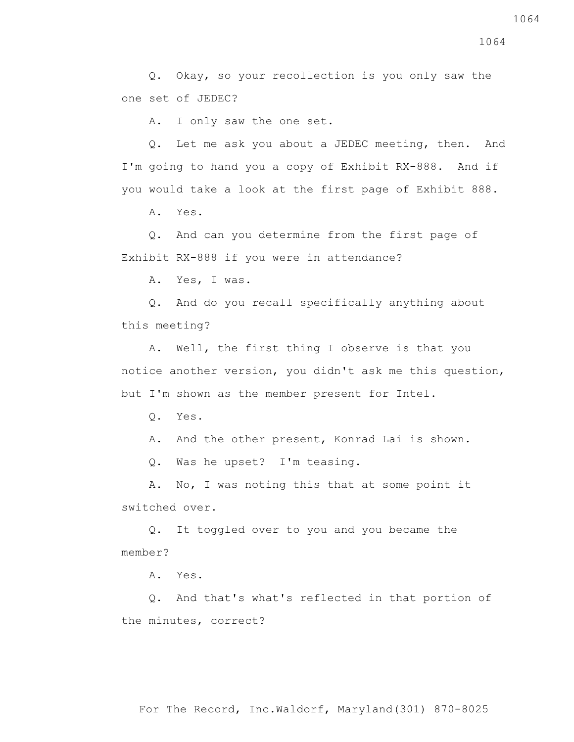Q. Okay, so your recollection is you only saw the one set of JEDEC?

A. I only saw the one set.

Q. Let me ask you about a JEDEC meeting, then. And I'm going to hand you a copy of Exhibit RX-888. And if you would take a look at the first page of Exhibit 888.

A. Yes.

Q. And can you determine from the first page of Exhibit RX-888 if you were in attendance?

A. Yes, I was.

Q. And do you recall specifically anything about this meeting?

A. Well, the first thing I observe is that you notice another version, you didn't ask me this question, but I'm shown as the member present for Intel.

Q. Yes.

A. And the other present, Konrad Lai is shown.

Q. Was he upset? I'm teasing.

A. No, I was noting this that at some point it switched over.

Q. It toggled over to you and you became the member?

A. Yes.

Q. And that's what's reflected in that portion of the minutes, correct?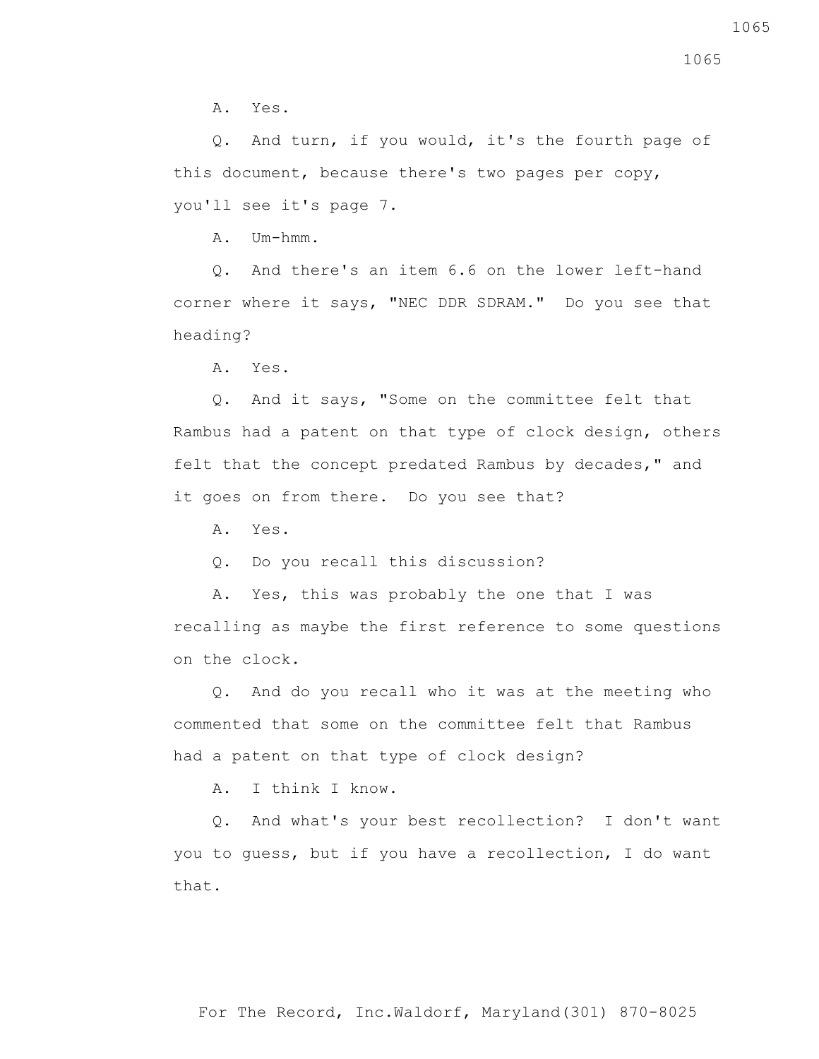A. Yes.

Q. And turn, if you would, it's the fourth page of this document, because there's two pages per copy, you'll see it's page 7.

A. Um-hmm.

Q. And there's an item 6.6 on the lower left-hand corner where it says, "NEC DDR SDRAM." Do you see that heading?

A. Yes.

Q. And it says, "Some on the committee felt that Rambus had a patent on that type of clock design, others felt that the concept predated Rambus by decades," and it goes on from there. Do you see that?

A. Yes.

Q. Do you recall this discussion?

A. Yes, this was probably the one that I was recalling as maybe the first reference to some questions on the clock.

Q. And do you recall who it was at the meeting who commented that some on the committee felt that Rambus had a patent on that type of clock design?

A. I think I know.

Q. And what's your best recollection? I don't want you to guess, but if you have a recollection, I do want that.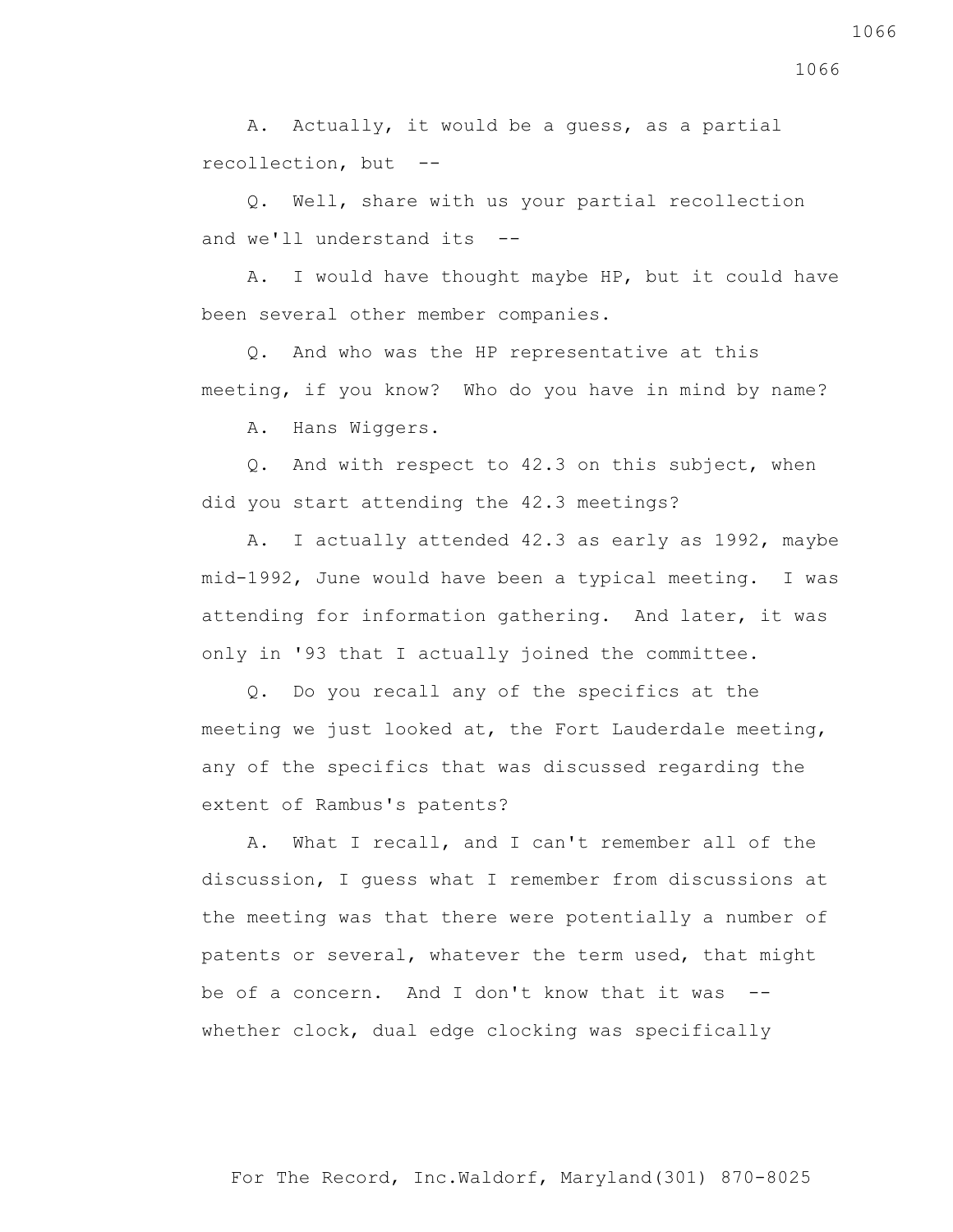A. Actually, it would be a guess, as a partial recollection, but --

Q. Well, share with us your partial recollection and we'll understand its --

A. I would have thought maybe HP, but it could have been several other member companies.

Q. And who was the HP representative at this meeting, if you know? Who do you have in mind by name?

A. Hans Wiggers.

Q. And with respect to 42.3 on this subject, when did you start attending the 42.3 meetings?

A. I actually attended 42.3 as early as 1992, maybe mid-1992, June would have been a typical meeting. I was attending for information gathering. And later, it was only in '93 that I actually joined the committee.

Q. Do you recall any of the specifics at the meeting we just looked at, the Fort Lauderdale meeting, any of the specifics that was discussed regarding the extent of Rambus's patents?

A. What I recall, and I can't remember all of the discussion, I guess what I remember from discussions at the meeting was that there were potentially a number of patents or several, whatever the term used, that might be of a concern. And I don't know that it was -- whether clock, dual edge clocking was specifically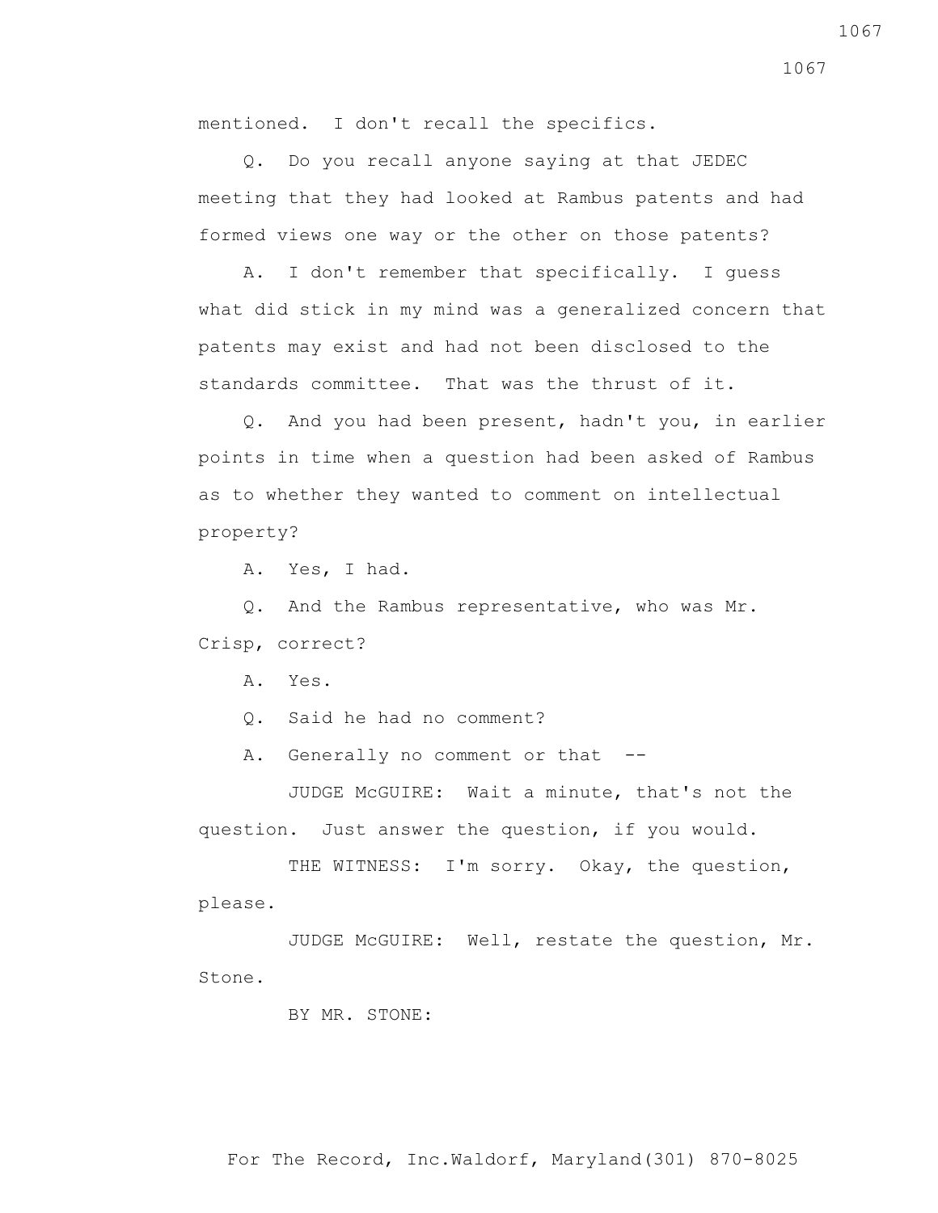mentioned. I don't recall the specifics.

Q. Do you recall anyone saying at that JEDEC meeting that they had looked at Rambus patents and had formed views one way or the other on those patents?

A. I don't remember that specifically. I guess what did stick in my mind was a generalized concern that patents may exist and had not been disclosed to the standards committee. That was the thrust of it.

Q. And you had been present, hadn't you, in earlier points in time when a question had been asked of Rambus as to whether they wanted to comment on intellectual property?

A. Yes, I had.

Q. And the Rambus representative, who was Mr. Crisp, correct?

A. Yes.

Q. Said he had no comment?

A. Generally no comment or that --

JUDGE McGUIRE: Wait a minute, that's not the question. Just answer the question, if you would.

THE WITNESS: I'm sorry. Okay, the question, please.

JUDGE McGUIRE: Well, restate the question, Mr. Stone.

BY MR. STONE: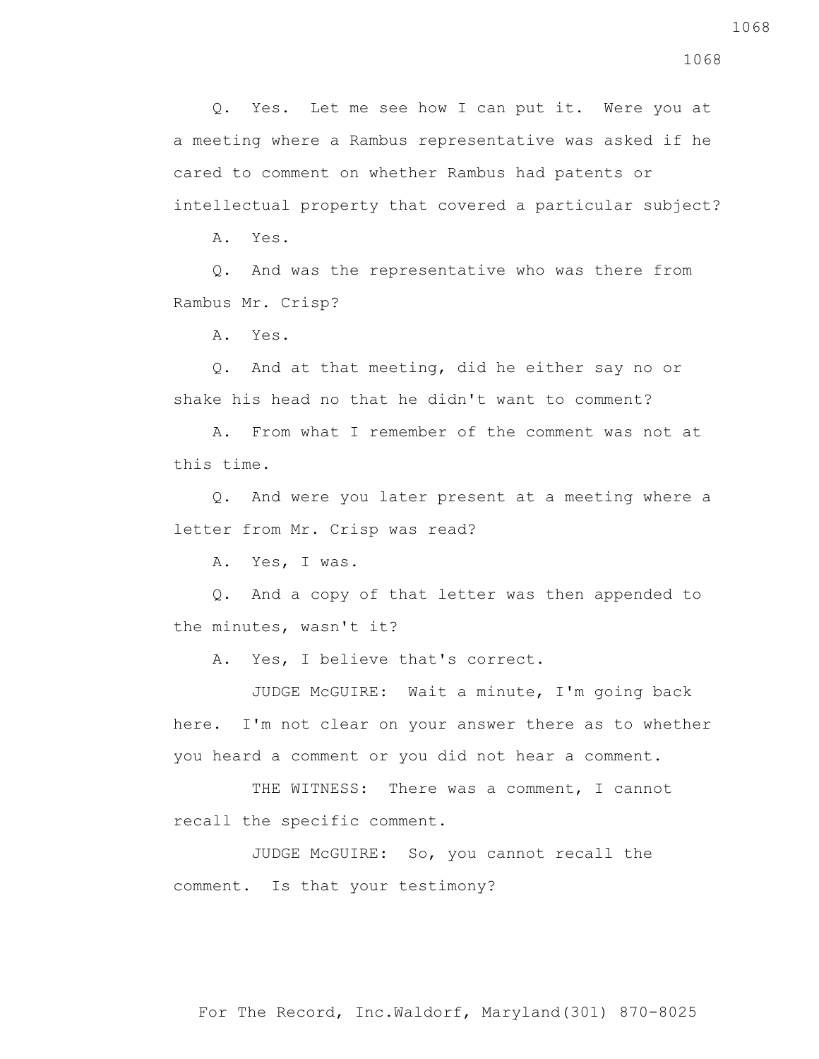Q. Yes. Let me see how I can put it. Were you at a meeting where a Rambus representative was asked if he cared to comment on whether Rambus had patents or intellectual property that covered a particular subject?

A. Yes.

Q. And was the representative who was there from Rambus Mr. Crisp?

A. Yes.

Q. And at that meeting, did he either say no or shake his head no that he didn't want to comment?

A. From what I remember of the comment was not at this time.

Q. And were you later present at a meeting where a letter from Mr. Crisp was read?

A. Yes, I was.

Q. And a copy of that letter was then appended to the minutes, wasn't it?

A. Yes, I believe that's correct.

JUDGE McGUIRE: Wait a minute, I'm going back here. I'm not clear on your answer there as to whether you heard a comment or you did not hear a comment.

THE WITNESS: There was a comment, I cannot recall the specific comment.

JUDGE McGUIRE: So, you cannot recall the comment. Is that your testimony?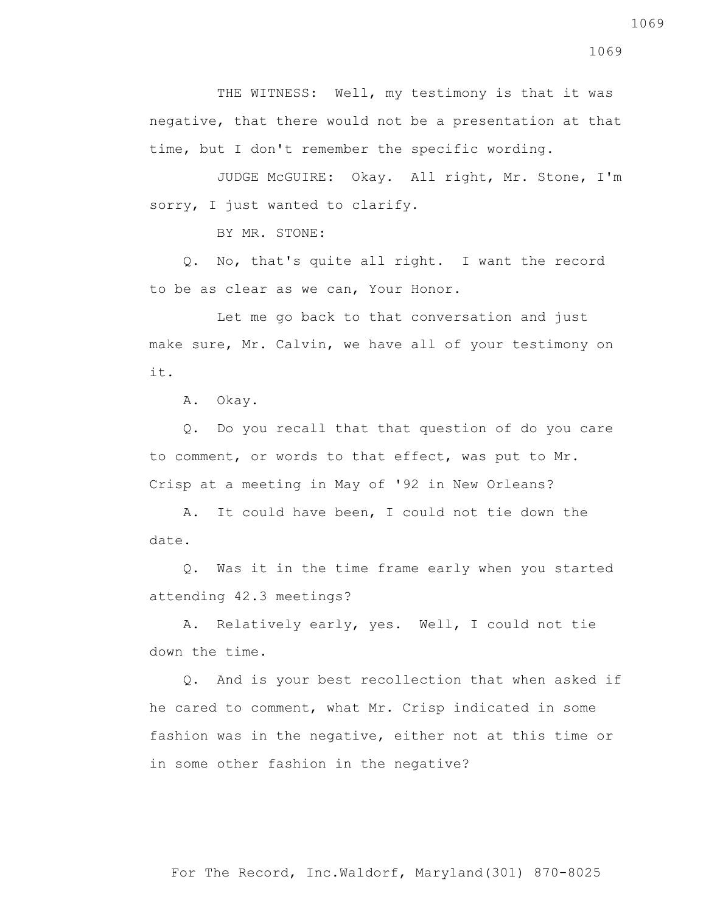THE WITNESS: Well, my testimony is that it was negative, that there would not be a presentation at that time, but I don't remember the specific wording.

JUDGE McGUIRE: Okay. All right, Mr. Stone, I'm sorry, I just wanted to clarify.

BY MR. STONE:

Q. No, that's quite all right. I want the record to be as clear as we can, Your Honor.

Let me go back to that conversation and just make sure, Mr. Calvin, we have all of your testimony on it.

A. Okay.

Q. Do you recall that that question of do you care to comment, or words to that effect, was put to Mr. Crisp at a meeting in May of '92 in New Orleans?

A. It could have been, I could not tie down the date.

Q. Was it in the time frame early when you started attending 42.3 meetings?

A. Relatively early, yes. Well, I could not tie down the time.

Q. And is your best recollection that when asked if he cared to comment, what Mr. Crisp indicated in some fashion was in the negative, either not at this time or in some other fashion in the negative?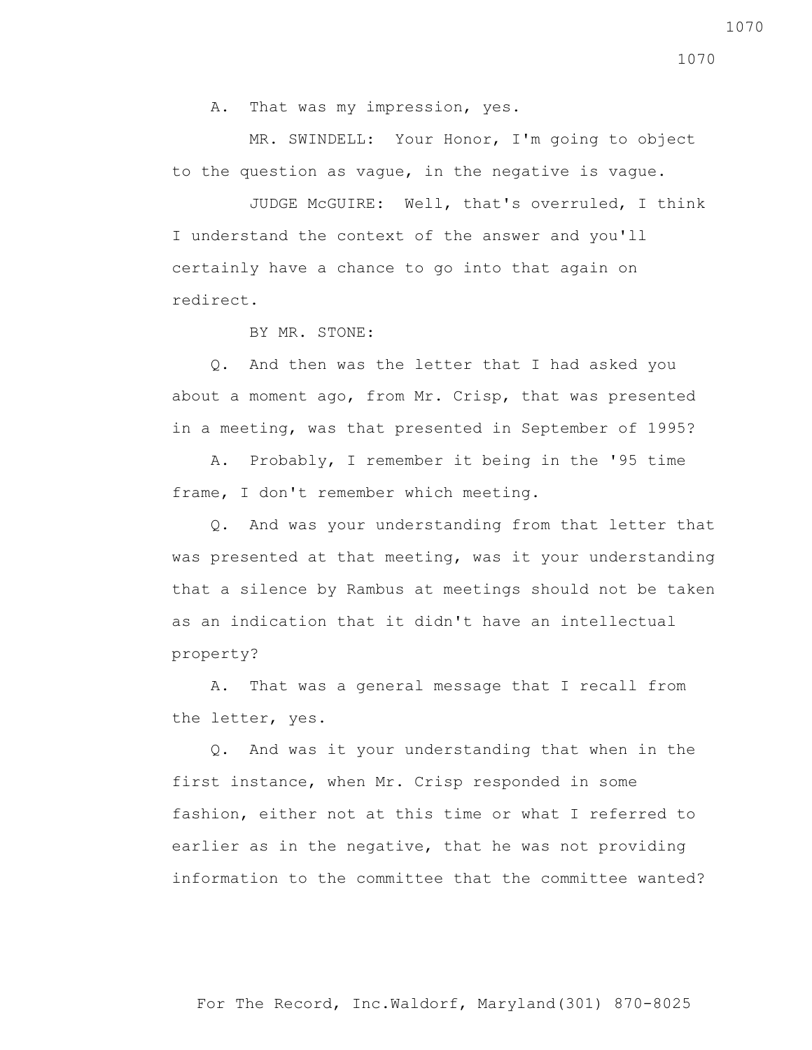A. That was my impression, yes.

MR. SWINDELL: Your Honor, I'm going to object to the question as vague, in the negative is vague.

JUDGE McGUIRE: Well, that's overruled, I think I understand the context of the answer and you'll certainly have a chance to go into that again on redirect.

BY MR. STONE:

Q. And then was the letter that I had asked you about a moment ago, from Mr. Crisp, that was presented in a meeting, was that presented in September of 1995?

A. Probably, I remember it being in the '95 time frame, I don't remember which meeting.

Q. And was your understanding from that letter that was presented at that meeting, was it your understanding that a silence by Rambus at meetings should not be taken as an indication that it didn't have an intellectual property?

A. That was a general message that I recall from the letter, yes.

Q. And was it your understanding that when in the first instance, when Mr. Crisp responded in some fashion, either not at this time or what I referred to earlier as in the negative, that he was not providing information to the committee that the committee wanted?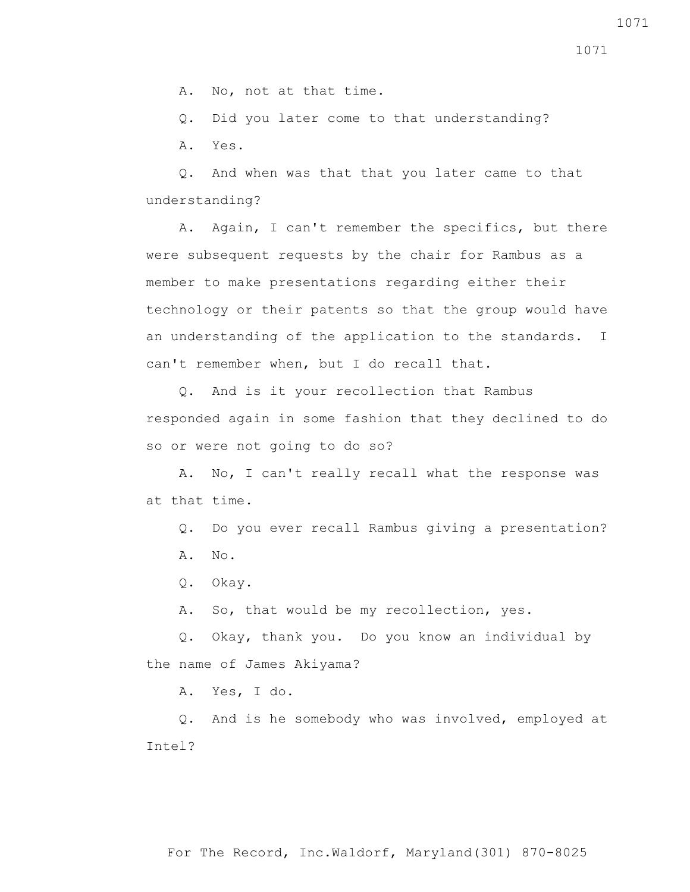A. No, not at that time.

Q. Did you later come to that understanding?

A. Yes.

Q. And when was that that you later came to that understanding?

A. Again, I can't remember the specifics, but there were subsequent requests by the chair for Rambus as a member to make presentations regarding either their technology or their patents so that the group would have an understanding of the application to the standards. I can't remember when, but I do recall that.

Q. And is it your recollection that Rambus responded again in some fashion that they declined to do so or were not going to do so?

A. No, I can't really recall what the response was at that time.

Q. Do you ever recall Rambus giving a presentation?

A. No.

Q. Okay.

A. So, that would be my recollection, yes.

Q. Okay, thank you. Do you know an individual by the name of James Akiyama?

A. Yes, I do.

Q. And is he somebody who was involved, employed at Intel?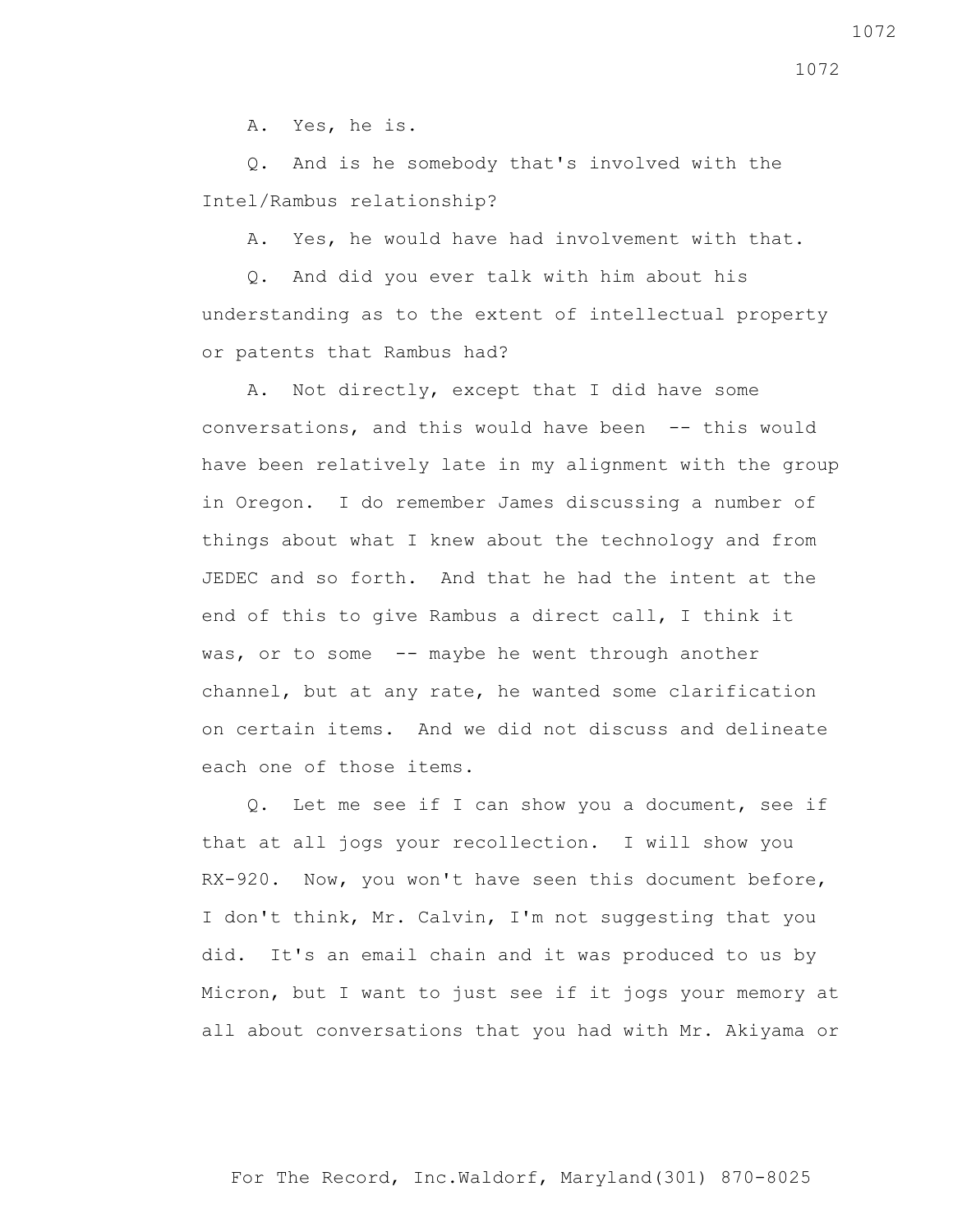A. Yes, he is.

Q. And is he somebody that's involved with the Intel/Rambus relationship?

A. Yes, he would have had involvement with that.

Q. And did you ever talk with him about his understanding as to the extent of intellectual property or patents that Rambus had?

A. Not directly, except that I did have some conversations, and this would have been -- this would have been relatively late in my alignment with the group in Oregon. I do remember James discussing a number of things about what I knew about the technology and from JEDEC and so forth. And that he had the intent at the end of this to give Rambus a direct call, I think it was, or to some -- maybe he went through another channel, but at any rate, he wanted some clarification on certain items. And we did not discuss and delineate each one of those items.

Q. Let me see if I can show you a document, see if that at all jogs your recollection. I will show you RX-920. Now, you won't have seen this document before, I don't think, Mr. Calvin, I'm not suggesting that you did. It's an email chain and it was produced to us by Micron, but I want to just see if it jogs your memory at all about conversations that you had with Mr. Akiyama or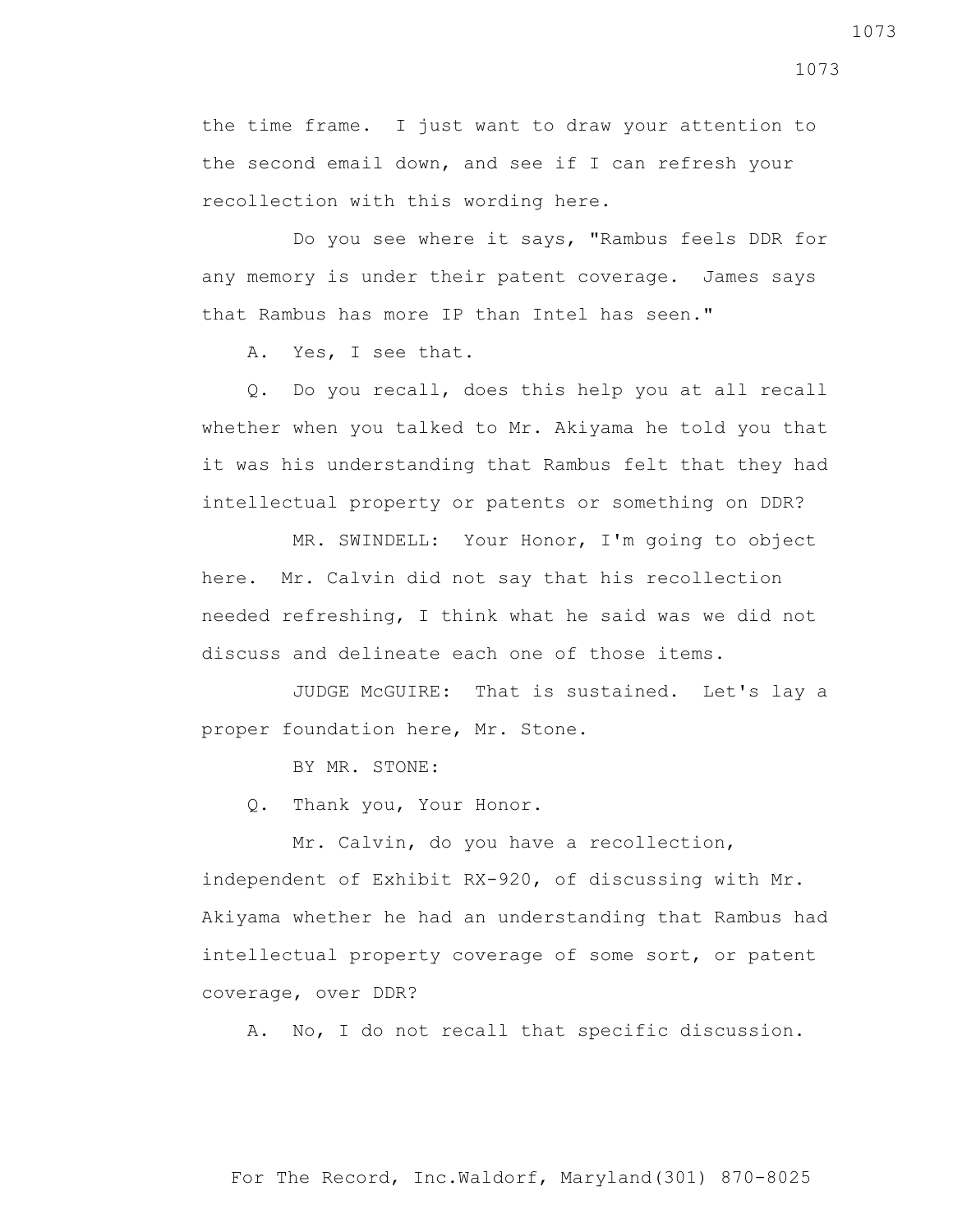the time frame. I just want to draw your attention to the second email down, and see if I can refresh your recollection with this wording here.

Do you see where it says, "Rambus feels DDR for any memory is under their patent coverage. James says that Rambus has more IP than Intel has seen."

A. Yes, I see that.

Q. Do you recall, does this help you at all recall whether when you talked to Mr. Akiyama he told you that it was his understanding that Rambus felt that they had intellectual property or patents or something on DDR?

MR. SWINDELL: Your Honor, I'm going to object here. Mr. Calvin did not say that his recollection needed refreshing, I think what he said was we did not discuss and delineate each one of those items.

JUDGE McGUIRE: That is sustained. Let's lay a proper foundation here, Mr. Stone.

BY MR. STONE:

Q. Thank you, Your Honor.

Mr. Calvin, do you have a recollection, independent of Exhibit RX-920, of discussing with Mr. Akiyama whether he had an understanding that Rambus had intellectual property coverage of some sort, or patent coverage, over DDR?

A. No, I do not recall that specific discussion.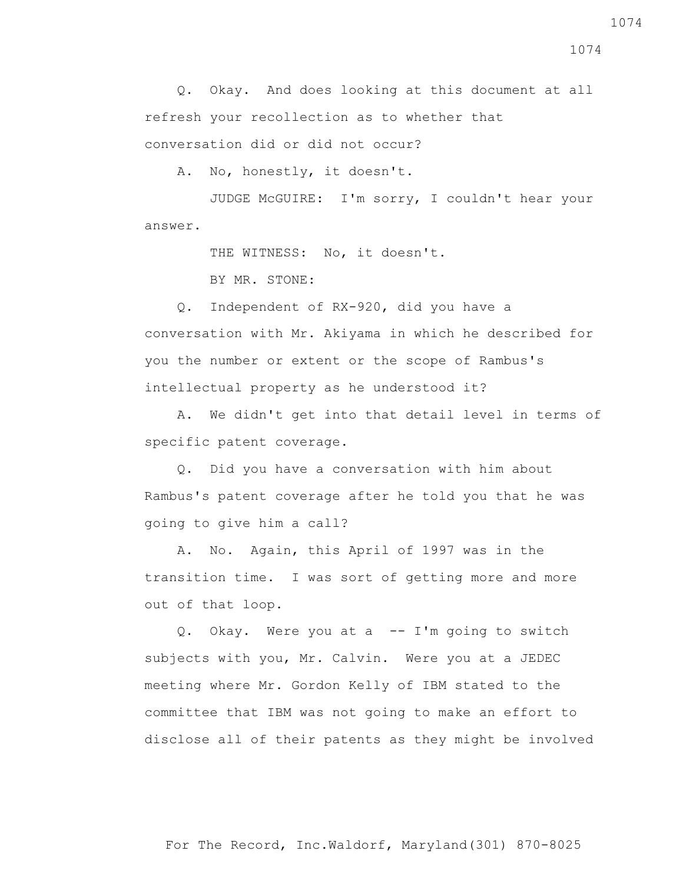Q. Okay. And does looking at this document at all refresh your recollection as to whether that conversation did or did not occur?

A. No, honestly, it doesn't.

JUDGE McGUIRE: I'm sorry, I couldn't hear your answer.

THE WITNESS: No, it doesn't.

BY MR. STONE:

Q. Independent of RX-920, did you have a conversation with Mr. Akiyama in which he described for you the number or extent or the scope of Rambus's intellectual property as he understood it?

A. We didn't get into that detail level in terms of specific patent coverage.

Q. Did you have a conversation with him about Rambus's patent coverage after he told you that he was going to give him a call?

A. No. Again, this April of 1997 was in the transition time. I was sort of getting more and more out of that loop.

Q. Okay. Were you at a -- I'm going to switch subjects with you, Mr. Calvin. Were you at a JEDEC meeting where Mr. Gordon Kelly of IBM stated to the committee that IBM was not going to make an effort to disclose all of their patents as they might be involved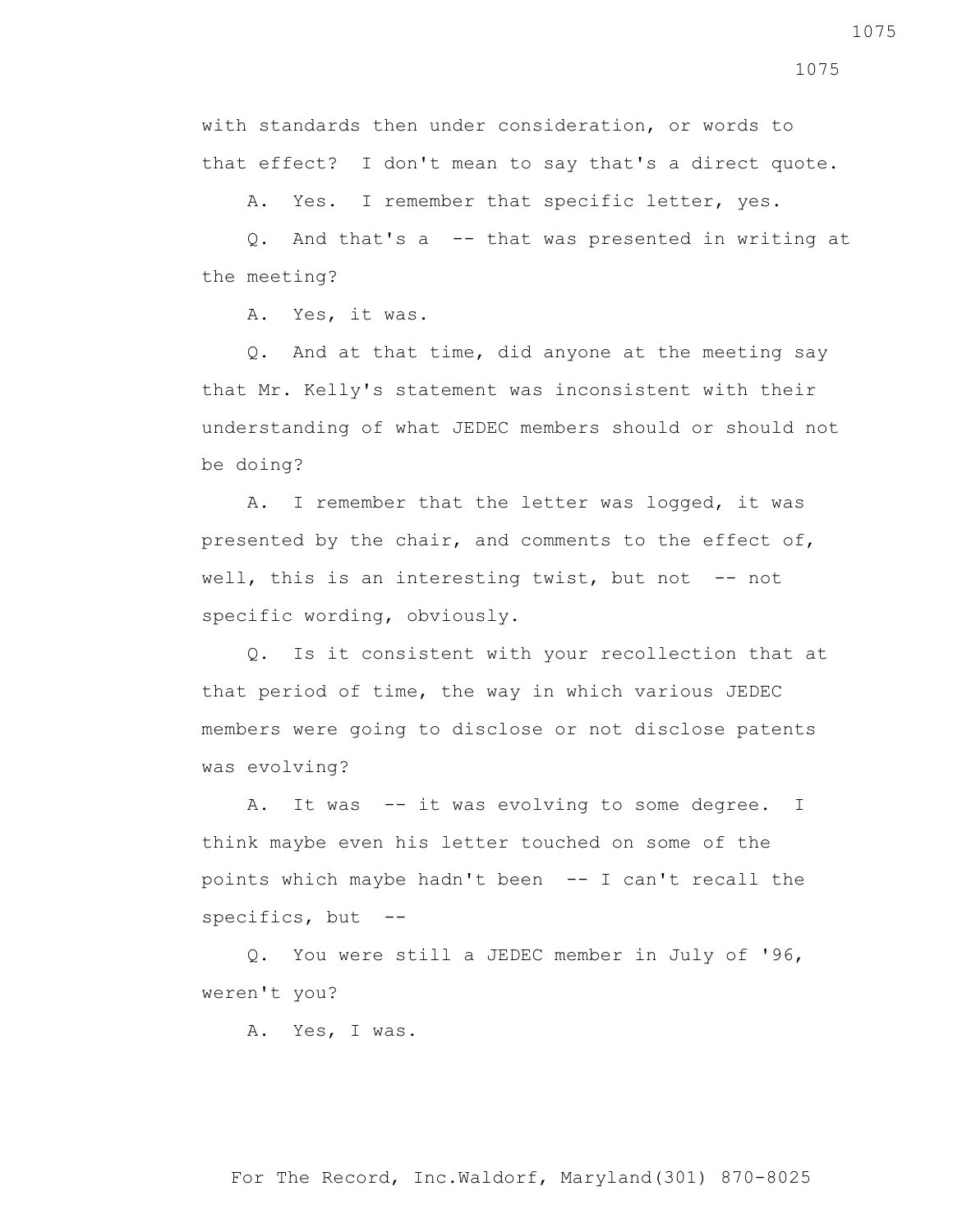with standards then under consideration, or words to that effect? I don't mean to say that's a direct quote.

A. Yes. I remember that specific letter, yes.

Q. And that's a -- that was presented in writing at the meeting?

A. Yes, it was.

Q. And at that time, did anyone at the meeting say that Mr. Kelly's statement was inconsistent with their understanding of what JEDEC members should or should not be doing?

A. I remember that the letter was logged, it was presented by the chair, and comments to the effect of, well, this is an interesting twist, but not -- not specific wording, obviously.

Q. Is it consistent with your recollection that at that period of time, the way in which various JEDEC members were going to disclose or not disclose patents was evolving?

A. It was -- it was evolving to some degree. I think maybe even his letter touched on some of the points which maybe hadn't been -- I can't recall the specifics, but --

Q. You were still a JEDEC member in July of '96, weren't you?

A. Yes, I was.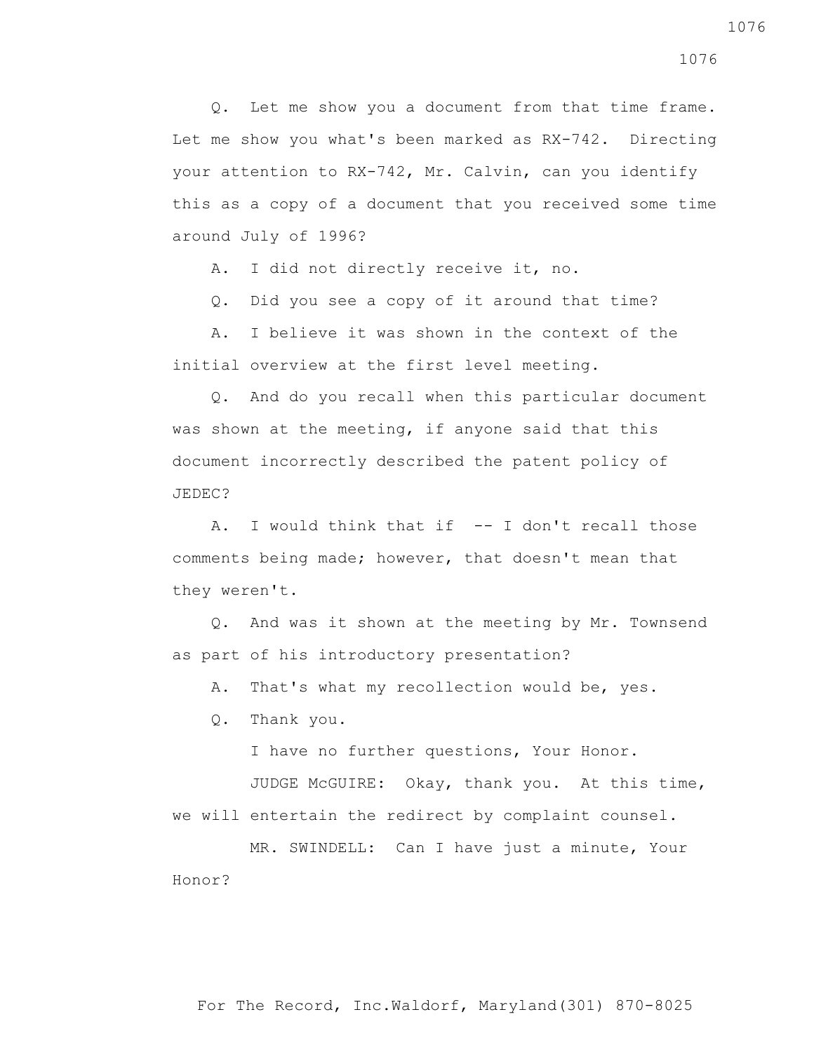Q. Let me show you a document from that time frame. Let me show you what's been marked as RX-742. Directing your attention to RX-742, Mr. Calvin, can you identify this as a copy of a document that you received some time around July of 1996?

A. I did not directly receive it, no.

Q. Did you see a copy of it around that time?

A. I believe it was shown in the context of the initial overview at the first level meeting.

Q. And do you recall when this particular document was shown at the meeting, if anyone said that this document incorrectly described the patent policy of JEDEC?

A. I would think that if -- I don't recall those comments being made; however, that doesn't mean that they weren't.

Q. And was it shown at the meeting by Mr. Townsend as part of his introductory presentation?

A. That's what my recollection would be, yes.

Q. Thank you.

I have no further questions, Your Honor.

JUDGE McGUIRE: Okay, thank you. At this time, we will entertain the redirect by complaint counsel.

MR. SWINDELL: Can I have just a minute, Your Honor?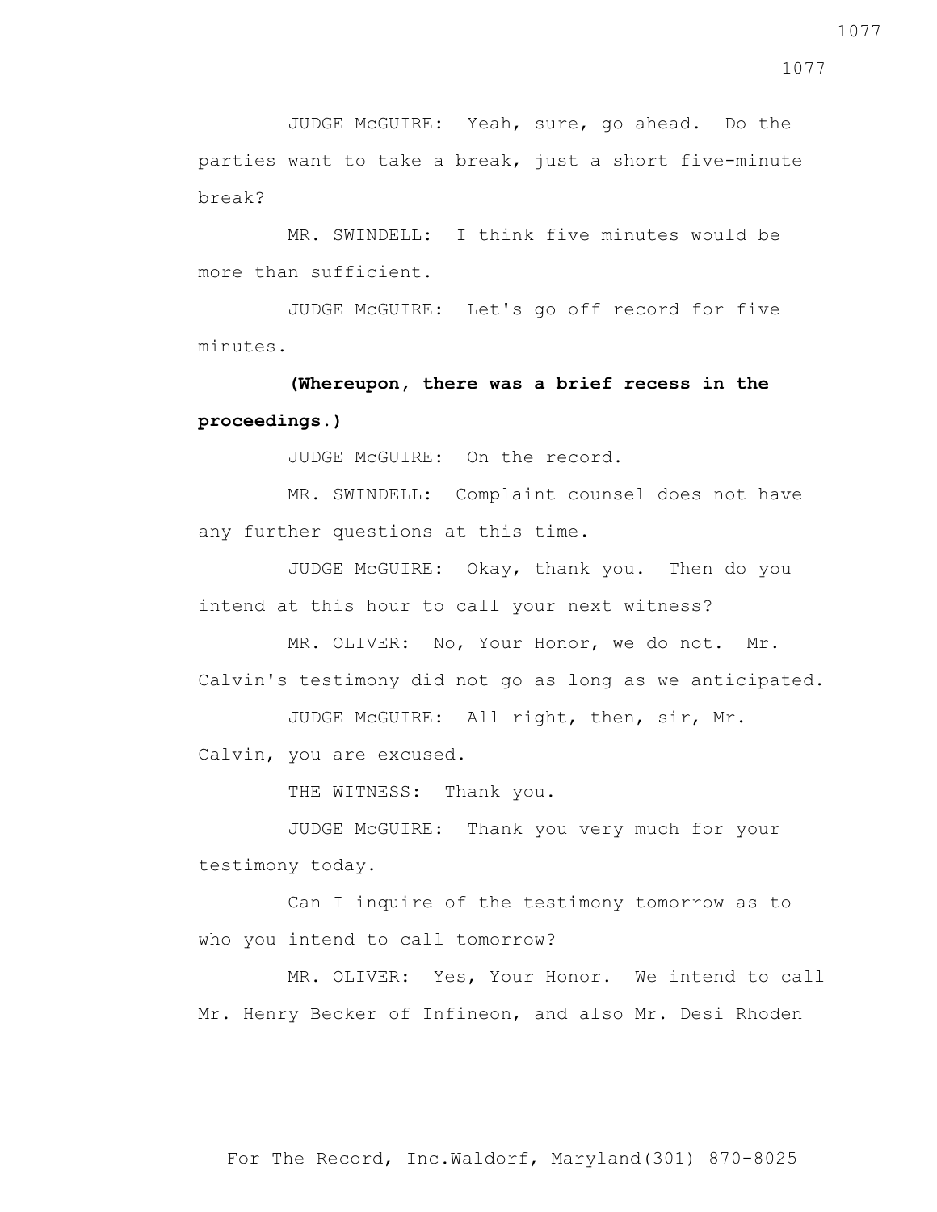JUDGE McGUIRE: Yeah, sure, go ahead. Do the parties want to take a break, just a short five-minute break?

MR. SWINDELL: I think five minutes would be more than sufficient.

JUDGE McGUIRE: Let's go off record for five minutes.

**(Whereupon, there was a brief recess in the proceedings.)**

JUDGE McGUIRE: On the record.

MR. SWINDELL: Complaint counsel does not have any further questions at this time.

JUDGE McGUIRE: Okay, thank you. Then do you intend at this hour to call your next witness?

MR. OLIVER: No, Your Honor, we do not. Mr. Calvin's testimony did not go as long as we anticipated.

JUDGE McGUIRE: All right, then, sir, Mr. Calvin, you are excused.

THE WITNESS: Thank you.

JUDGE McGUIRE: Thank you very much for your testimony today.

Can I inquire of the testimony tomorrow as to who you intend to call tomorrow?

MR. OLIVER: Yes, Your Honor. We intend to call Mr. Henry Becker of Infineon, and also Mr. Desi Rhoden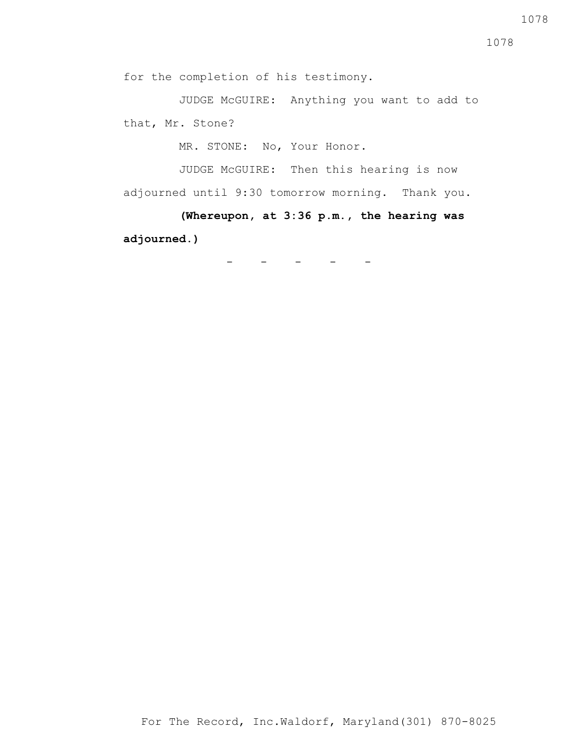for the completion of his testimony.

JUDGE McGUIRE: Anything you want to add to that, Mr. Stone?

MR. STONE: No, Your Honor.

JUDGE McGUIRE: Then this hearing is now adjourned until 9:30 tomorrow morning. Thank you.

**(Whereupon, at 3:36 p.m., the hearing was adjourned.)**

\- - - - -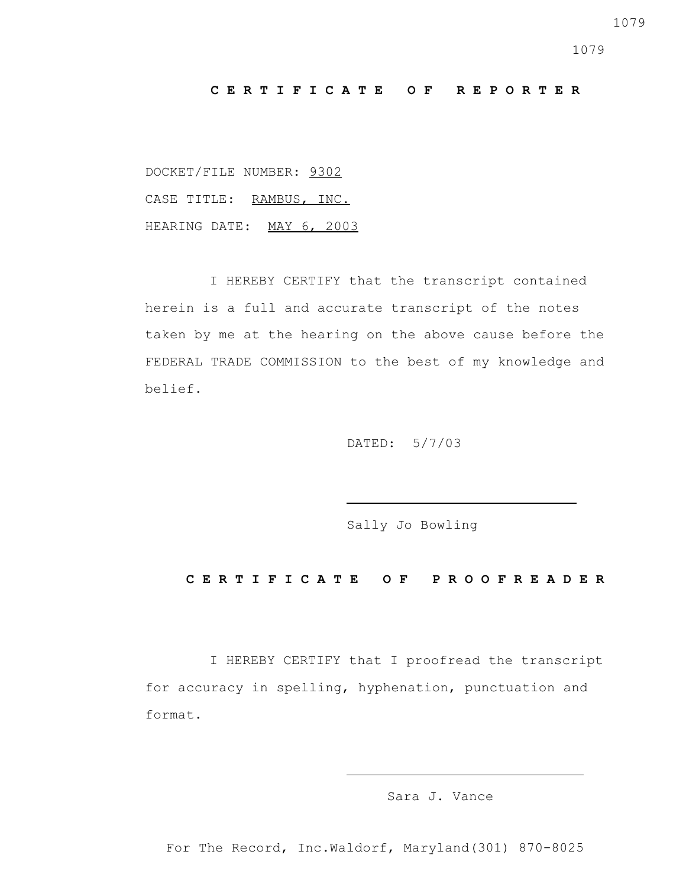# C E R T I F I C A T E   O F   R E P O R T E R

DOCKET/FILE NUMBER: 9302

CASE TITLE: RAMBUS, INC.

HEARING DATE: MAY 6, 2003

I HEREBY CERTIFY that the transcript contained herein is a full and accurate transcript of the notes taken by me at the hearing on the above cause before the FEDERAL TRADE COMMISSION to the best of my knowledge and belief.

DATED: 5/7/03

Sally Jo Bowling

# C E R T I F I C A T E   O F   P R O O F R E A D E R

I HEREBY CERTIFY that I proofread the transcript for accuracy in spelling, hyphenation, punctuation and format.

Sara J. Vance